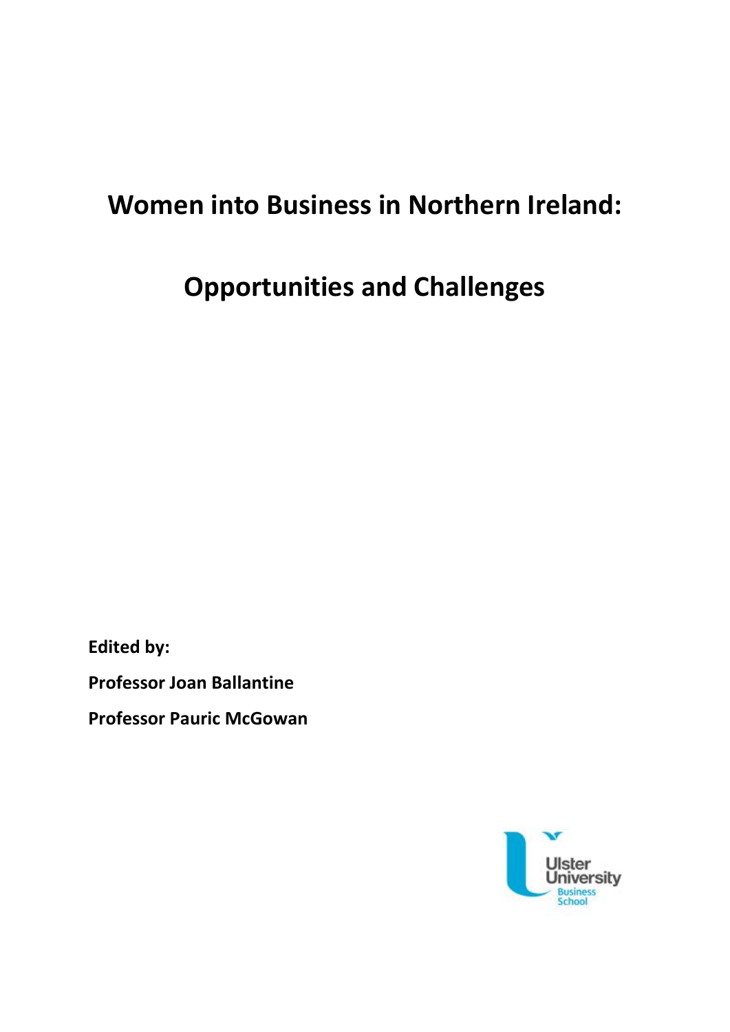# Women into Business in Northern Ireland:

# Opportunities and Challenges

**Edited by:**

**Professor Joan Ballantine**

**Professor Pauric McGowan**

Ulster University Business School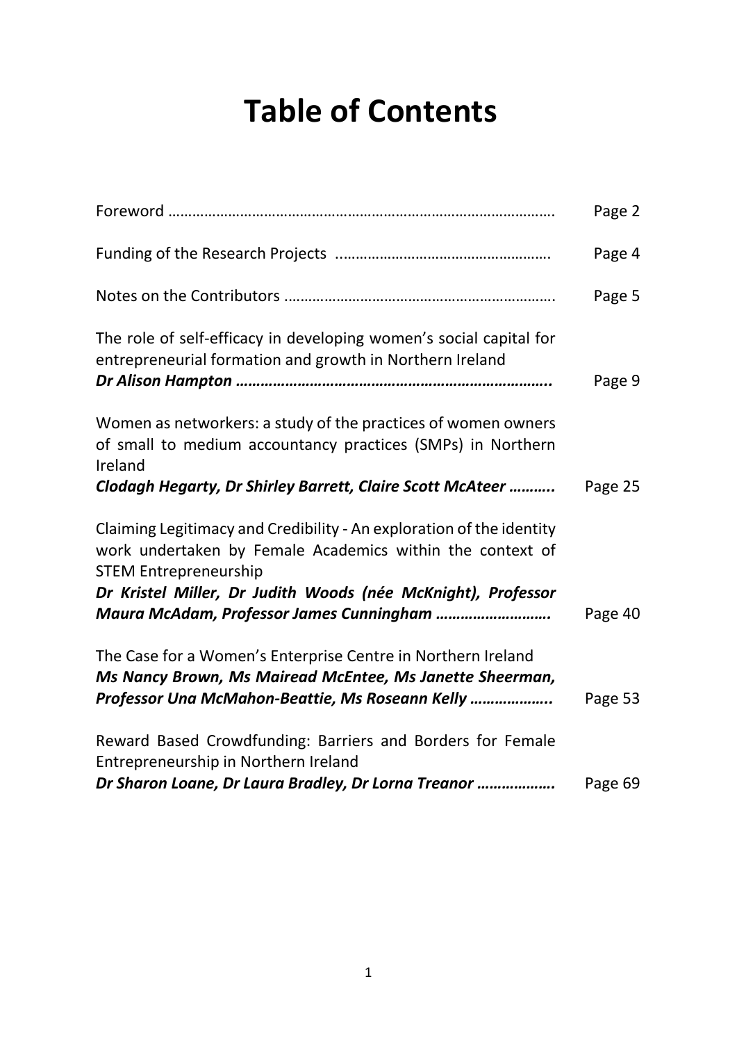# Table of Contents

| | |
|---|---|
| Foreword ………………………………………………………………………………… | Page 2 |
| Funding of the Research Projects ……………………………………………… | Page 4 |
| Notes on the Contributors ………………………………………………………… | Page 5 |
| The role of self-efficacy in developing women's social capital for entrepreneurial formation and growth in Northern Ireland<br>***Dr Alison Hampton …………………………………………………………………..*** | Page 9 |
| Women as networkers: a study of the practices of women owners of small to medium accountancy practices (SMPs) in Northern Ireland<br>***Clodagh Hegarty, Dr Shirley Barrett, Claire Scott McAteer ………..*** | Page 25 |
| Claiming Legitimacy and Credibility - An exploration of the identity work undertaken by Female Academics within the context of STEM Entrepreneurship<br>***Dr Kristel Miller, Dr Judith Woods (née McKnight), Professor Maura McAdam, Professor James Cunningham ………………………*** | Page 40 |
| The Case for a Women's Enterprise Centre in Northern Ireland<br>***Ms Nancy Brown, Ms Mairead McEntee, Ms Janette Sheerman, Professor Una McMahon-Beattie, Ms Roseann Kelly ………………..*** | Page 53 |
| Reward Based Crowdfunding: Barriers and Borders for Female Entrepreneurship in Northern Ireland<br>***Dr Sharon Loane, Dr Laura Bradley, Dr Lorna Treanor ………………*** | Page 69 |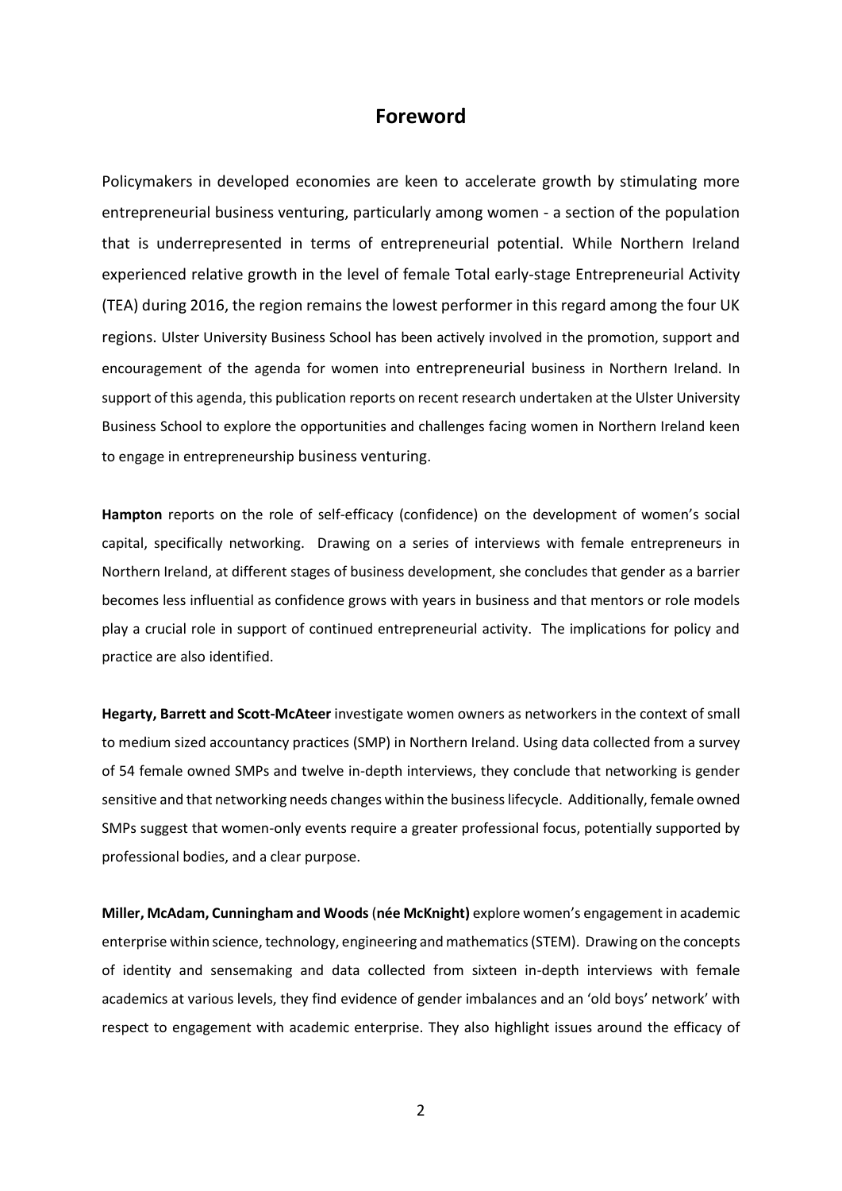# Foreword

Policymakers in developed economies are keen to accelerate growth by stimulating more entrepreneurial business venturing, particularly among women - a section of the population that is underrepresented in terms of entrepreneurial potential. While Northern Ireland experienced relative growth in the level of female Total early-stage Entrepreneurial Activity (TEA) during 2016, the region remains the lowest performer in this regard among the four UK regions. Ulster University Business School has been actively involved in the promotion, support and encouragement of the agenda for women into entrepreneurial business in Northern Ireland. In support of this agenda, this publication reports on recent research undertaken at the Ulster University Business School to explore the opportunities and challenges facing women in Northern Ireland keen to engage in entrepreneurship business venturing.

**Hampton** reports on the role of self-efficacy (confidence) on the development of women's social capital, specifically networking. Drawing on a series of interviews with female entrepreneurs in Northern Ireland, at different stages of business development, she concludes that gender as a barrier becomes less influential as confidence grows with years in business and that mentors or role models play a crucial role in support of continued entrepreneurial activity. The implications for policy and practice are also identified.

**Hegarty, Barrett and Scott-McAteer** investigate women owners as networkers in the context of small to medium sized accountancy practices (SMP) in Northern Ireland. Using data collected from a survey of 54 female owned SMPs and twelve in-depth interviews, they conclude that networking is gender sensitive and that networking needs changes within the business lifecycle. Additionally, female owned SMPs suggest that women-only events require a greater professional focus, potentially supported by professional bodies, and a clear purpose.

**Miller, McAdam, Cunningham and Woods** (**née McKnight)** explore women's engagement in academic enterprise within science, technology, engineering and mathematics (STEM). Drawing on the concepts of identity and sensemaking and data collected from sixteen in-depth interviews with female academics at various levels, they find evidence of gender imbalances and an 'old boys' network' with respect to engagement with academic enterprise. They also highlight issues around the efficacy of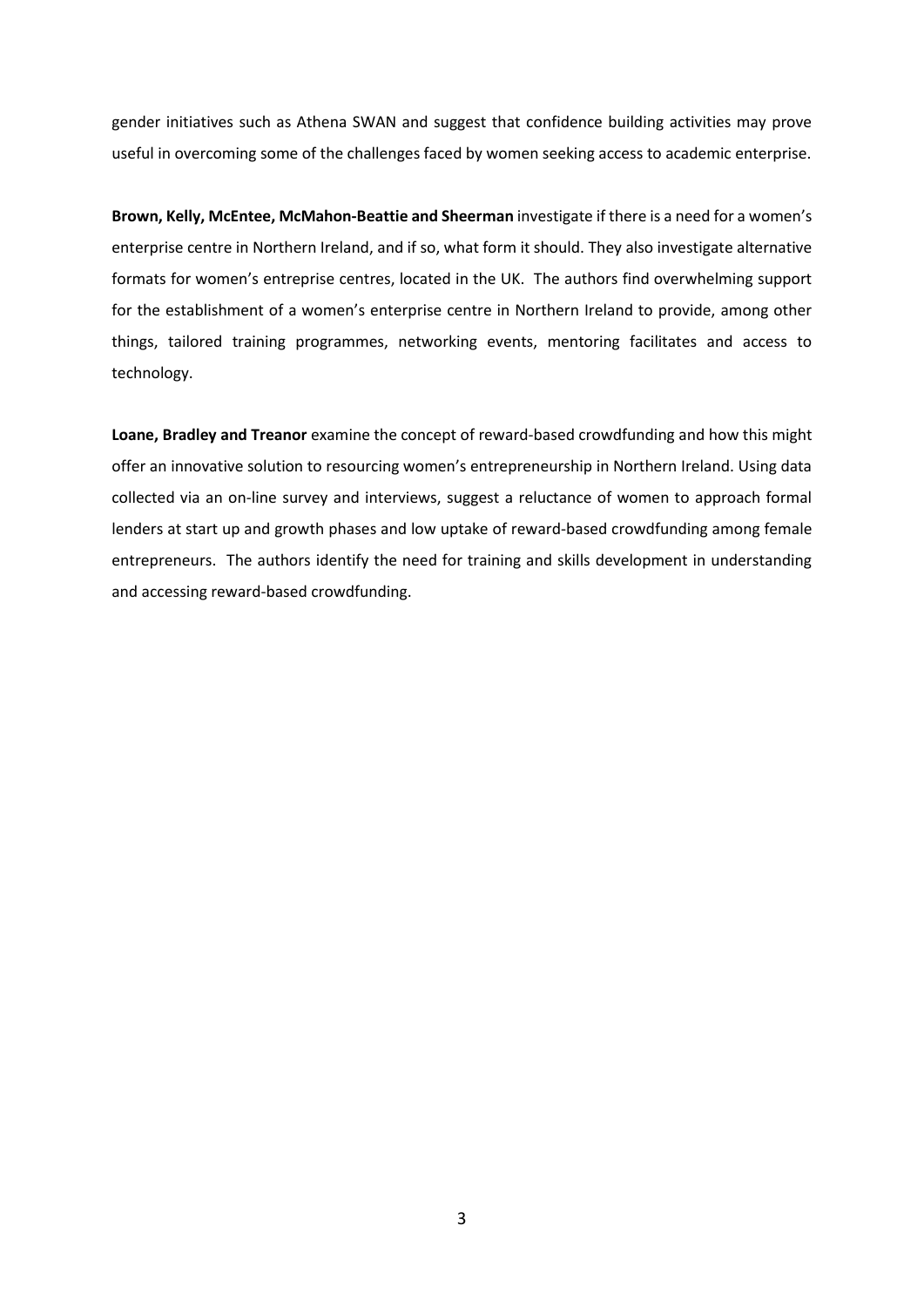gender initiatives such as Athena SWAN and suggest that confidence building activities may prove useful in overcoming some of the challenges faced by women seeking access to academic enterprise.

**Brown, Kelly, McEntee, McMahon-Beattie and Sheerman** investigate if there is a need for a women's enterprise centre in Northern Ireland, and if so, what form it should. They also investigate alternative formats for women's entreprise centres, located in the UK. The authors find overwhelming support for the establishment of a women's enterprise centre in Northern Ireland to provide, among other things, tailored training programmes, networking events, mentoring facilitates and access to technology.

**Loane, Bradley and Treanor** examine the concept of reward-based crowdfunding and how this might offer an innovative solution to resourcing women's entrepreneurship in Northern Ireland. Using data collected via an on-line survey and interviews, suggest a reluctance of women to approach formal lenders at start up and growth phases and low uptake of reward-based crowdfunding among female entrepreneurs. The authors identify the need for training and skills development in understanding and accessing reward-based crowdfunding.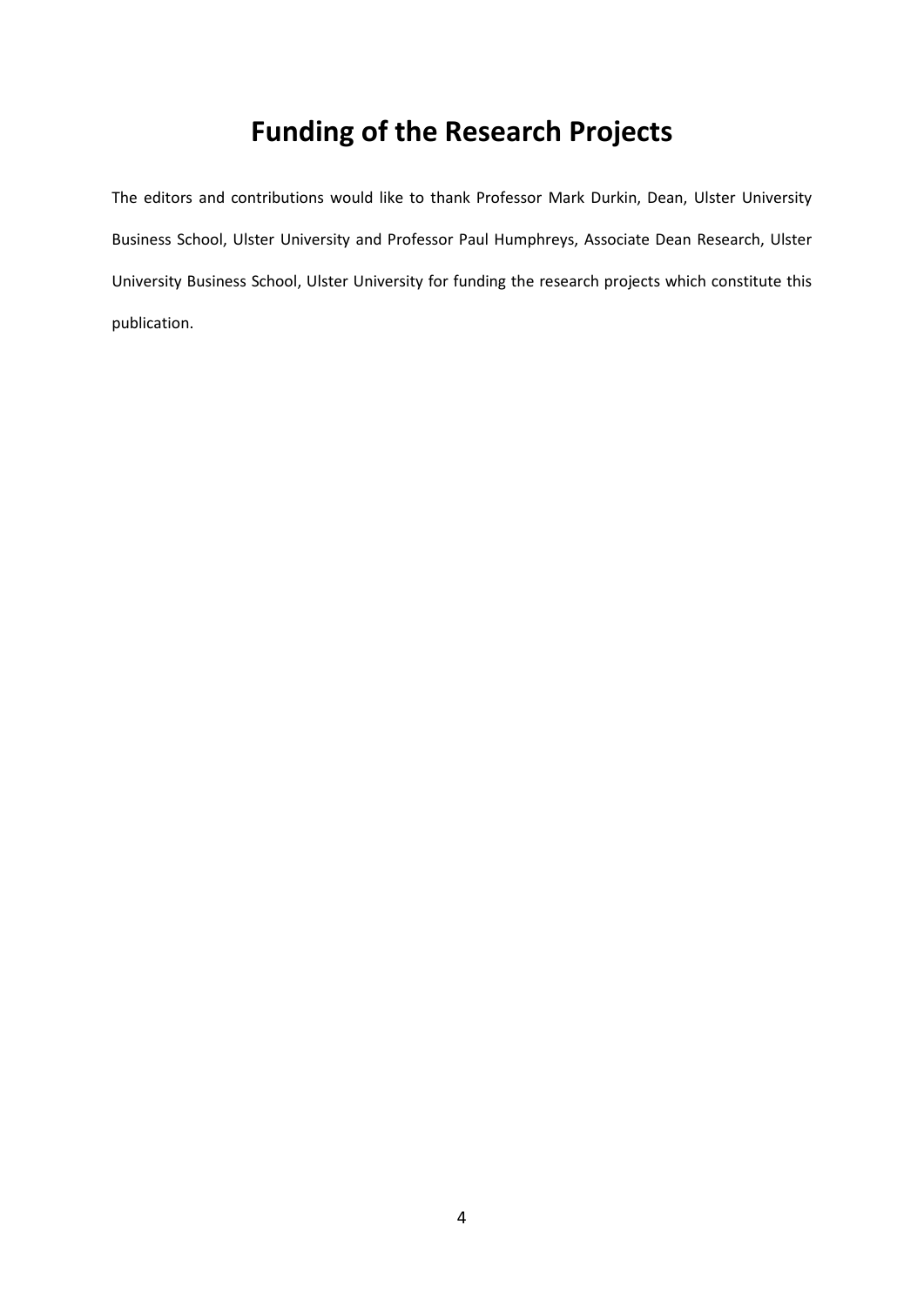# Funding of the Research Projects

The editors and contributions would like to thank Professor Mark Durkin, Dean, Ulster University Business School, Ulster University and Professor Paul Humphreys, Associate Dean Research, Ulster University Business School, Ulster University for funding the research projects which constitute this publication.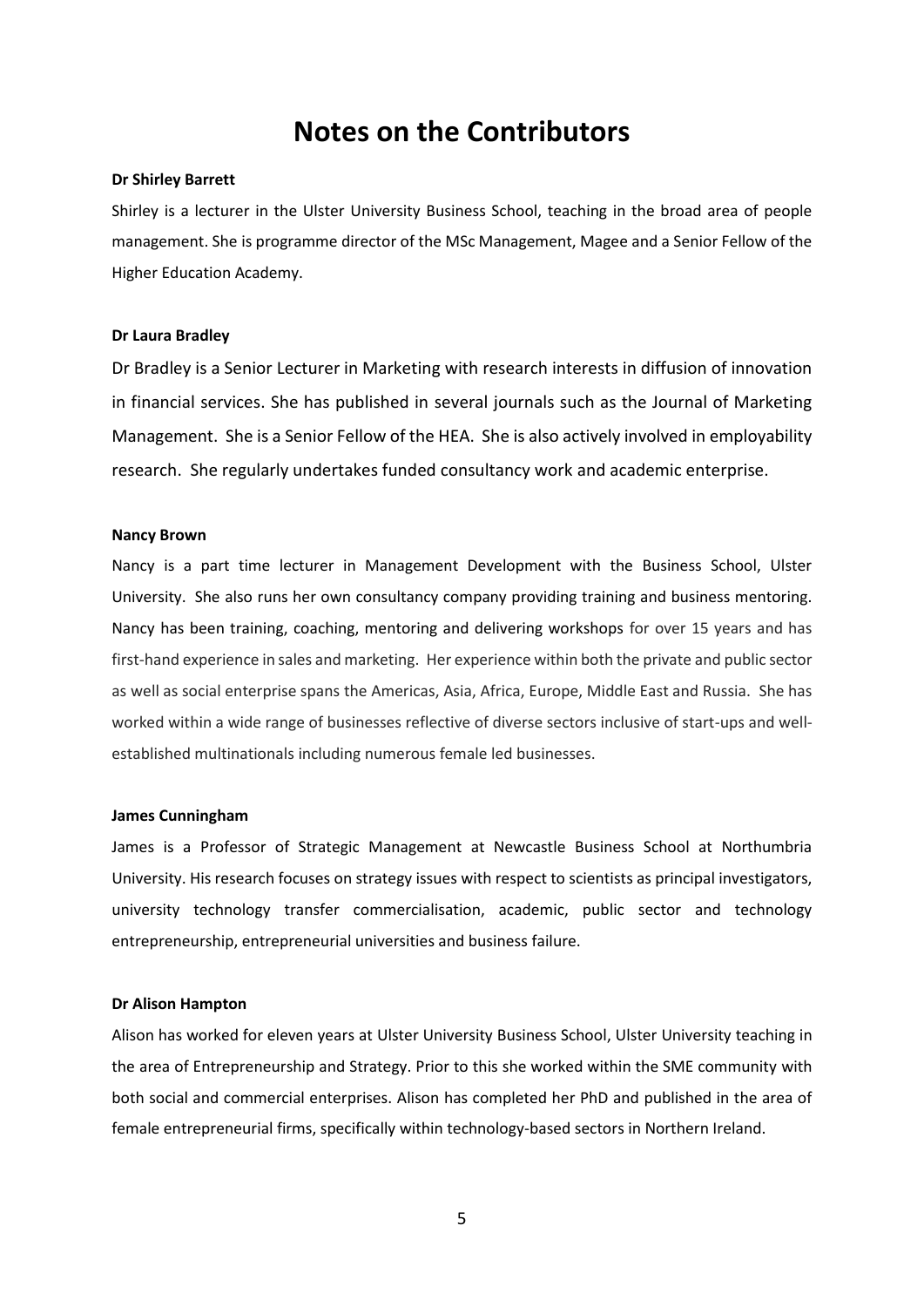# Notes on the Contributors

**Dr Shirley Barrett**

Shirley is a lecturer in the Ulster University Business School, teaching in the broad area of people management. She is programme director of the MSc Management, Magee and a Senior Fellow of the Higher Education Academy.

**Dr Laura Bradley**

Dr Bradley is a Senior Lecturer in Marketing with research interests in diffusion of innovation in financial services. She has published in several journals such as the Journal of Marketing Management. She is a Senior Fellow of the HEA. She is also actively involved in employability research. She regularly undertakes funded consultancy work and academic enterprise.

**Nancy Brown**

Nancy is a part time lecturer in Management Development with the Business School, Ulster University. She also runs her own consultancy company providing training and business mentoring. Nancy has been training, coaching, mentoring and delivering workshops for over 15 years and has first-hand experience in sales and marketing. Her experience within both the private and public sector as well as social enterprise spans the Americas, Asia, Africa, Europe, Middle East and Russia. She has worked within a wide range of businesses reflective of diverse sectors inclusive of start-ups and well-established multinationals including numerous female led businesses.

**James Cunningham**

James is a Professor of Strategic Management at Newcastle Business School at Northumbria University. His research focuses on strategy issues with respect to scientists as principal investigators, university technology transfer commercialisation, academic, public sector and technology entrepreneurship, entrepreneurial universities and business failure.

**Dr Alison Hampton**

Alison has worked for eleven years at Ulster University Business School, Ulster University teaching in the area of Entrepreneurship and Strategy. Prior to this she worked within the SME community with both social and commercial enterprises. Alison has completed her PhD and published in the area of female entrepreneurial firms, specifically within technology-based sectors in Northern Ireland.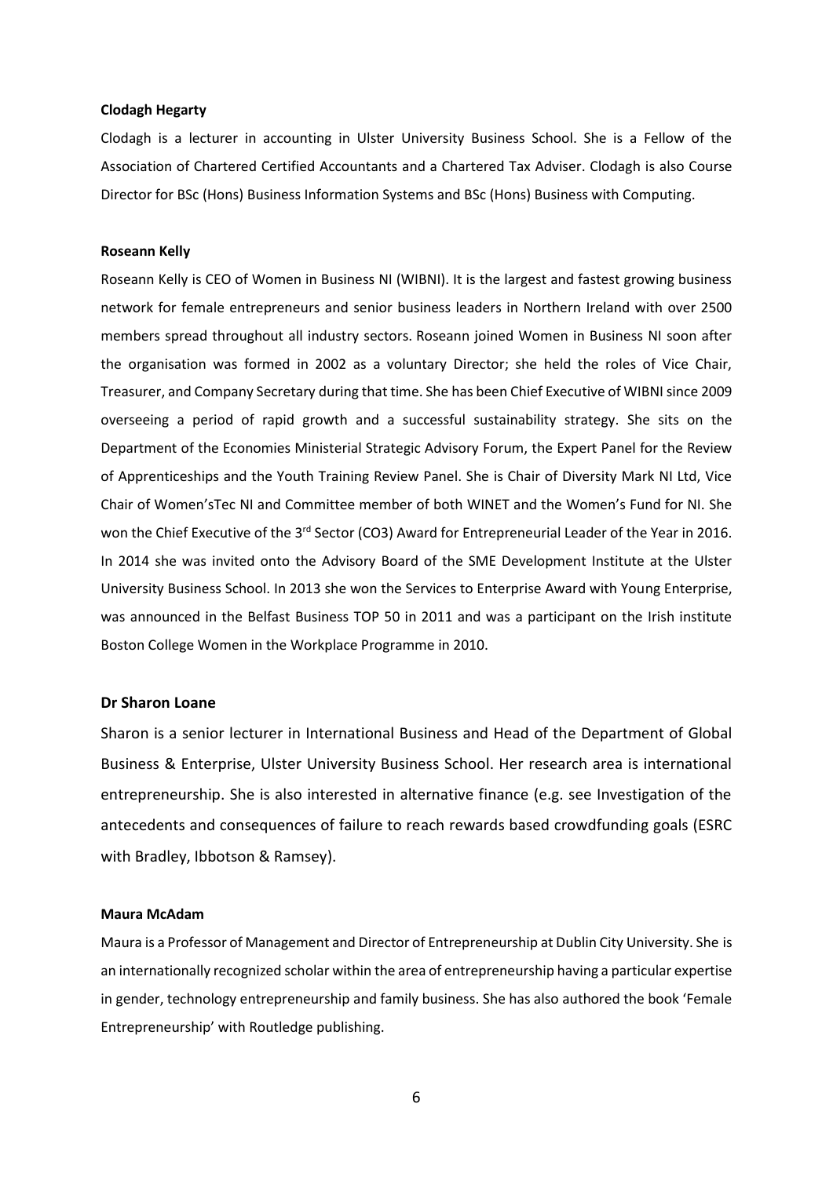**Clodagh Hegarty**

Clodagh is a lecturer in accounting in Ulster University Business School. She is a Fellow of the Association of Chartered Certified Accountants and a Chartered Tax Adviser. Clodagh is also Course Director for BSc (Hons) Business Information Systems and BSc (Hons) Business with Computing.

**Roseann Kelly**

Roseann Kelly is CEO of Women in Business NI (WIBNI). It is the largest and fastest growing business network for female entrepreneurs and senior business leaders in Northern Ireland with over 2500 members spread throughout all industry sectors. Roseann joined Women in Business NI soon after the organisation was formed in 2002 as a voluntary Director; she held the roles of Vice Chair, Treasurer, and Company Secretary during that time. She has been Chief Executive of WIBNI since 2009 overseeing a period of rapid growth and a successful sustainability strategy. She sits on the Department of the Economies Ministerial Strategic Advisory Forum, the Expert Panel for the Review of Apprenticeships and the Youth Training Review Panel. She is Chair of Diversity Mark NI Ltd, Vice Chair of Women'sTec NI and Committee member of both WINET and the Women's Fund for NI. She won the Chief Executive of the 3rd Sector (CO3) Award for Entrepreneurial Leader of the Year in 2016. In 2014 she was invited onto the Advisory Board of the SME Development Institute at the Ulster University Business School. In 2013 she won the Services to Enterprise Award with Young Enterprise, was announced in the Belfast Business TOP 50 in 2011 and was a participant on the Irish institute Boston College Women in the Workplace Programme in 2010.

**Dr Sharon Loane**

Sharon is a senior lecturer in International Business and Head of the Department of Global Business & Enterprise, Ulster University Business School. Her research area is international entrepreneurship. She is also interested in alternative finance (e.g. see Investigation of the antecedents and consequences of failure to reach rewards based crowdfunding goals (ESRC with Bradley, Ibbotson & Ramsey).

**Maura McAdam**

Maura is a Professor of Management and Director of Entrepreneurship at Dublin City University. She is an internationally recognized scholar within the area of entrepreneurship having a particular expertise in gender, technology entrepreneurship and family business. She has also authored the book 'Female Entrepreneurship' with Routledge publishing.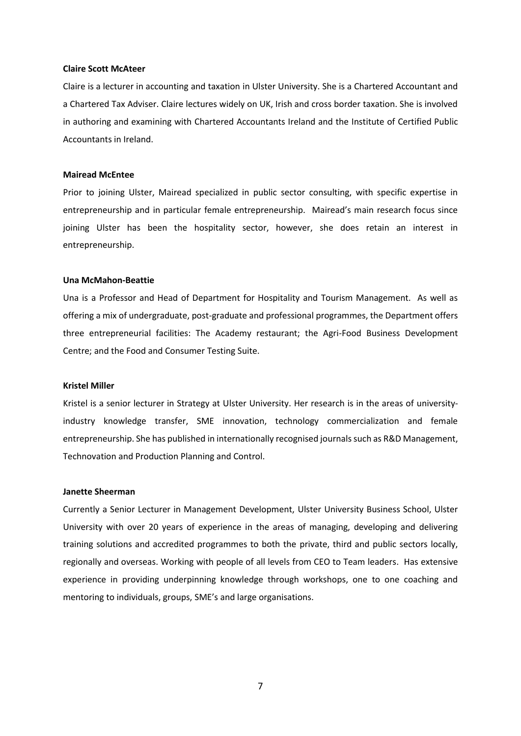**Claire Scott McAteer**

Claire is a lecturer in accounting and taxation in Ulster University. She is a Chartered Accountant and a Chartered Tax Adviser. Claire lectures widely on UK, Irish and cross border taxation. She is involved in authoring and examining with Chartered Accountants Ireland and the Institute of Certified Public Accountants in Ireland.

**Mairead McEntee**

Prior to joining Ulster, Mairead specialized in public sector consulting, with specific expertise in entrepreneurship and in particular female entrepreneurship. Mairead's main research focus since joining Ulster has been the hospitality sector, however, she does retain an interest in entrepreneurship.

**Una McMahon-Beattie**

Una is a Professor and Head of Department for Hospitality and Tourism Management. As well as offering a mix of undergraduate, post-graduate and professional programmes, the Department offers three entrepreneurial facilities: The Academy restaurant; the Agri-Food Business Development Centre; and the Food and Consumer Testing Suite.

**Kristel Miller**

Kristel is a senior lecturer in Strategy at Ulster University. Her research is in the areas of university-industry knowledge transfer, SME innovation, technology commercialization and female entrepreneurship. She has published in internationally recognised journals such as R&D Management, Technovation and Production Planning and Control.

**Janette Sheerman**

Currently a Senior Lecturer in Management Development, Ulster University Business School, Ulster University with over 20 years of experience in the areas of managing, developing and delivering training solutions and accredited programmes to both the private, third and public sectors locally, regionally and overseas. Working with people of all levels from CEO to Team leaders. Has extensive experience in providing underpinning knowledge through workshops, one to one coaching and mentoring to individuals, groups, SME's and large organisations.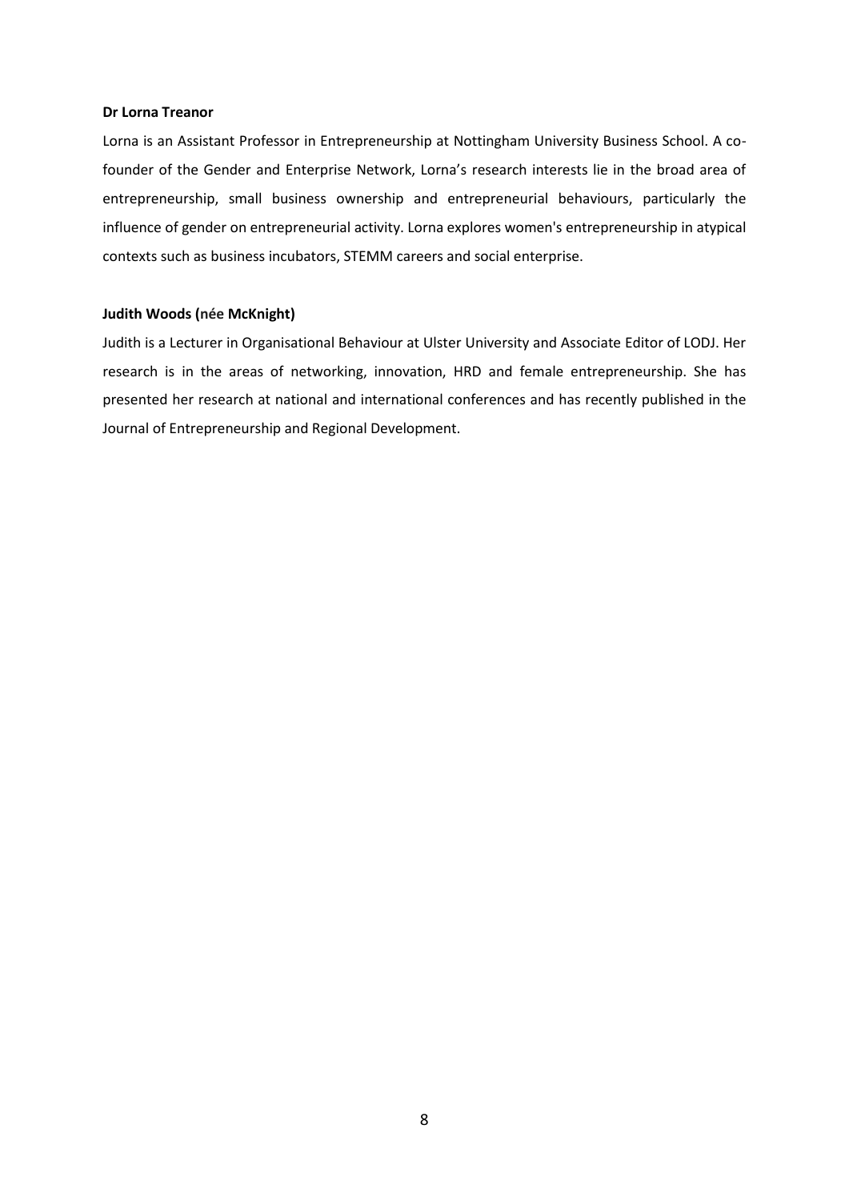**Dr Lorna Treanor**

Lorna is an Assistant Professor in Entrepreneurship at Nottingham University Business School. A co-founder of the Gender and Enterprise Network, Lorna's research interests lie in the broad area of entrepreneurship, small business ownership and entrepreneurial behaviours, particularly the influence of gender on entrepreneurial activity. Lorna explores women's entrepreneurship in atypical contexts such as business incubators, STEMM careers and social enterprise.

**Judith Woods (née McKnight)**

Judith is a Lecturer in Organisational Behaviour at Ulster University and Associate Editor of LODJ. Her research is in the areas of networking, innovation, HRD and female entrepreneurship. She has presented her research at national and international conferences and has recently published in the Journal of Entrepreneurship and Regional Development.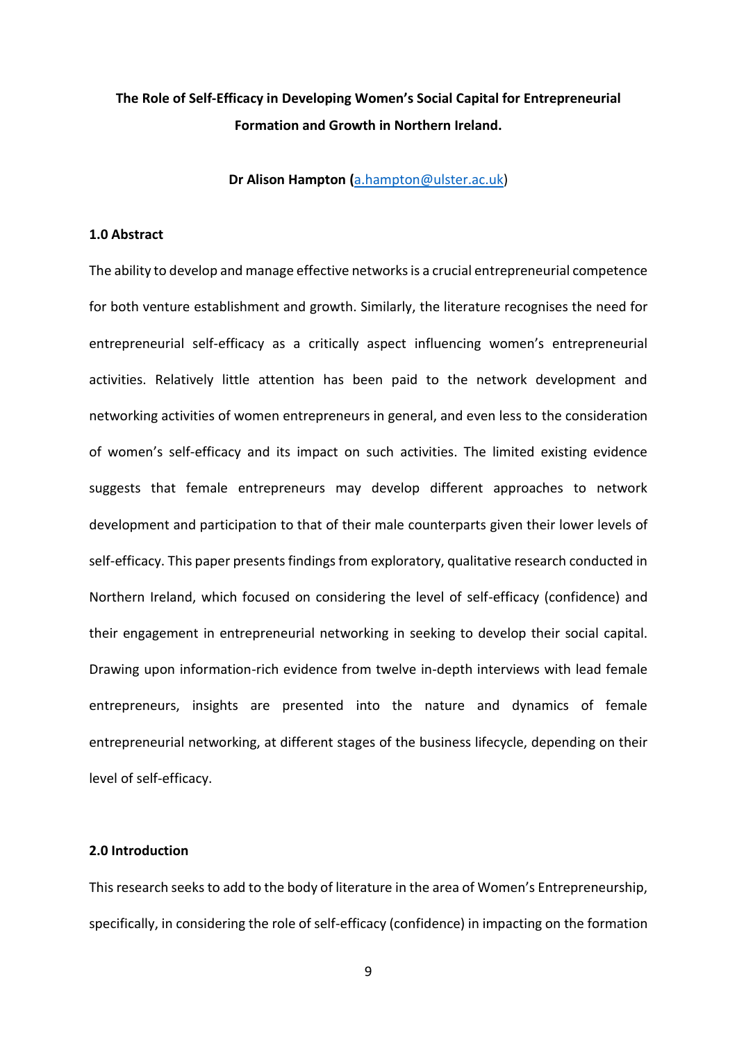**The Role of Self-Efficacy in Developing Women's Social Capital for Entrepreneurial Formation and Growth in Northern Ireland.**

**Dr Alison Hampton (a.hampton@ulster.ac.uk)**

## 1.0 Abstract

The ability to develop and manage effective networks is a crucial entrepreneurial competence for both venture establishment and growth. Similarly, the literature recognises the need for entrepreneurial self-efficacy as a critically aspect influencing women's entrepreneurial activities. Relatively little attention has been paid to the network development and networking activities of women entrepreneurs in general, and even less to the consideration of women's self-efficacy and its impact on such activities. The limited existing evidence suggests that female entrepreneurs may develop different approaches to network development and participation to that of their male counterparts given their lower levels of self-efficacy. This paper presents findings from exploratory, qualitative research conducted in Northern Ireland, which focused on considering the level of self-efficacy (confidence) and their engagement in entrepreneurial networking in seeking to develop their social capital. Drawing upon information-rich evidence from twelve in-depth interviews with lead female entrepreneurs, insights are presented into the nature and dynamics of female entrepreneurial networking, at different stages of the business lifecycle, depending on their level of self-efficacy.

## 2.0 Introduction

This research seeks to add to the body of literature in the area of Women's Entrepreneurship, specifically, in considering the role of self-efficacy (confidence) in impacting on the formation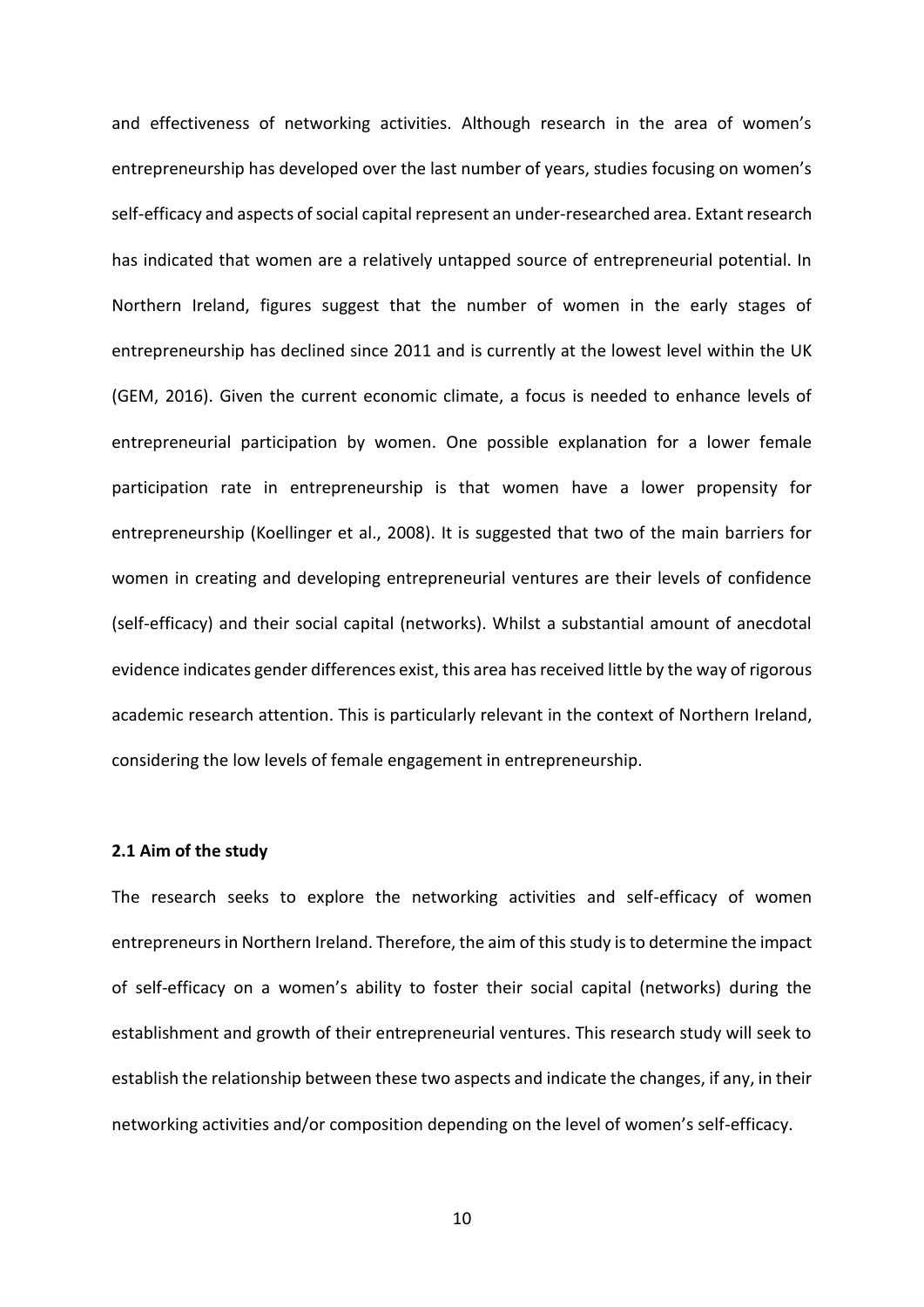and effectiveness of networking activities. Although research in the area of women's entrepreneurship has developed over the last number of years, studies focusing on women's self-efficacy and aspects of social capital represent an under-researched area. Extant research has indicated that women are a relatively untapped source of entrepreneurial potential. In Northern Ireland, figures suggest that the number of women in the early stages of entrepreneurship has declined since 2011 and is currently at the lowest level within the UK (GEM, 2016). Given the current economic climate, a focus is needed to enhance levels of entrepreneurial participation by women. One possible explanation for a lower female participation rate in entrepreneurship is that women have a lower propensity for entrepreneurship (Koellinger et al., 2008). It is suggested that two of the main barriers for women in creating and developing entrepreneurial ventures are their levels of confidence (self-efficacy) and their social capital (networks). Whilst a substantial amount of anecdotal evidence indicates gender differences exist, this area has received little by the way of rigorous academic research attention. This is particularly relevant in the context of Northern Ireland, considering the low levels of female engagement in entrepreneurship.

### 2.1 Aim of the study

The research seeks to explore the networking activities and self-efficacy of women entrepreneurs in Northern Ireland. Therefore, the aim of this study is to determine the impact of self-efficacy on a women's ability to foster their social capital (networks) during the establishment and growth of their entrepreneurial ventures. This research study will seek to establish the relationship between these two aspects and indicate the changes, if any, in their networking activities and/or composition depending on the level of women's self-efficacy.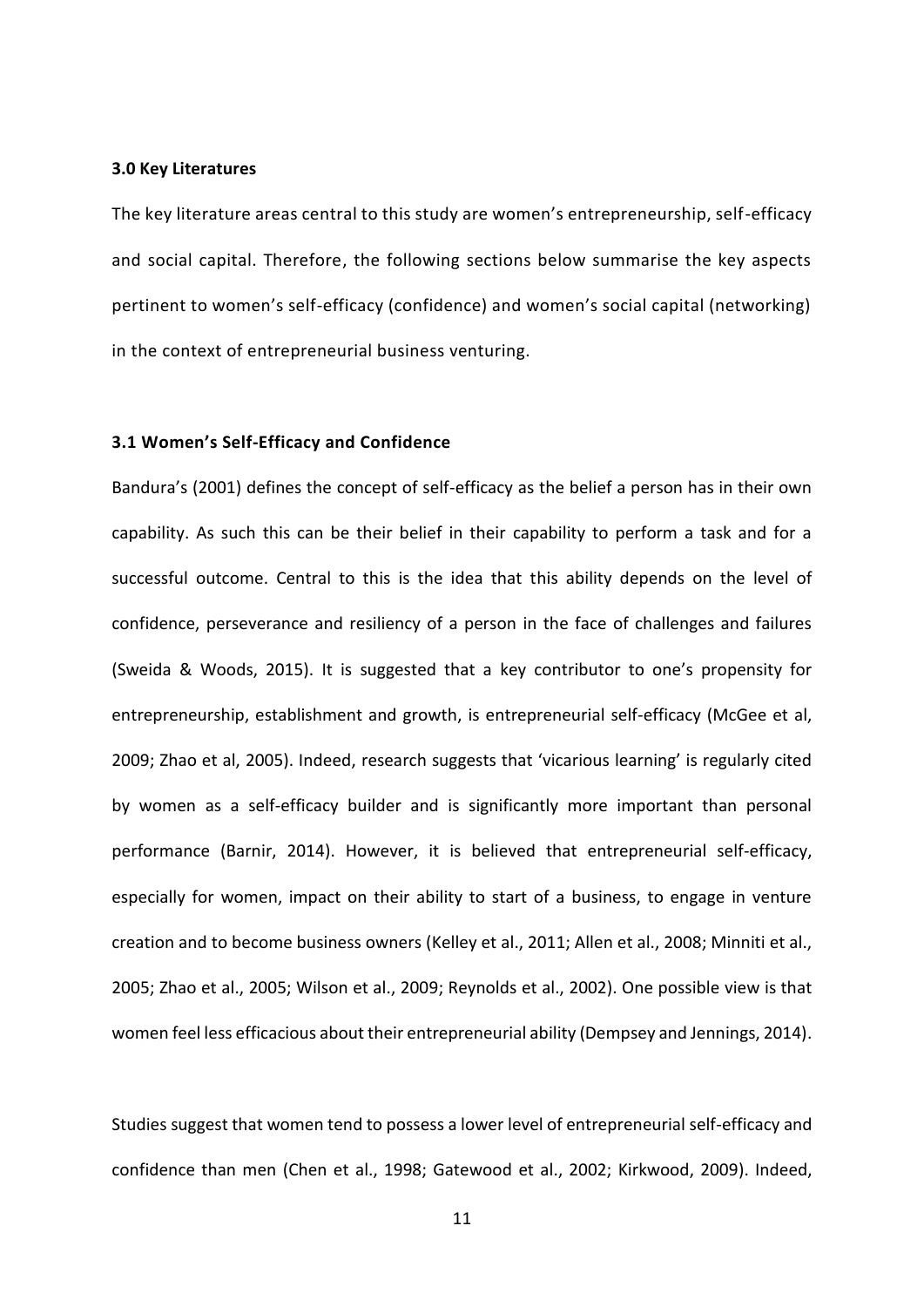### 3.0 Key Literatures

The key literature areas central to this study are women's entrepreneurship, self-efficacy and social capital. Therefore, the following sections below summarise the key aspects pertinent to women's self-efficacy (confidence) and women's social capital (networking) in the context of entrepreneurial business venturing.

### 3.1 Women's Self-Efficacy and Confidence

Bandura's (2001) defines the concept of self-efficacy as the belief a person has in their own capability. As such this can be their belief in their capability to perform a task and for a successful outcome. Central to this is the idea that this ability depends on the level of confidence, perseverance and resiliency of a person in the face of challenges and failures (Sweida & Woods, 2015). It is suggested that a key contributor to one's propensity for entrepreneurship, establishment and growth, is entrepreneurial self-efficacy (McGee et al, 2009; Zhao et al, 2005). Indeed, research suggests that 'vicarious learning' is regularly cited by women as a self-efficacy builder and is significantly more important than personal performance (Barnir, 2014). However, it is believed that entrepreneurial self-efficacy, especially for women, impact on their ability to start of a business, to engage in venture creation and to become business owners (Kelley et al., 2011; Allen et al., 2008; Minniti et al., 2005; Zhao et al., 2005; Wilson et al., 2009; Reynolds et al., 2002). One possible view is that women feel less efficacious about their entrepreneurial ability (Dempsey and Jennings, 2014).

Studies suggest that women tend to possess a lower level of entrepreneurial self-efficacy and confidence than men (Chen et al., 1998; Gatewood et al., 2002; Kirkwood, 2009). Indeed,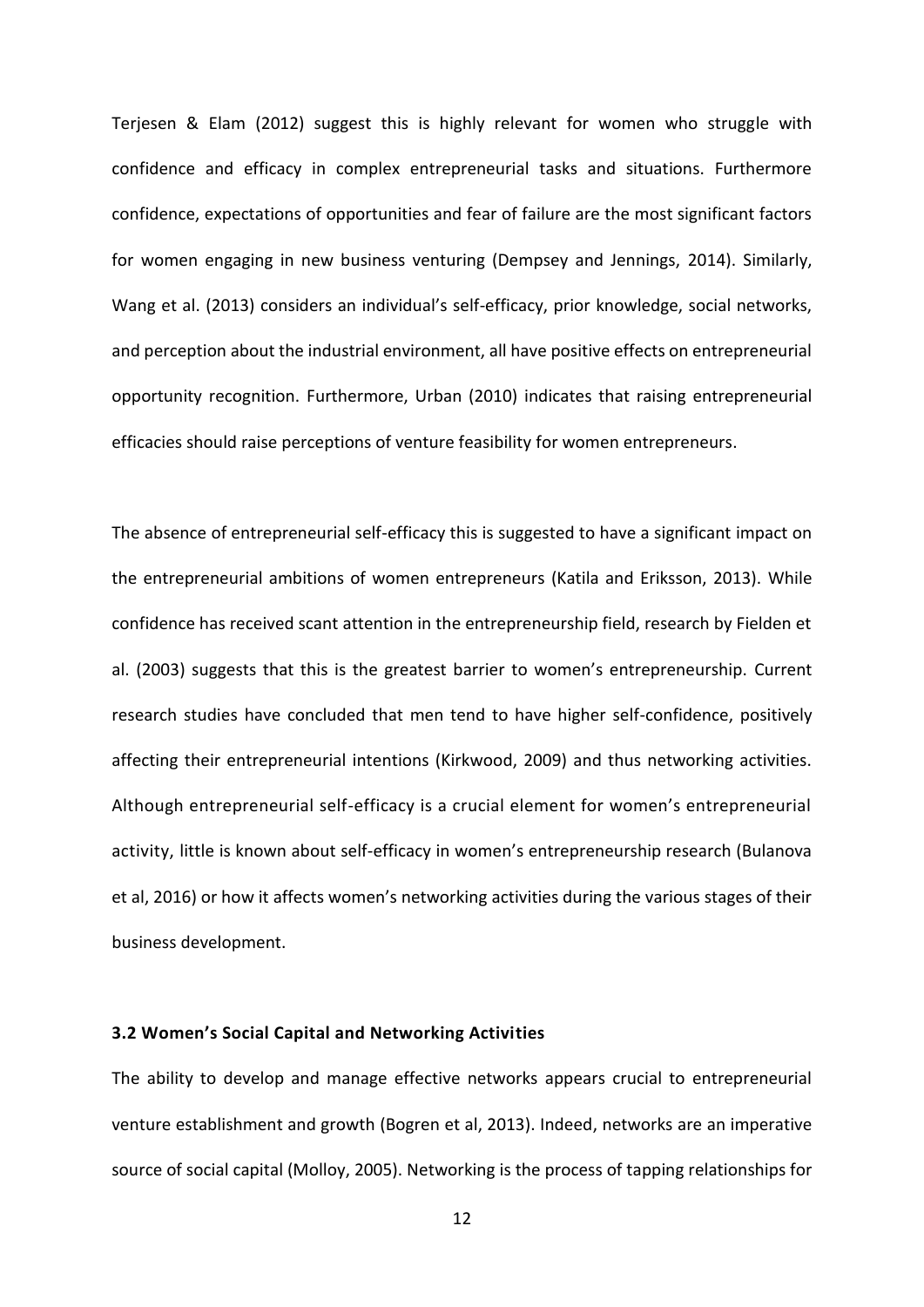Terjesen & Elam (2012) suggest this is highly relevant for women who struggle with confidence and efficacy in complex entrepreneurial tasks and situations. Furthermore confidence, expectations of opportunities and fear of failure are the most significant factors for women engaging in new business venturing (Dempsey and Jennings, 2014). Similarly, Wang et al. (2013) considers an individual's self-efficacy, prior knowledge, social networks, and perception about the industrial environment, all have positive effects on entrepreneurial opportunity recognition. Furthermore, Urban (2010) indicates that raising entrepreneurial efficacies should raise perceptions of venture feasibility for women entrepreneurs.

The absence of entrepreneurial self-efficacy this is suggested to have a significant impact on the entrepreneurial ambitions of women entrepreneurs (Katila and Eriksson, 2013). While confidence has received scant attention in the entrepreneurship field, research by Fielden et al. (2003) suggests that this is the greatest barrier to women's entrepreneurship. Current research studies have concluded that men tend to have higher self-confidence, positively affecting their entrepreneurial intentions (Kirkwood, 2009) and thus networking activities. Although entrepreneurial self-efficacy is a crucial element for women's entrepreneurial activity, little is known about self-efficacy in women's entrepreneurship research (Bulanova et al, 2016) or how it affects women's networking activities during the various stages of their business development.

### 3.2 Women's Social Capital and Networking Activities

The ability to develop and manage effective networks appears crucial to entrepreneurial venture establishment and growth (Bogren et al, 2013). Indeed, networks are an imperative source of social capital (Molloy, 2005). Networking is the process of tapping relationships for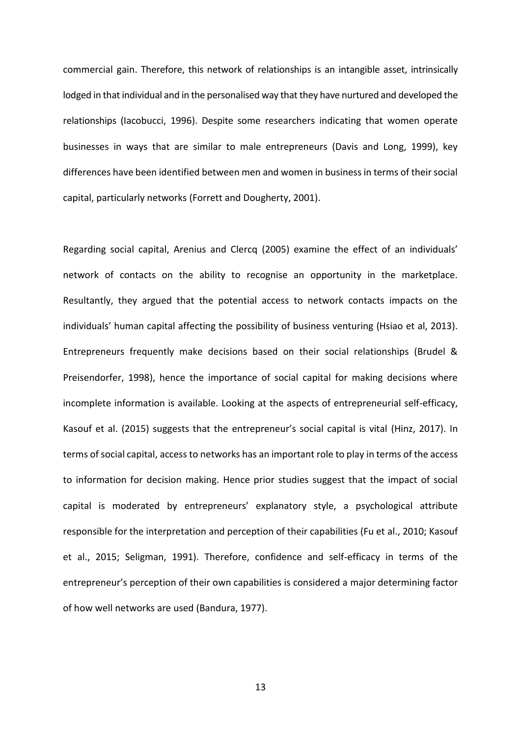commercial gain. Therefore, this network of relationships is an intangible asset, intrinsically lodged in that individual and in the personalised way that they have nurtured and developed the relationships (Iacobucci, 1996). Despite some researchers indicating that women operate businesses in ways that are similar to male entrepreneurs (Davis and Long, 1999), key differences have been identified between men and women in business in terms of their social capital, particularly networks (Forrett and Dougherty, 2001).

Regarding social capital, Arenius and Clercq (2005) examine the effect of an individuals' network of contacts on the ability to recognise an opportunity in the marketplace. Resultantly, they argued that the potential access to network contacts impacts on the individuals' human capital affecting the possibility of business venturing (Hsiao et al, 2013). Entrepreneurs frequently make decisions based on their social relationships (Brudel & Preisendorfer, 1998), hence the importance of social capital for making decisions where incomplete information is available. Looking at the aspects of entrepreneurial self-efficacy, Kasouf et al. (2015) suggests that the entrepreneur's social capital is vital (Hinz, 2017). In terms of social capital, access to networks has an important role to play in terms of the access to information for decision making. Hence prior studies suggest that the impact of social capital is moderated by entrepreneurs' explanatory style, a psychological attribute responsible for the interpretation and perception of their capabilities (Fu et al., 2010; Kasouf et al., 2015; Seligman, 1991). Therefore, confidence and self-efficacy in terms of the entrepreneur's perception of their own capabilities is considered a major determining factor of how well networks are used (Bandura, 1977).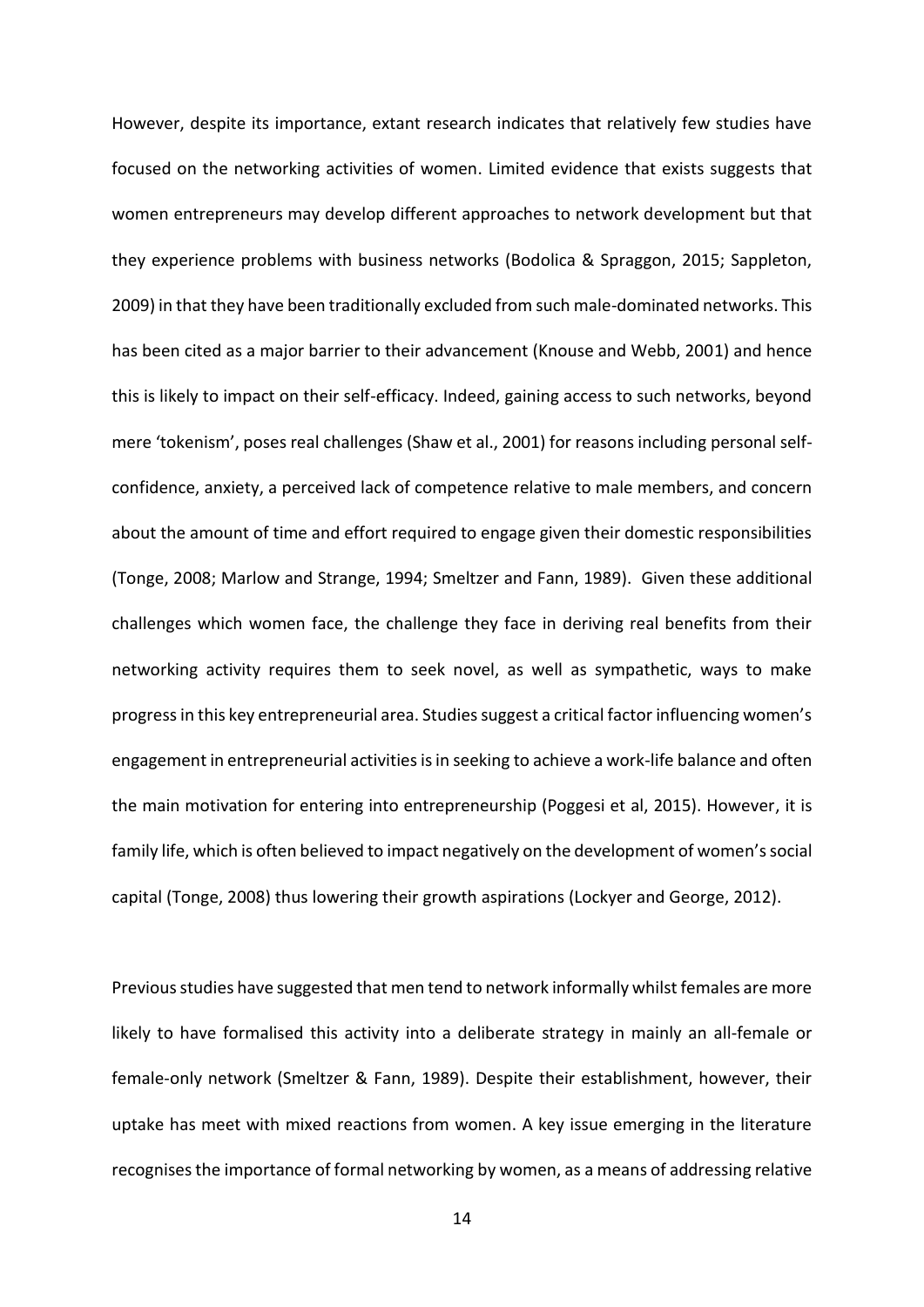However, despite its importance, extant research indicates that relatively few studies have focused on the networking activities of women. Limited evidence that exists suggests that women entrepreneurs may develop different approaches to network development but that they experience problems with business networks (Bodolica & Spraggon, 2015; Sappleton, 2009) in that they have been traditionally excluded from such male-dominated networks. This has been cited as a major barrier to their advancement (Knouse and Webb, 2001) and hence this is likely to impact on their self-efficacy. Indeed, gaining access to such networks, beyond mere 'tokenism', poses real challenges (Shaw et al., 2001) for reasons including personal self-confidence, anxiety, a perceived lack of competence relative to male members, and concern about the amount of time and effort required to engage given their domestic responsibilities (Tonge, 2008; Marlow and Strange, 1994; Smeltzer and Fann, 1989). Given these additional challenges which women face, the challenge they face in deriving real benefits from their networking activity requires them to seek novel, as well as sympathetic, ways to make progress in this key entrepreneurial area. Studies suggest a critical factor influencing women's engagement in entrepreneurial activities is in seeking to achieve a work-life balance and often the main motivation for entering into entrepreneurship (Poggesi et al, 2015). However, it is family life, which is often believed to impact negatively on the development of women's social capital (Tonge, 2008) thus lowering their growth aspirations (Lockyer and George, 2012).

Previous studies have suggested that men tend to network informally whilst females are more likely to have formalised this activity into a deliberate strategy in mainly an all-female or female-only network (Smeltzer & Fann, 1989). Despite their establishment, however, their uptake has meet with mixed reactions from women. A key issue emerging in the literature recognises the importance of formal networking by women, as a means of addressing relative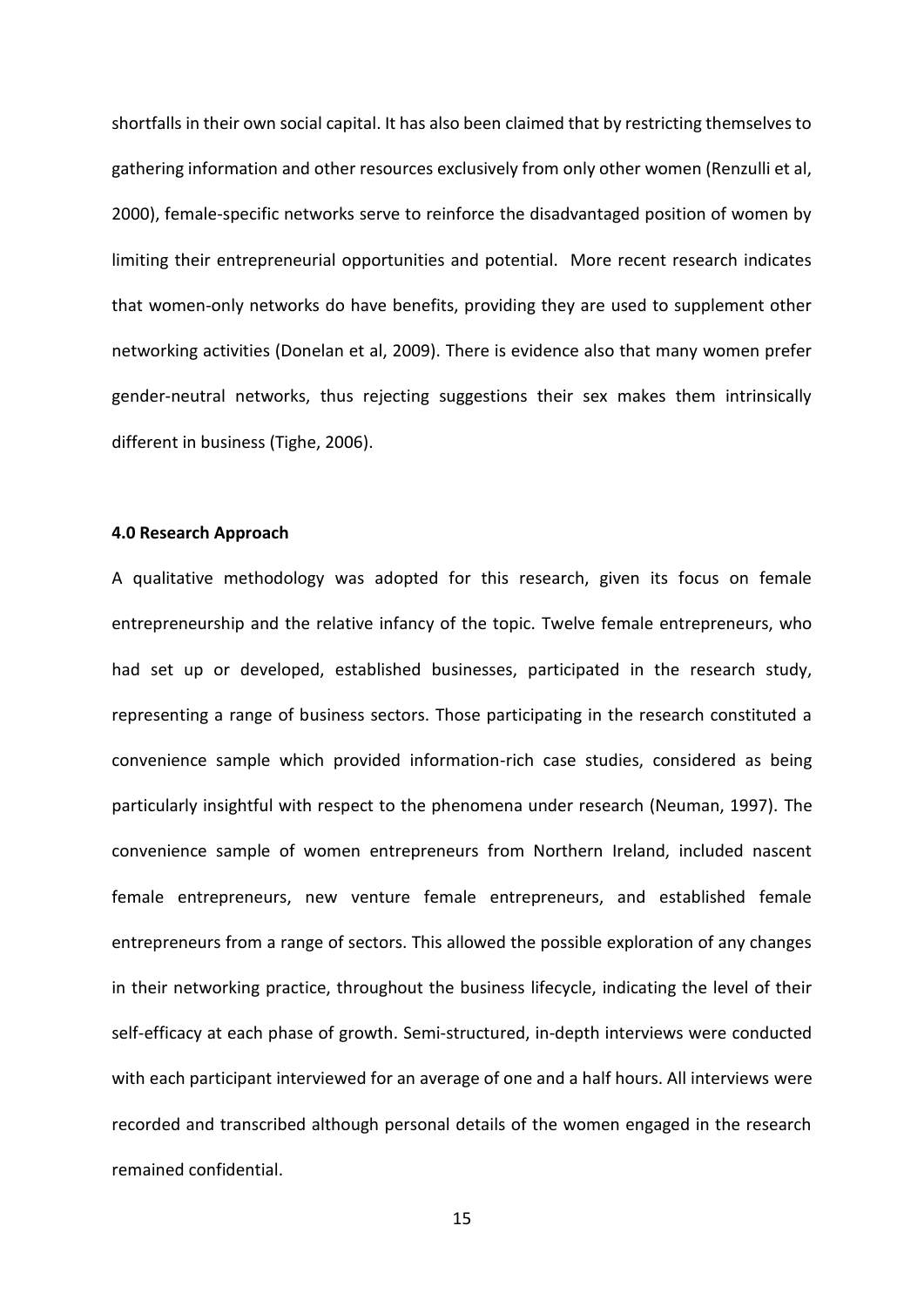shortfalls in their own social capital. It has also been claimed that by restricting themselves to gathering information and other resources exclusively from only other women (Renzulli et al, 2000), female-specific networks serve to reinforce the disadvantaged position of women by limiting their entrepreneurial opportunities and potential. More recent research indicates that women-only networks do have benefits, providing they are used to supplement other networking activities (Donelan et al, 2009). There is evidence also that many women prefer gender-neutral networks, thus rejecting suggestions their sex makes them intrinsically different in business (Tighe, 2006).

## 4.0 Research Approach

A qualitative methodology was adopted for this research, given its focus on female entrepreneurship and the relative infancy of the topic. Twelve female entrepreneurs, who had set up or developed, established businesses, participated in the research study, representing a range of business sectors. Those participating in the research constituted a convenience sample which provided information-rich case studies, considered as being particularly insightful with respect to the phenomena under research (Neuman, 1997). The convenience sample of women entrepreneurs from Northern Ireland, included nascent female entrepreneurs, new venture female entrepreneurs, and established female entrepreneurs from a range of sectors. This allowed the possible exploration of any changes in their networking practice, throughout the business lifecycle, indicating the level of their self-efficacy at each phase of growth. Semi-structured, in-depth interviews were conducted with each participant interviewed for an average of one and a half hours. All interviews were recorded and transcribed although personal details of the women engaged in the research remained confidential.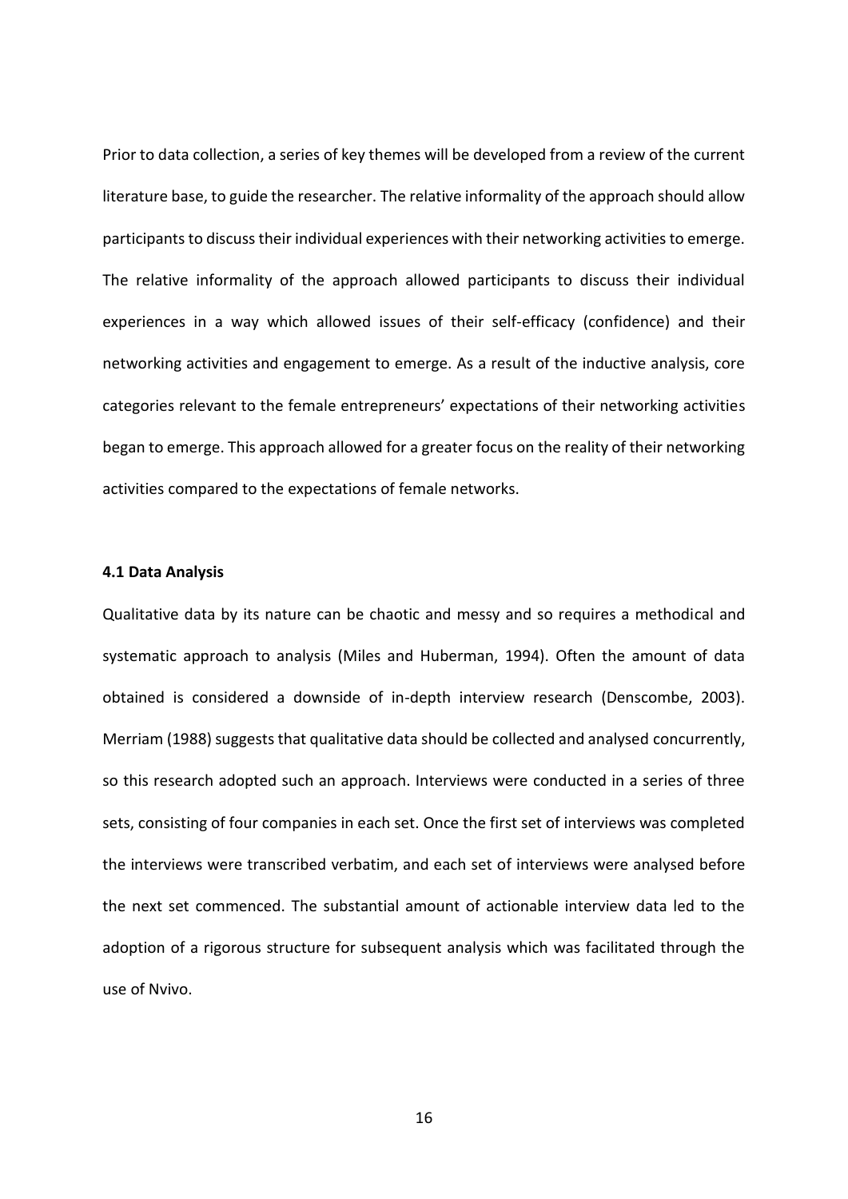Prior to data collection, a series of key themes will be developed from a review of the current literature base, to guide the researcher. The relative informality of the approach should allow participants to discuss their individual experiences with their networking activities to emerge. The relative informality of the approach allowed participants to discuss their individual experiences in a way which allowed issues of their self-efficacy (confidence) and their networking activities and engagement to emerge. As a result of the inductive analysis, core categories relevant to the female entrepreneurs' expectations of their networking activities began to emerge. This approach allowed for a greater focus on the reality of their networking activities compared to the expectations of female networks.

#### 4.1 Data Analysis

Qualitative data by its nature can be chaotic and messy and so requires a methodical and systematic approach to analysis (Miles and Huberman, 1994). Often the amount of data obtained is considered a downside of in-depth interview research (Denscombe, 2003). Merriam (1988) suggests that qualitative data should be collected and analysed concurrently, so this research adopted such an approach. Interviews were conducted in a series of three sets, consisting of four companies in each set. Once the first set of interviews was completed the interviews were transcribed verbatim, and each set of interviews were analysed before the next set commenced. The substantial amount of actionable interview data led to the adoption of a rigorous structure for subsequent analysis which was facilitated through the use of Nvivo.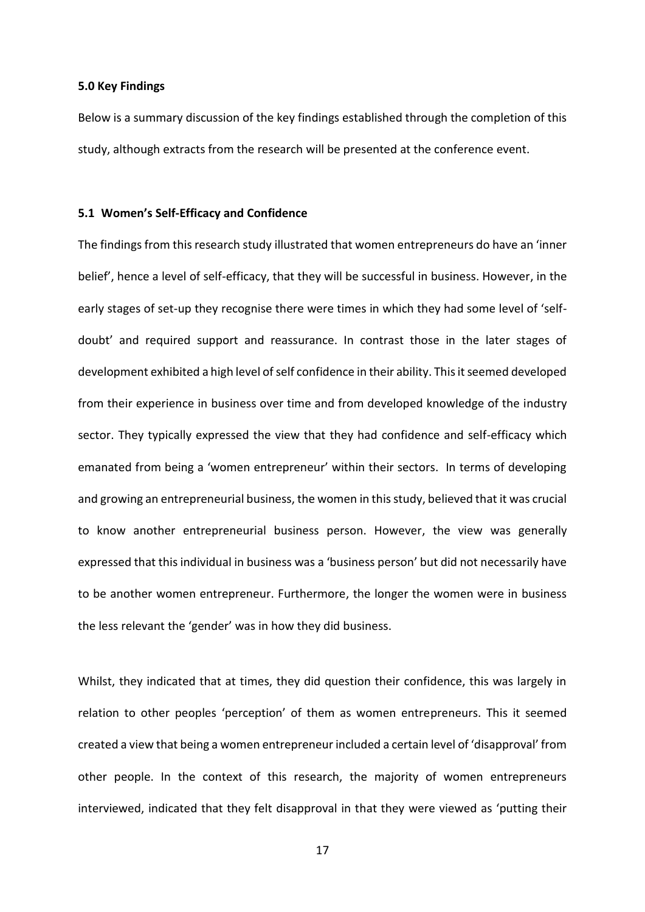## 5.0 Key Findings

Below is a summary discussion of the key findings established through the completion of this study, although extracts from the research will be presented at the conference event.

### 5.1 Women's Self-Efficacy and Confidence

The findings from this research study illustrated that women entrepreneurs do have an 'inner belief', hence a level of self-efficacy, that they will be successful in business. However, in the early stages of set-up they recognise there were times in which they had some level of 'self-doubt' and required support and reassurance. In contrast those in the later stages of development exhibited a high level of self confidence in their ability. This it seemed developed from their experience in business over time and from developed knowledge of the industry sector. They typically expressed the view that they had confidence and self-efficacy which emanated from being a 'women entrepreneur' within their sectors. In terms of developing and growing an entrepreneurial business, the women in this study, believed that it was crucial to know another entrepreneurial business person. However, the view was generally expressed that this individual in business was a 'business person' but did not necessarily have to be another women entrepreneur. Furthermore, the longer the women were in business the less relevant the 'gender' was in how they did business.

Whilst, they indicated that at times, they did question their confidence, this was largely in relation to other peoples 'perception' of them as women entrepreneurs. This it seemed created a view that being a women entrepreneur included a certain level of 'disapproval' from other people. In the context of this research, the majority of women entrepreneurs interviewed, indicated that they felt disapproval in that they were viewed as 'putting their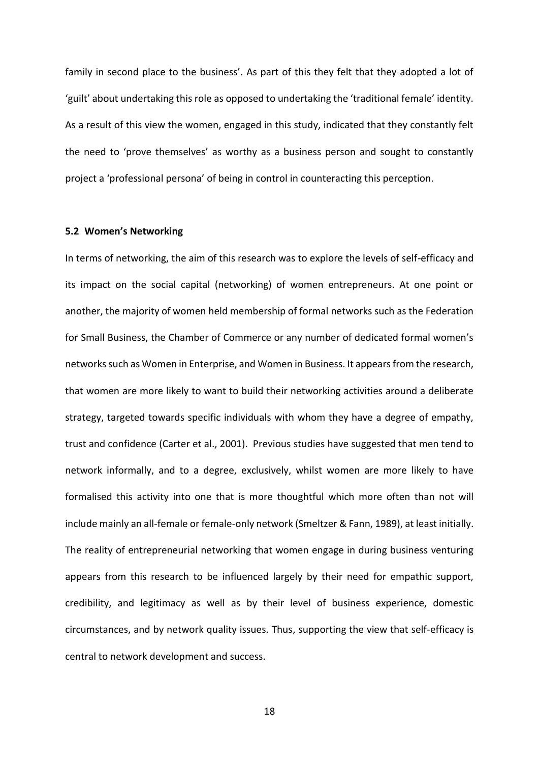family in second place to the business'. As part of this they felt that they adopted a lot of 'guilt' about undertaking this role as opposed to undertaking the 'traditional female' identity. As a result of this view the women, engaged in this study, indicated that they constantly felt the need to 'prove themselves' as worthy as a business person and sought to constantly project a 'professional persona' of being in control in counteracting this perception.

### 5.2 Women's Networking

In terms of networking, the aim of this research was to explore the levels of self-efficacy and its impact on the social capital (networking) of women entrepreneurs. At one point or another, the majority of women held membership of formal networks such as the Federation for Small Business, the Chamber of Commerce or any number of dedicated formal women's networks such as Women in Enterprise, and Women in Business. It appears from the research, that women are more likely to want to build their networking activities around a deliberate strategy, targeted towards specific individuals with whom they have a degree of empathy, trust and confidence (Carter et al., 2001). Previous studies have suggested that men tend to network informally, and to a degree, exclusively, whilst women are more likely to have formalised this activity into one that is more thoughtful which more often than not will include mainly an all-female or female-only network (Smeltzer & Fann, 1989), at least initially. The reality of entrepreneurial networking that women engage in during business venturing appears from this research to be influenced largely by their need for empathic support, credibility, and legitimacy as well as by their level of business experience, domestic circumstances, and by network quality issues. Thus, supporting the view that self-efficacy is central to network development and success.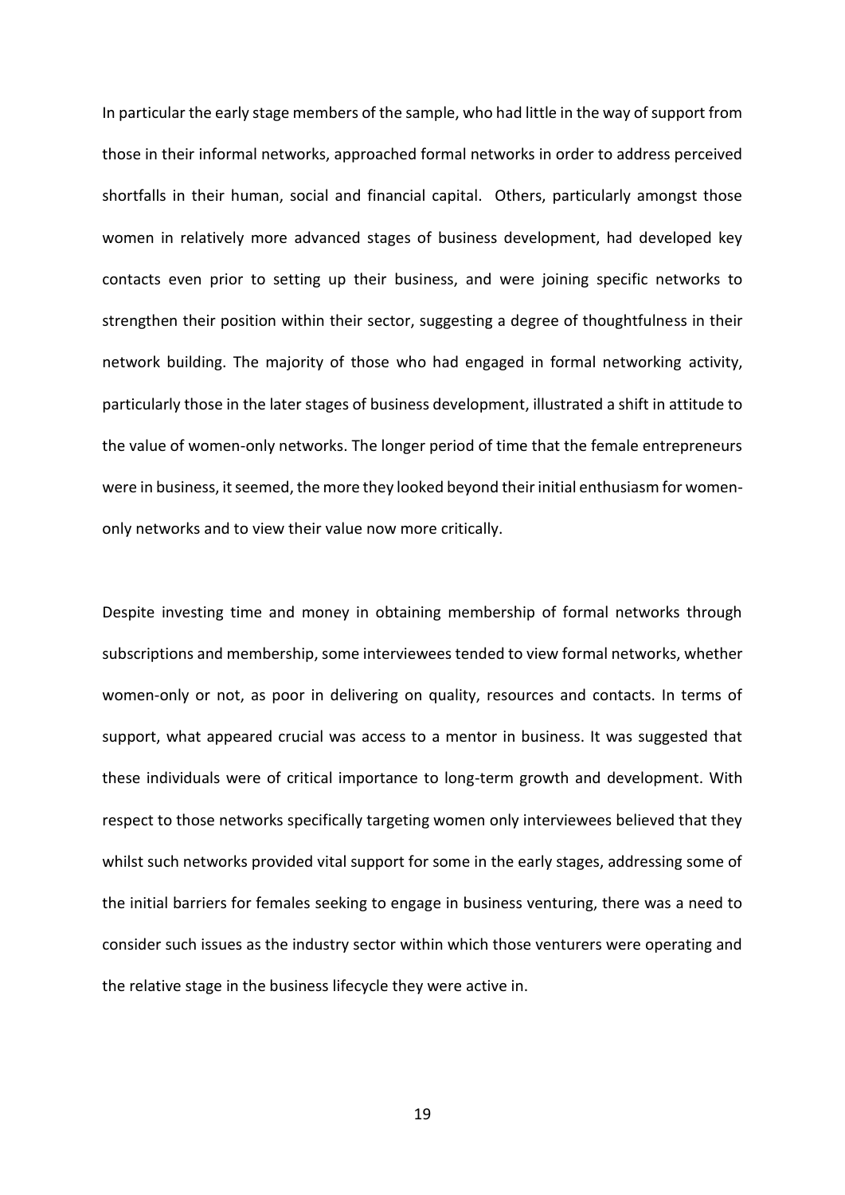In particular the early stage members of the sample, who had little in the way of support from those in their informal networks, approached formal networks in order to address perceived shortfalls in their human, social and financial capital. Others, particularly amongst those women in relatively more advanced stages of business development, had developed key contacts even prior to setting up their business, and were joining specific networks to strengthen their position within their sector, suggesting a degree of thoughtfulness in their network building. The majority of those who had engaged in formal networking activity, particularly those in the later stages of business development, illustrated a shift in attitude to the value of women-only networks. The longer period of time that the female entrepreneurs were in business, it seemed, the more they looked beyond their initial enthusiasm for women-only networks and to view their value now more critically.

Despite investing time and money in obtaining membership of formal networks through subscriptions and membership, some interviewees tended to view formal networks, whether women-only or not, as poor in delivering on quality, resources and contacts. In terms of support, what appeared crucial was access to a mentor in business. It was suggested that these individuals were of critical importance to long-term growth and development. With respect to those networks specifically targeting women only interviewees believed that they whilst such networks provided vital support for some in the early stages, addressing some of the initial barriers for females seeking to engage in business venturing, there was a need to consider such issues as the industry sector within which those venturers were operating and the relative stage in the business lifecycle they were active in.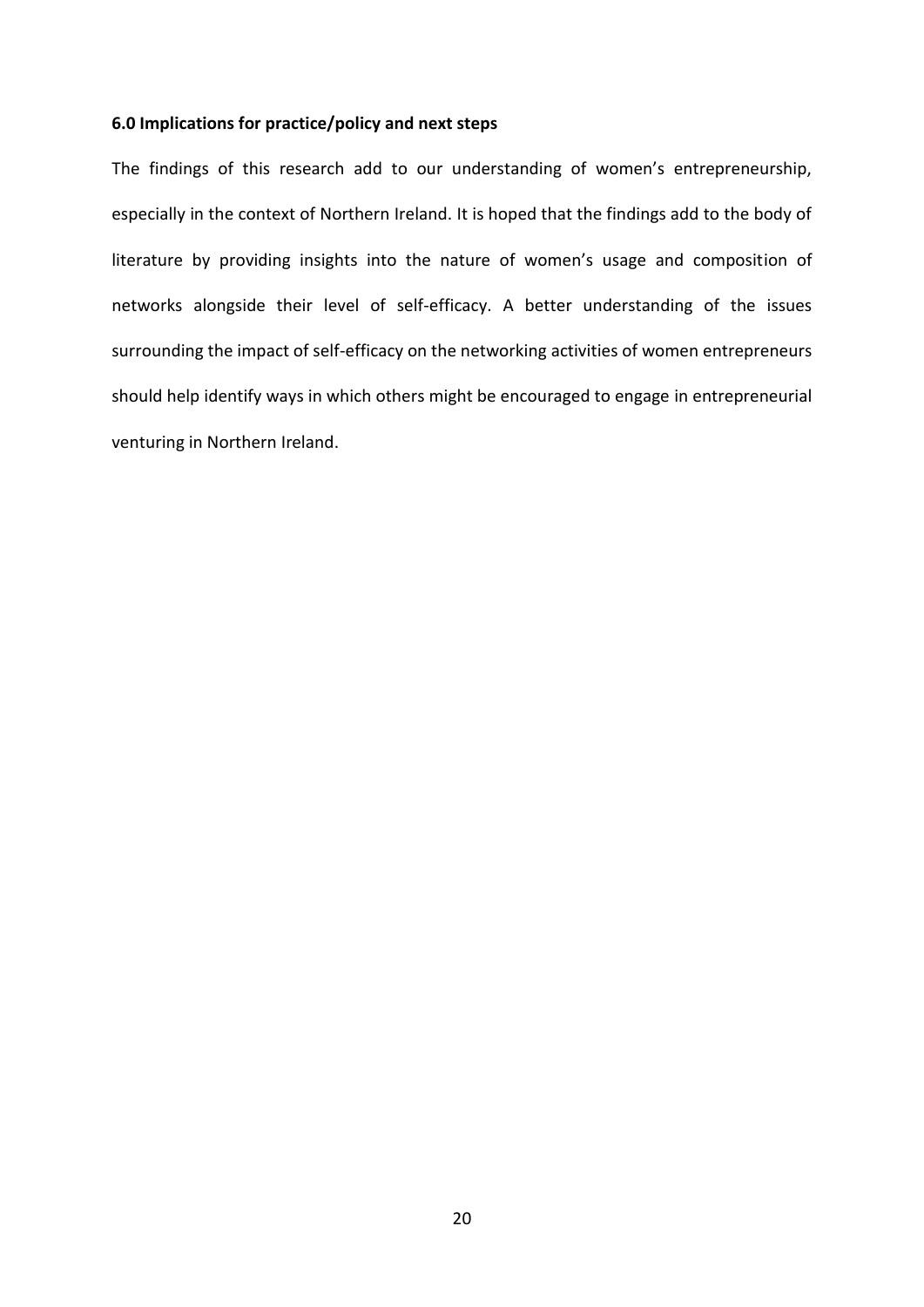**6.0 Implications for practice/policy and next steps**

The findings of this research add to our understanding of women's entrepreneurship, especially in the context of Northern Ireland. It is hoped that the findings add to the body of literature by providing insights into the nature of women's usage and composition of networks alongside their level of self-efficacy. A better understanding of the issues surrounding the impact of self-efficacy on the networking activities of women entrepreneurs should help identify ways in which others might be encouraged to engage in entrepreneurial venturing in Northern Ireland.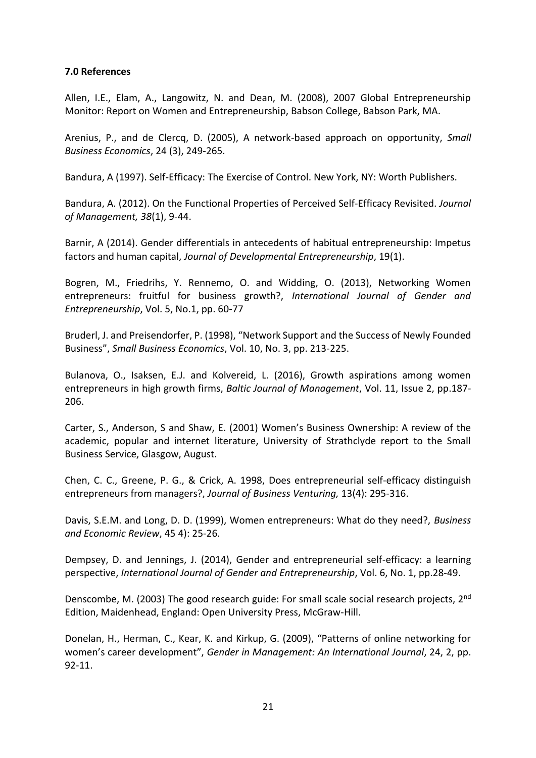**7.0 References**

Allen, I.E., Elam, A., Langowitz, N. and Dean, M. (2008), 2007 Global Entrepreneurship Monitor: Report on Women and Entrepreneurship, Babson College, Babson Park, MA.

Arenius, P., and de Clercq, D. (2005), A network-based approach on opportunity, *Small Business Economics*, 24 (3), 249-265.

Bandura, A (1997). Self-Efficacy: The Exercise of Control. New York, NY: Worth Publishers.

Bandura, A. (2012). On the Functional Properties of Perceived Self-Efficacy Revisited. *Journal of Management, 38*(1), 9-44.

Barnir, A (2014). Gender differentials in antecedents of habitual entrepreneurship: Impetus factors and human capital, *Journal of Developmental Entrepreneurship*, 19(1).

Bogren, M., Friedrihs, Y. Rennemo, O. and Widding, O. (2013), Networking Women entrepreneurs: fruitful for business growth?, *International Journal of Gender and Entrepreneurship*, Vol. 5, No.1, pp. 60-77

Bruderl, J. and Preisendorfer, P. (1998), "Network Support and the Success of Newly Founded Business", *Small Business Economics*, Vol. 10, No. 3, pp. 213-225.

Bulanova, O., Isaksen, E.J. and Kolvereid, L. (2016), Growth aspirations among women entrepreneurs in high growth firms, *Baltic Journal of Management*, Vol. 11, Issue 2, pp.187-206.

Carter, S., Anderson, S and Shaw, E. (2001) Women's Business Ownership: A review of the academic, popular and internet literature, University of Strathclyde report to the Small Business Service, Glasgow, August.

Chen, C. C., Greene, P. G., & Crick, A. 1998, Does entrepreneurial self-efficacy distinguish entrepreneurs from managers?, *Journal of Business Venturing,* 13(4): 295-316.

Davis, S.E.M. and Long, D. D. (1999), Women entrepreneurs: What do they need?, *Business and Economic Review*, 45 4): 25-26.

Dempsey, D. and Jennings, J. (2014), Gender and entrepreneurial self-efficacy: a learning perspective, *International Journal of Gender and Entrepreneurship*, Vol. 6, No. 1, pp.28-49.

Denscombe, M. (2003) The good research guide: For small scale social research projects, 2nd Edition, Maidenhead, England: Open University Press, McGraw-Hill.

Donelan, H., Herman, C., Kear, K. and Kirkup, G. (2009), "Patterns of online networking for women's career development", *Gender in Management: An International Journal*, 24, 2, pp. 92-11.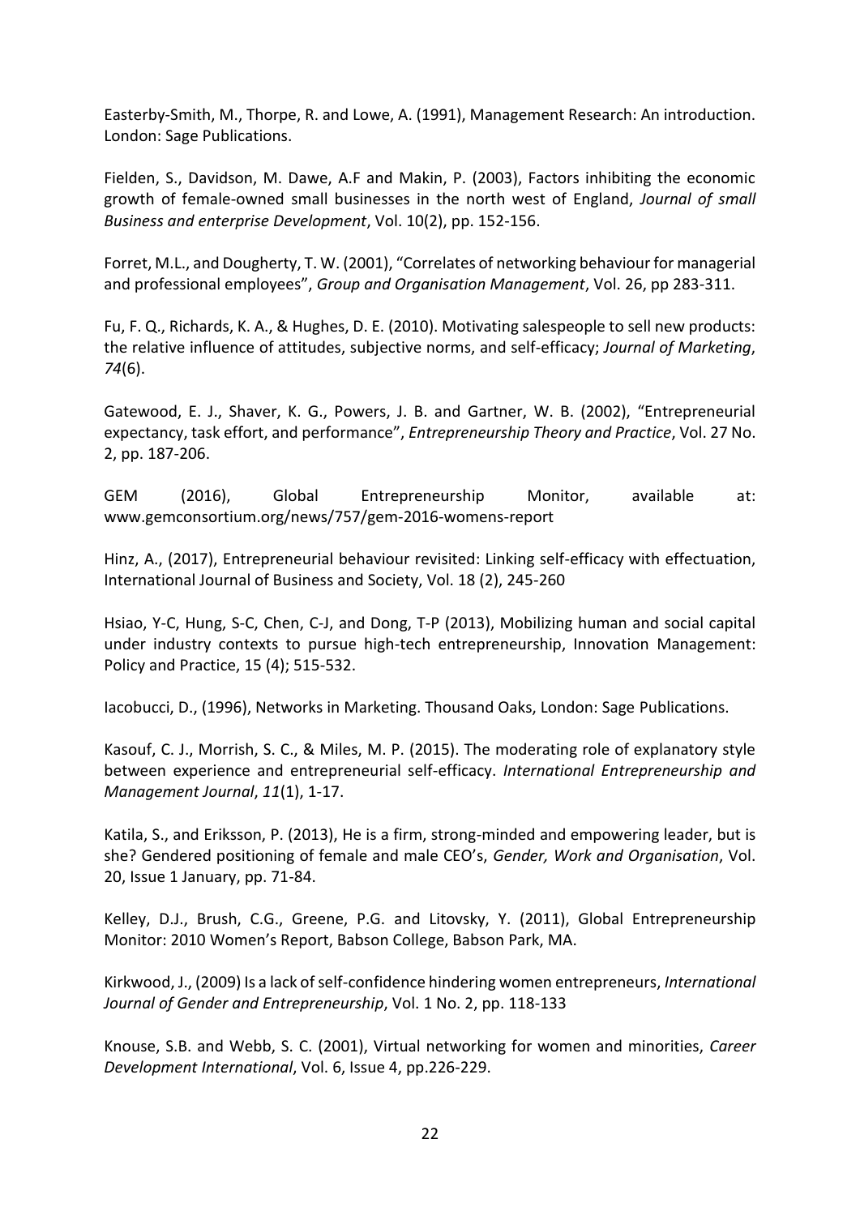Easterby-Smith, M., Thorpe, R. and Lowe, A. (1991), Management Research: An introduction. London: Sage Publications.

Fielden, S., Davidson, M. Dawe, A.F and Makin, P. (2003), Factors inhibiting the economic growth of female-owned small businesses in the north west of England, *Journal of small Business and enterprise Development*, Vol. 10(2), pp. 152-156.

Forret, M.L., and Dougherty, T. W. (2001), "Correlates of networking behaviour for managerial and professional employees", *Group and Organisation Management*, Vol. 26, pp 283-311.

Fu, F. Q., Richards, K. A., & Hughes, D. E. (2010). Motivating salespeople to sell new products: the relative influence of attitudes, subjective norms, and self-efficacy; *Journal of Marketing*, *74*(6).

Gatewood, E. J., Shaver, K. G., Powers, J. B. and Gartner, W. B. (2002), "Entrepreneurial expectancy, task effort, and performance", *Entrepreneurship Theory and Practice*, Vol. 27 No. 2, pp. 187-206.

GEM (2016), Global Entrepreneurship Monitor, available at: www.gemconsortium.org/news/757/gem-2016-womens-report

Hinz, A., (2017), Entrepreneurial behaviour revisited: Linking self-efficacy with effectuation, International Journal of Business and Society, Vol. 18 (2), 245-260

Hsiao, Y-C, Hung, S-C, Chen, C-J, and Dong, T-P (2013), Mobilizing human and social capital under industry contexts to pursue high-tech entrepreneurship, Innovation Management: Policy and Practice, 15 (4); 515-532.

Iacobucci, D., (1996), Networks in Marketing. Thousand Oaks, London: Sage Publications.

Kasouf, C. J., Morrish, S. C., & Miles, M. P. (2015). The moderating role of explanatory style between experience and entrepreneurial self-efficacy. *International Entrepreneurship and Management Journal*, *11*(1), 1-17.

Katila, S., and Eriksson, P. (2013), He is a firm, strong-minded and empowering leader, but is she? Gendered positioning of female and male CEO's, *Gender, Work and Organisation*, Vol. 20, Issue 1 January, pp. 71-84.

Kelley, D.J., Brush, C.G., Greene, P.G. and Litovsky, Y. (2011), Global Entrepreneurship Monitor: 2010 Women's Report, Babson College, Babson Park, MA.

Kirkwood, J., (2009) Is a lack of self-confidence hindering women entrepreneurs, *International Journal of Gender and Entrepreneurship*, Vol. 1 No. 2, pp. 118-133

Knouse, S.B. and Webb, S. C. (2001), Virtual networking for women and minorities, *Career Development International*, Vol. 6, Issue 4, pp.226-229.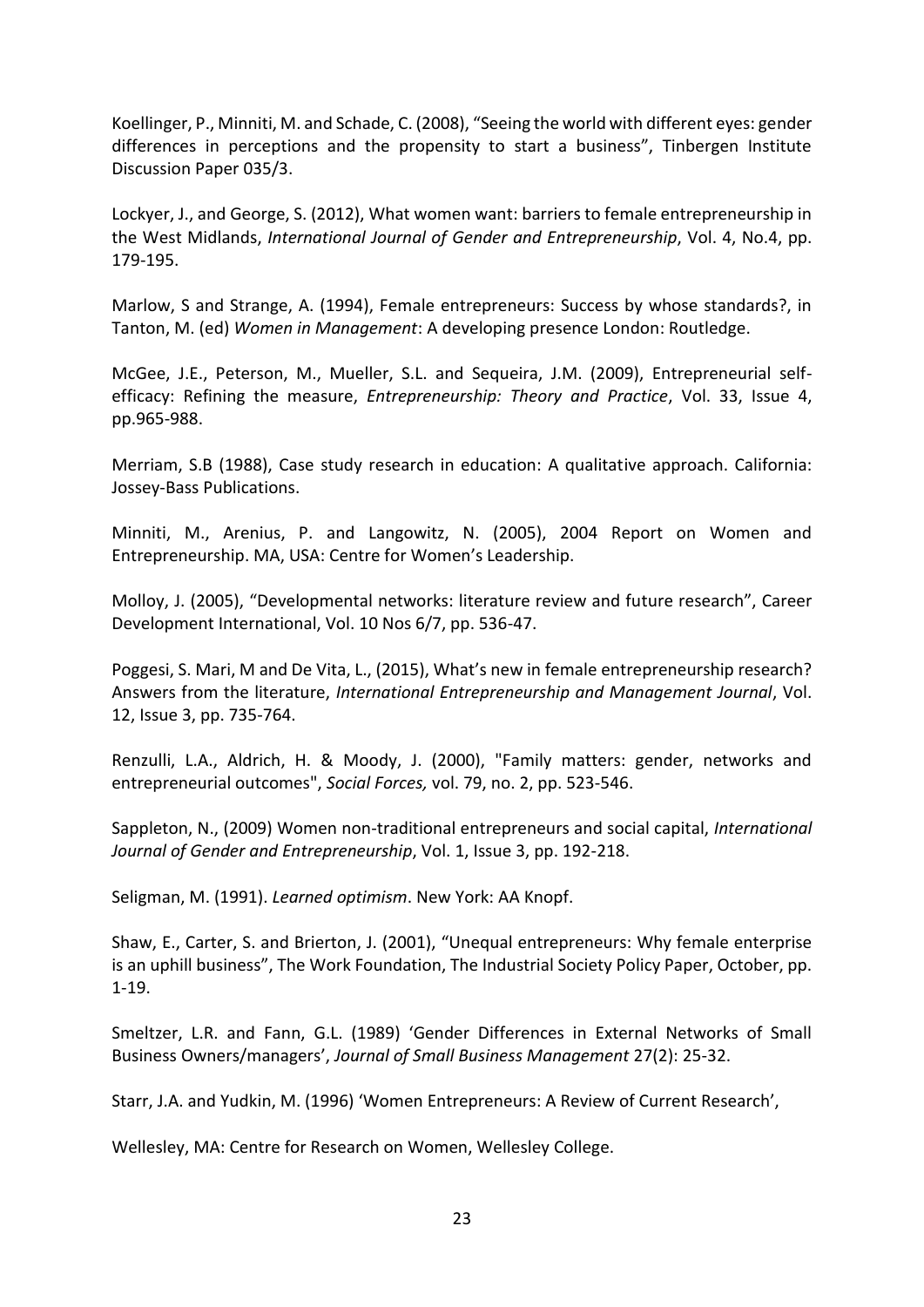Koellinger, P., Minniti, M. and Schade, C. (2008), "Seeing the world with different eyes: gender differences in perceptions and the propensity to start a business", Tinbergen Institute Discussion Paper 035/3.

Lockyer, J., and George, S. (2012), What women want: barriers to female entrepreneurship in the West Midlands, *International Journal of Gender and Entrepreneurship*, Vol. 4, No.4, pp. 179-195.

Marlow, S and Strange, A. (1994), Female entrepreneurs: Success by whose standards?, in Tanton, M. (ed) *Women in Management*: A developing presence London: Routledge.

McGee, J.E., Peterson, M., Mueller, S.L. and Sequeira, J.M. (2009), Entrepreneurial self-efficacy: Refining the measure, *Entrepreneurship: Theory and Practice*, Vol. 33, Issue 4, pp.965-988.

Merriam, S.B (1988), Case study research in education: A qualitative approach. California: Jossey-Bass Publications.

Minniti, M., Arenius, P. and Langowitz, N. (2005), 2004 Report on Women and Entrepreneurship. MA, USA: Centre for Women's Leadership.

Molloy, J. (2005), "Developmental networks: literature review and future research", Career Development International, Vol. 10 Nos 6/7, pp. 536-47.

Poggesi, S. Mari, M and De Vita, L., (2015), What's new in female entrepreneurship research? Answers from the literature, *International Entrepreneurship and Management Journal*, Vol. 12, Issue 3, pp. 735-764.

Renzulli, L.A., Aldrich, H. & Moody, J. (2000), "Family matters: gender, networks and entrepreneurial outcomes", *Social Forces,* vol. 79, no. 2, pp. 523-546.

Sappleton, N., (2009) Women non-traditional entrepreneurs and social capital, *International Journal of Gender and Entrepreneurship*, Vol. 1, Issue 3, pp. 192-218.

Seligman, M. (1991). *Learned optimism*. New York: AA Knopf.

Shaw, E., Carter, S. and Brierton, J. (2001), "Unequal entrepreneurs: Why female enterprise is an uphill business", The Work Foundation, The Industrial Society Policy Paper, October, pp. 1-19.

Smeltzer, L.R. and Fann, G.L. (1989) 'Gender Differences in External Networks of Small Business Owners/managers', *Journal of Small Business Management* 27(2): 25-32.

Starr, J.A. and Yudkin, M. (1996) 'Women Entrepreneurs: A Review of Current Research',

Wellesley, MA: Centre for Research on Women, Wellesley College.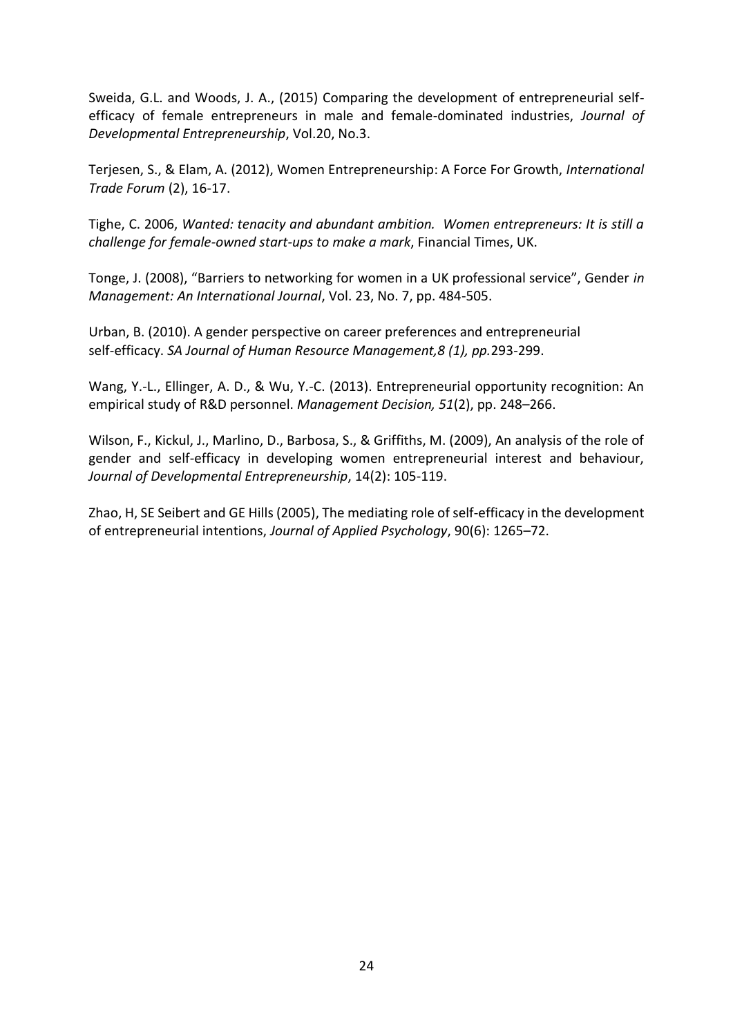Sweida, G.L. and Woods, J. A., (2015) Comparing the development of entrepreneurial self-efficacy of female entrepreneurs in male and female-dominated industries, *Journal of Developmental Entrepreneurship*, Vol.20, No.3.

Terjesen, S., & Elam, A. (2012), Women Entrepreneurship: A Force For Growth, *International Trade Forum* (2), 16-17.

Tighe, C. 2006, *Wanted: tenacity and abundant ambition. Women entrepreneurs: It is still a challenge for female-owned start-ups to make a mark*, Financial Times, UK.

Tonge, J. (2008), "Barriers to networking for women in a UK professional service", Gender *in Management: An International Journal*, Vol. 23, No. 7, pp. 484-505.

Urban, B. (2010). A gender perspective on career preferences and entrepreneurial self-efficacy. *SA Journal of Human Resource Management,8 (1), pp.*293-299.

Wang, Y.-L., Ellinger, A. D., & Wu, Y.-C. (2013). Entrepreneurial opportunity recognition: An empirical study of R&D personnel. *Management Decision, 51*(2), pp. 248–266.

Wilson, F., Kickul, J., Marlino, D., Barbosa, S., & Griffiths, M. (2009), An analysis of the role of gender and self-efficacy in developing women entrepreneurial interest and behaviour, *Journal of Developmental Entrepreneurship*, 14(2): 105-119.

Zhao, H, SE Seibert and GE Hills (2005), The mediating role of self-efficacy in the development of entrepreneurial intentions, *Journal of Applied Psychology*, 90(6): 1265–72.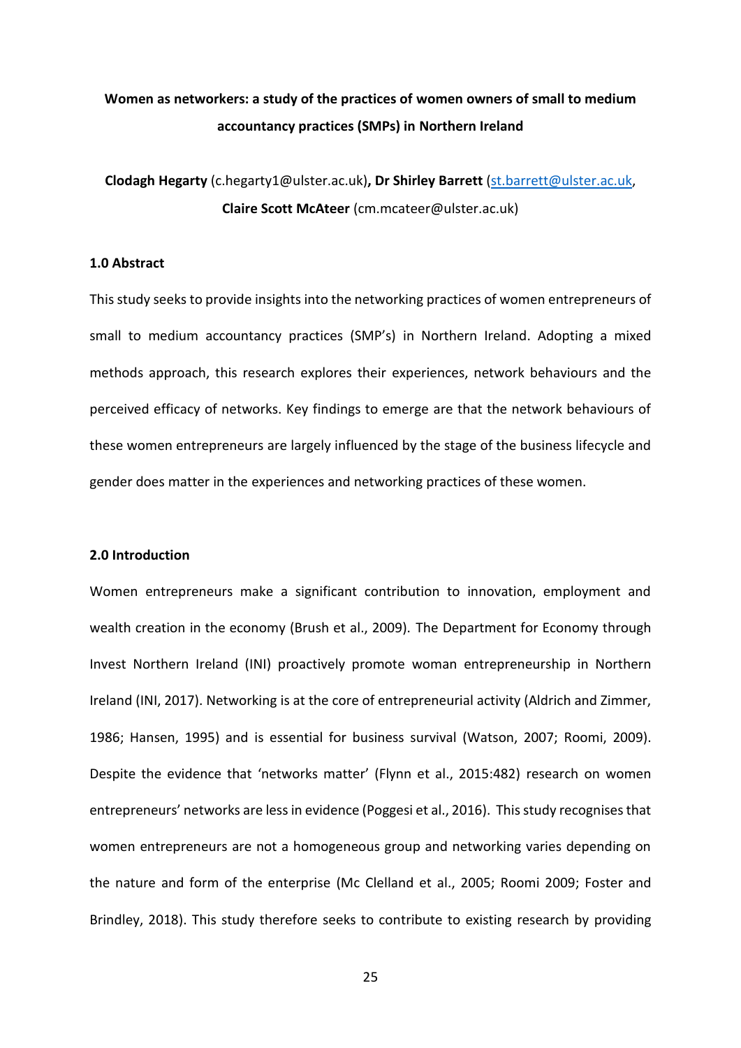**Women as networkers: a study of the practices of women owners of small to medium accountancy practices (SMPs) in Northern Ireland**

**Clodagh Hegarty** (c.hegarty1@ulster.ac.uk)**, Dr Shirley Barrett** (st.barrett@ulster.ac.uk, **Claire Scott McAteer** (cm.mcateer@ulster.ac.uk)

### 1.0 Abstract

This study seeks to provide insights into the networking practices of women entrepreneurs of small to medium accountancy practices (SMP's) in Northern Ireland. Adopting a mixed methods approach, this research explores their experiences, network behaviours and the perceived efficacy of networks. Key findings to emerge are that the network behaviours of these women entrepreneurs are largely influenced by the stage of the business lifecycle and gender does matter in the experiences and networking practices of these women.

### 2.0 Introduction

Women entrepreneurs make a significant contribution to innovation, employment and wealth creation in the economy (Brush et al., 2009). The Department for Economy through Invest Northern Ireland (INI) proactively promote woman entrepreneurship in Northern Ireland (INI, 2017). Networking is at the core of entrepreneurial activity (Aldrich and Zimmer, 1986; Hansen, 1995) and is essential for business survival (Watson, 2007; Roomi, 2009). Despite the evidence that 'networks matter' (Flynn et al., 2015:482) research on women entrepreneurs' networks are less in evidence (Poggesi et al., 2016). This study recognises that women entrepreneurs are not a homogeneous group and networking varies depending on the nature and form of the enterprise (Mc Clelland et al., 2005; Roomi 2009; Foster and Brindley, 2018). This study therefore seeks to contribute to existing research by providing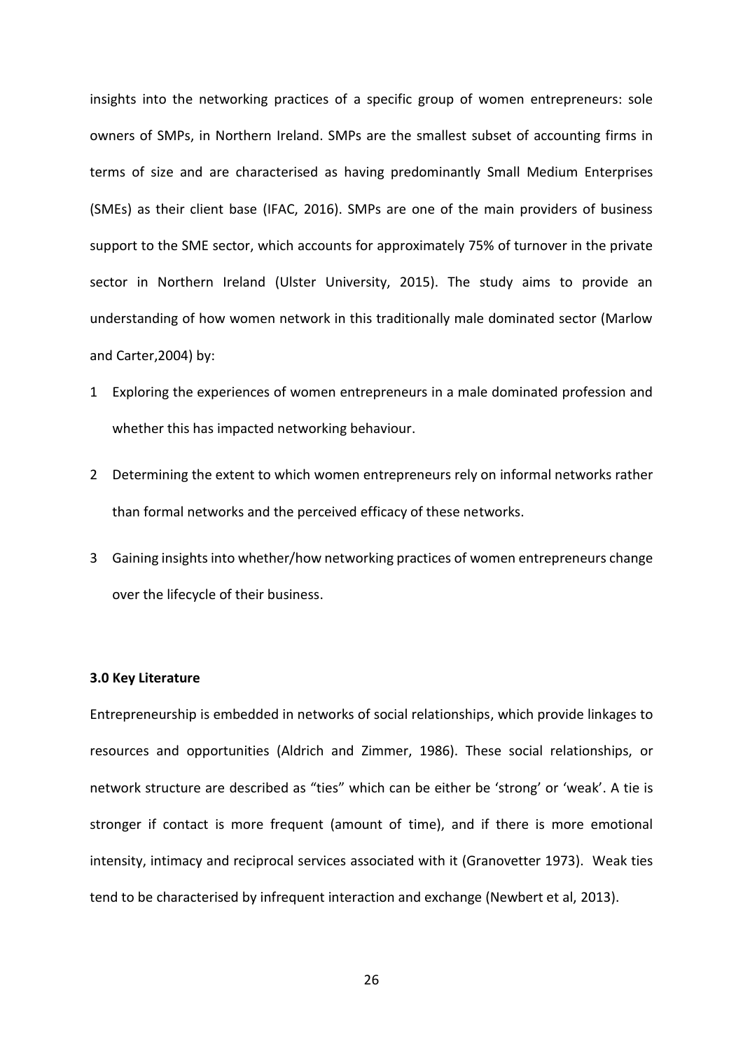insights into the networking practices of a specific group of women entrepreneurs: sole owners of SMPs, in Northern Ireland. SMPs are the smallest subset of accounting firms in terms of size and are characterised as having predominantly Small Medium Enterprises (SMEs) as their client base (IFAC, 2016). SMPs are one of the main providers of business support to the SME sector, which accounts for approximately 75% of turnover in the private sector in Northern Ireland (Ulster University, 2015). The study aims to provide an understanding of how women network in this traditionally male dominated sector (Marlow and Carter,2004) by:

1. Exploring the experiences of women entrepreneurs in a male dominated profession and whether this has impacted networking behaviour.
2. Determining the extent to which women entrepreneurs rely on informal networks rather than formal networks and the perceived efficacy of these networks.
3. Gaining insights into whether/how networking practices of women entrepreneurs change over the lifecycle of their business.

**3.0 Key Literature**

Entrepreneurship is embedded in networks of social relationships, which provide linkages to resources and opportunities (Aldrich and Zimmer, 1986). These social relationships, or network structure are described as "ties" which can be either be 'strong' or 'weak'. A tie is stronger if contact is more frequent (amount of time), and if there is more emotional intensity, intimacy and reciprocal services associated with it (Granovetter 1973). Weak ties tend to be characterised by infrequent interaction and exchange (Newbert et al, 2013).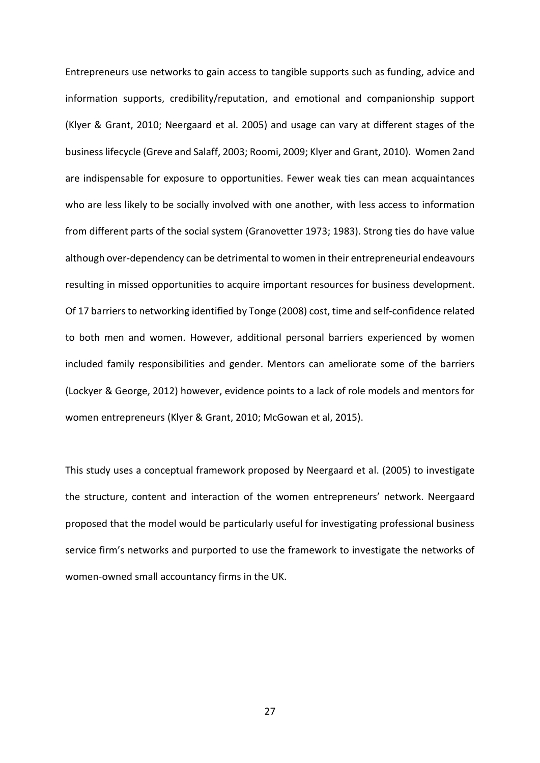Entrepreneurs use networks to gain access to tangible supports such as funding, advice and information supports, credibility/reputation, and emotional and companionship support (Klyer & Grant, 2010; Neergaard et al. 2005) and usage can vary at different stages of the business lifecycle (Greve and Salaff, 2003; Roomi, 2009; Klyer and Grant, 2010). Women 2and are indispensable for exposure to opportunities. Fewer weak ties can mean acquaintances who are less likely to be socially involved with one another, with less access to information from different parts of the social system (Granovetter 1973; 1983). Strong ties do have value although over-dependency can be detrimental to women in their entrepreneurial endeavours resulting in missed opportunities to acquire important resources for business development. Of 17 barriers to networking identified by Tonge (2008) cost, time and self-confidence related to both men and women. However, additional personal barriers experienced by women included family responsibilities and gender. Mentors can ameliorate some of the barriers (Lockyer & George, 2012) however, evidence points to a lack of role models and mentors for women entrepreneurs (Klyer & Grant, 2010; McGowan et al, 2015).

This study uses a conceptual framework proposed by Neergaard et al. (2005) to investigate the structure, content and interaction of the women entrepreneurs' network. Neergaard proposed that the model would be particularly useful for investigating professional business service firm's networks and purported to use the framework to investigate the networks of women-owned small accountancy firms in the UK.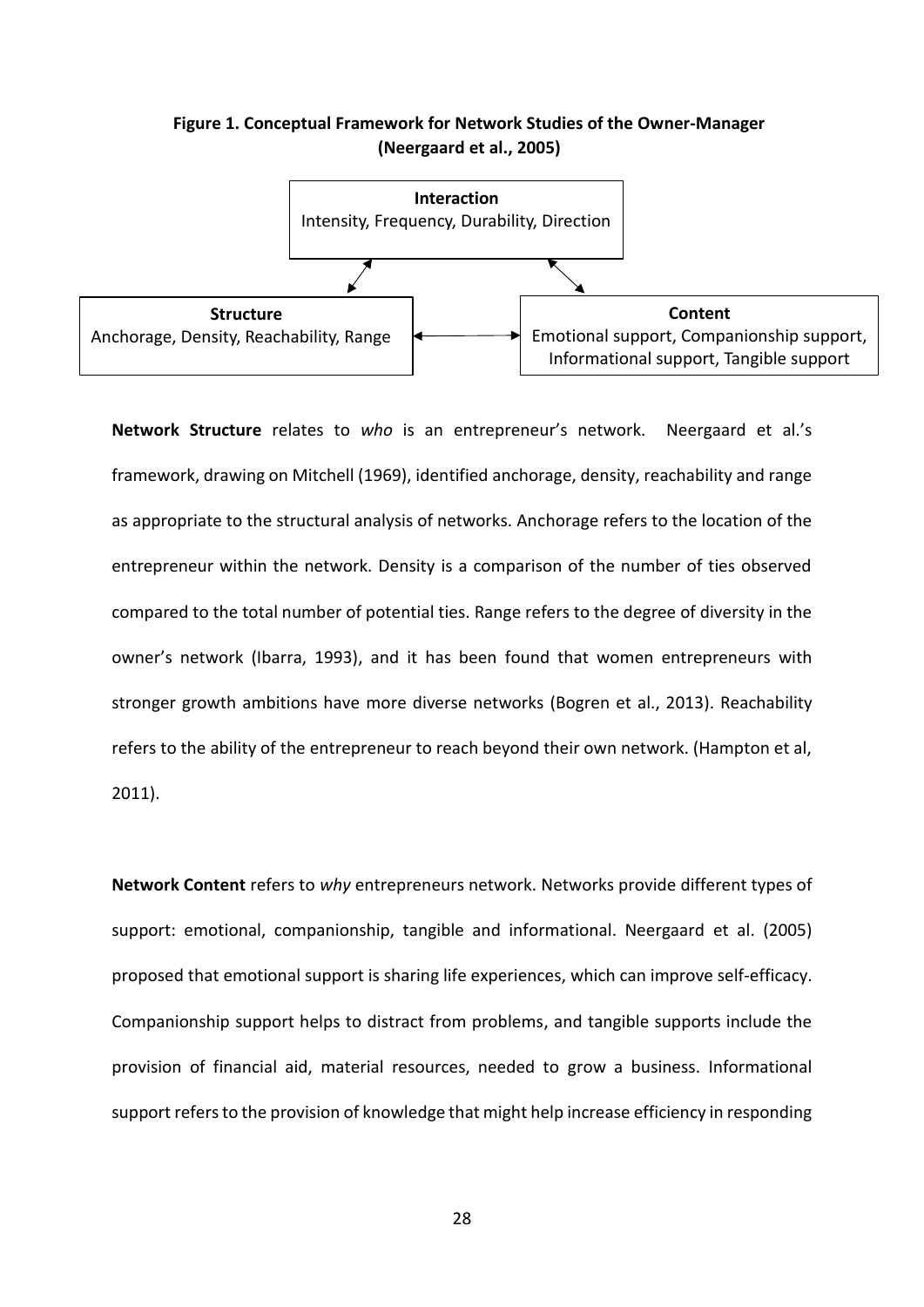**Figure 1. Conceptual Framework for Network Studies of the Owner-Manager (Neergaard et al., 2005)**

**Interaction**
Intensity, Frequency, Durability, Direction

**Structure**
Anchorage, Density, Reachability, Range

**Content**
Emotional support, Companionship support, Informational support, Tangible support

**Network Structure** relates to *who* is an entrepreneur's network. Neergaard et al.'s framework, drawing on Mitchell (1969), identified anchorage, density, reachability and range as appropriate to the structural analysis of networks. Anchorage refers to the location of the entrepreneur within the network. Density is a comparison of the number of ties observed compared to the total number of potential ties. Range refers to the degree of diversity in the owner's network (Ibarra, 1993), and it has been found that women entrepreneurs with stronger growth ambitions have more diverse networks (Bogren et al., 2013). Reachability refers to the ability of the entrepreneur to reach beyond their own network. (Hampton et al, 2011).

**Network Content** refers to *why* entrepreneurs network. Networks provide different types of support: emotional, companionship, tangible and informational. Neergaard et al. (2005) proposed that emotional support is sharing life experiences, which can improve self-efficacy. Companionship support helps to distract from problems, and tangible supports include the provision of financial aid, material resources, needed to grow a business. Informational support refers to the provision of knowledge that might help increase efficiency in responding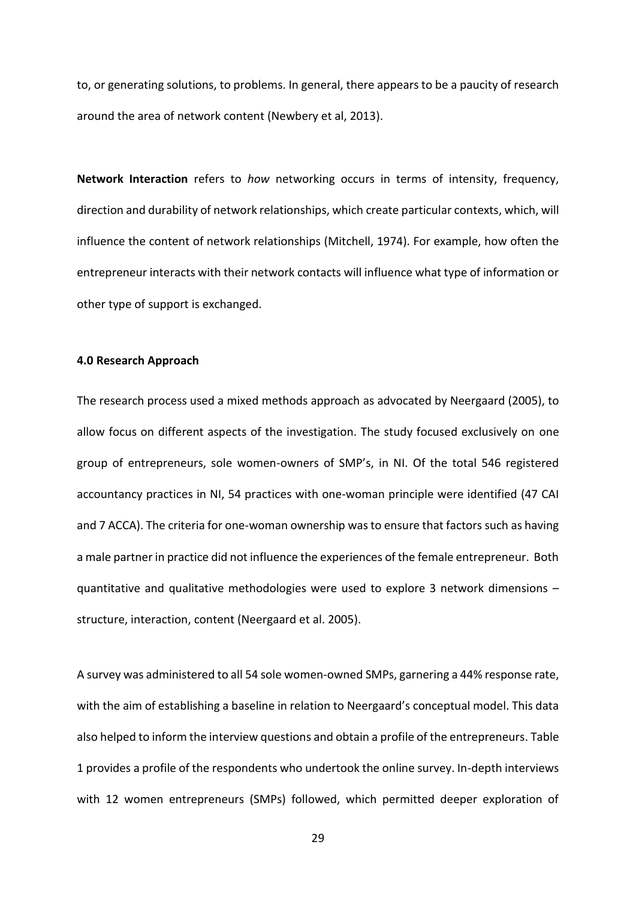to, or generating solutions, to problems. In general, there appears to be a paucity of research around the area of network content (Newbery et al, 2013).

**Network Interaction** refers to *how* networking occurs in terms of intensity, frequency, direction and durability of network relationships, which create particular contexts, which, will influence the content of network relationships (Mitchell, 1974). For example, how often the entrepreneur interacts with their network contacts will influence what type of information or other type of support is exchanged.

### 4.0 Research Approach

The research process used a mixed methods approach as advocated by Neergaard (2005), to allow focus on different aspects of the investigation. The study focused exclusively on one group of entrepreneurs, sole women-owners of SMP's, in NI. Of the total 546 registered accountancy practices in NI, 54 practices with one-woman principle were identified (47 CAI and 7 ACCA). The criteria for one-woman ownership was to ensure that factors such as having a male partner in practice did not influence the experiences of the female entrepreneur. Both quantitative and qualitative methodologies were used to explore 3 network dimensions – structure, interaction, content (Neergaard et al. 2005).

A survey was administered to all 54 sole women-owned SMPs, garnering a 44% response rate, with the aim of establishing a baseline in relation to Neergaard's conceptual model. This data also helped to inform the interview questions and obtain a profile of the entrepreneurs. Table 1 provides a profile of the respondents who undertook the online survey. In-depth interviews with 12 women entrepreneurs (SMPs) followed, which permitted deeper exploration of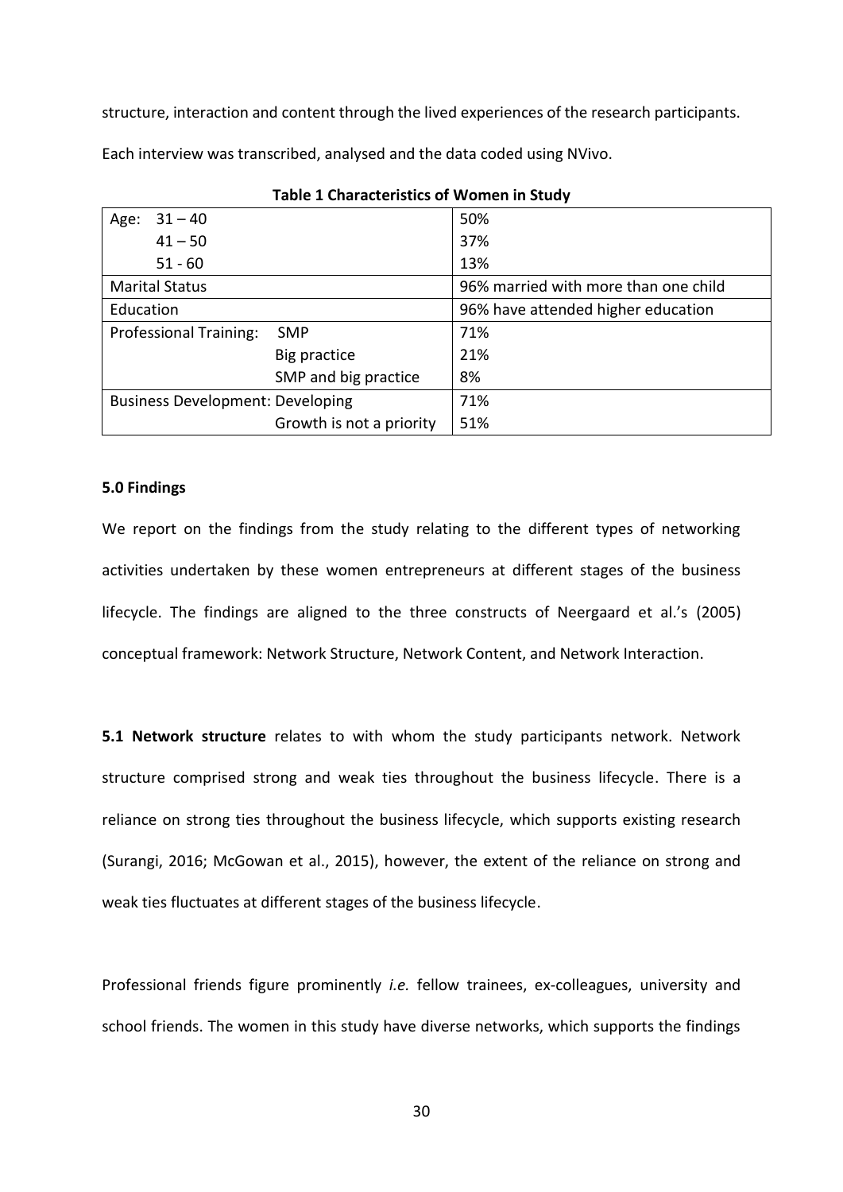structure, interaction and content through the lived experiences of the research participants. Each interview was transcribed, analysed and the data coded using NVivo.

**Table 1 Characteristics of Women in Study**

| | | |
|---|---|---|
| Age: 31 – 40 | | 50% |
| 41 – 50 | | 37% |
| 51 - 60 | | 13% |
| Marital Status | | 96% married with more than one child |
| Education | | 96% have attended higher education |
| Professional Training: | SMP | 71% |
| | Big practice | 21% |
| | SMP and big practice | 8% |
| Business Development: | Developing | 71% |
| | Growth is not a priority | 51% |

### 5.0 Findings

We report on the findings from the study relating to the different types of networking activities undertaken by these women entrepreneurs at different stages of the business lifecycle. The findings are aligned to the three constructs of Neergaard et al.'s (2005) conceptual framework: Network Structure, Network Content, and Network Interaction.

**5.1 Network structure** relates to with whom the study participants network. Network structure comprised strong and weak ties throughout the business lifecycle. There is a reliance on strong ties throughout the business lifecycle, which supports existing research (Surangi, 2016; McGowan et al., 2015), however, the extent of the reliance on strong and weak ties fluctuates at different stages of the business lifecycle.

Professional friends figure prominently *i.e.* fellow trainees, ex-colleagues, university and school friends. The women in this study have diverse networks, which supports the findings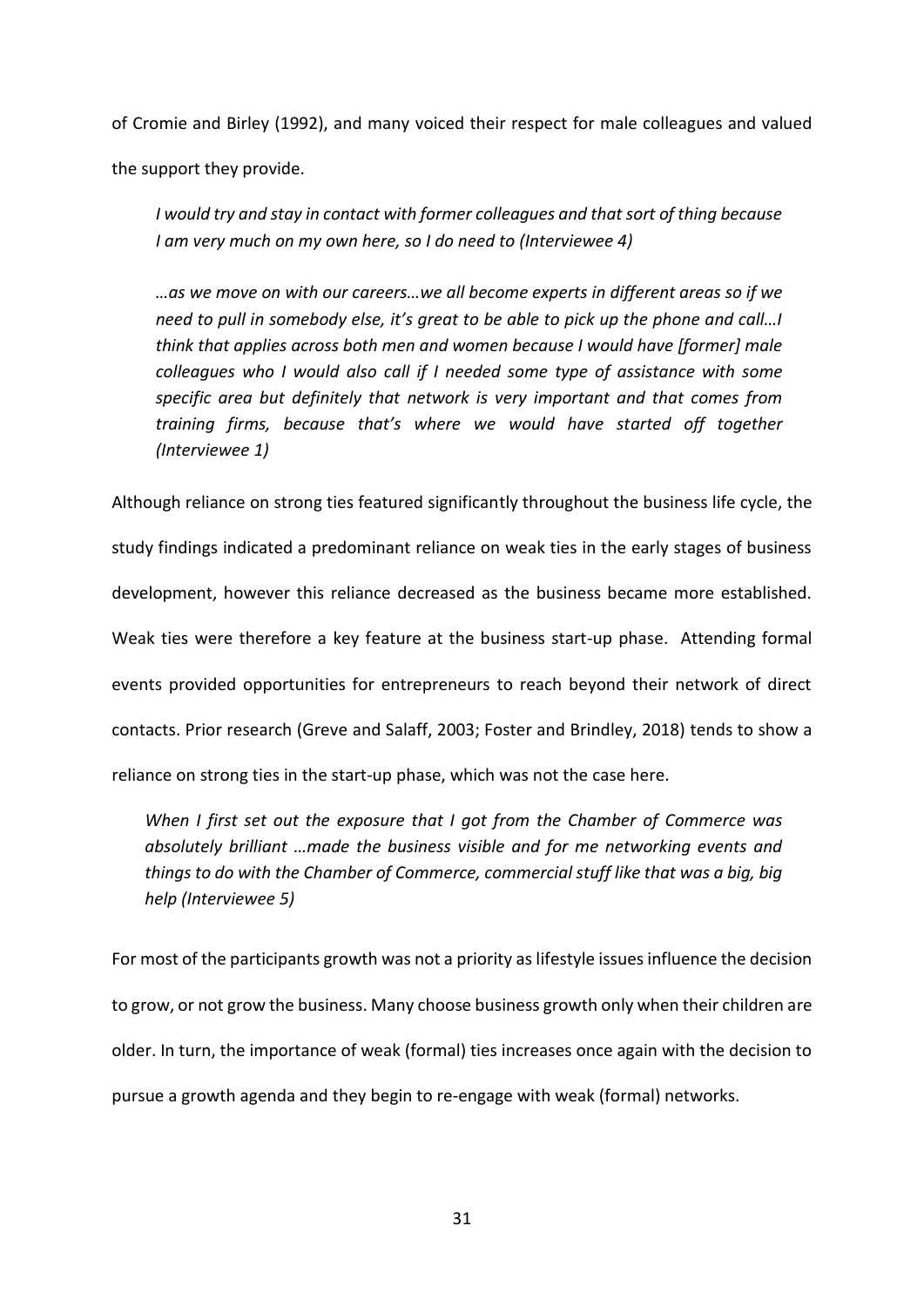of Cromie and Birley (1992), and many voiced their respect for male colleagues and valued the support they provide.

> *I would try and stay in contact with former colleagues and that sort of thing because I am very much on my own here, so I do need to (Interviewee 4)*

> *…as we move on with our careers…we all become experts in different areas so if we need to pull in somebody else, it's great to be able to pick up the phone and call…I think that applies across both men and women because I would have [former] male colleagues who I would also call if I needed some type of assistance with some specific area but definitely that network is very important and that comes from training firms, because that's where we would have started off together (Interviewee 1)*

Although reliance on strong ties featured significantly throughout the business life cycle, the study findings indicated a predominant reliance on weak ties in the early stages of business development, however this reliance decreased as the business became more established. Weak ties were therefore a key feature at the business start-up phase. Attending formal events provided opportunities for entrepreneurs to reach beyond their network of direct contacts. Prior research (Greve and Salaff, 2003; Foster and Brindley, 2018) tends to show a reliance on strong ties in the start-up phase, which was not the case here.

> *When I first set out the exposure that I got from the Chamber of Commerce was absolutely brilliant …made the business visible and for me networking events and things to do with the Chamber of Commerce, commercial stuff like that was a big, big help (Interviewee 5)*

For most of the participants growth was not a priority as lifestyle issues influence the decision to grow, or not grow the business. Many choose business growth only when their children are older. In turn, the importance of weak (formal) ties increases once again with the decision to pursue a growth agenda and they begin to re-engage with weak (formal) networks.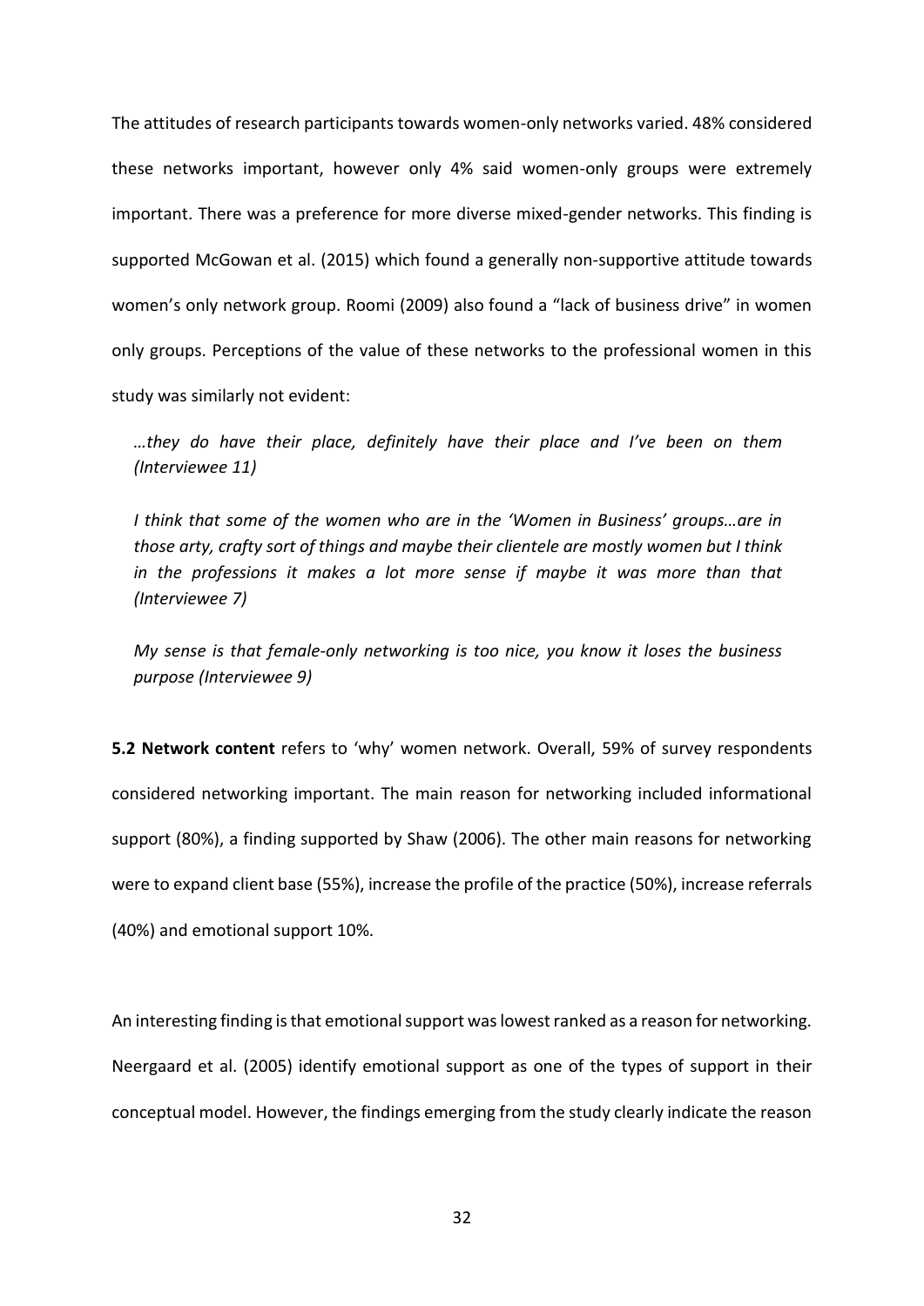The attitudes of research participants towards women-only networks varied. 48% considered these networks important, however only 4% said women-only groups were extremely important. There was a preference for more diverse mixed-gender networks. This finding is supported McGowan et al. (2015) which found a generally non-supportive attitude towards women's only network group. Roomi (2009) also found a "lack of business drive" in women only groups. Perceptions of the value of these networks to the professional women in this study was similarly not evident:

> *…they do have their place, definitely have their place and I've been on them (Interviewee 11)*

> *I think that some of the women who are in the 'Women in Business' groups…are in those arty, crafty sort of things and maybe their clientele are mostly women but I think in the professions it makes a lot more sense if maybe it was more than that (Interviewee 7)*

> *My sense is that female-only networking is too nice, you know it loses the business purpose (Interviewee 9)*

**5.2 Network content** refers to 'why' women network. Overall, 59% of survey respondents considered networking important. The main reason for networking included informational support (80%), a finding supported by Shaw (2006). The other main reasons for networking were to expand client base (55%), increase the profile of the practice (50%), increase referrals (40%) and emotional support 10%.

An interesting finding is that emotional support was lowest ranked as a reason for networking. Neergaard et al. (2005) identify emotional support as one of the types of support in their conceptual model. However, the findings emerging from the study clearly indicate the reason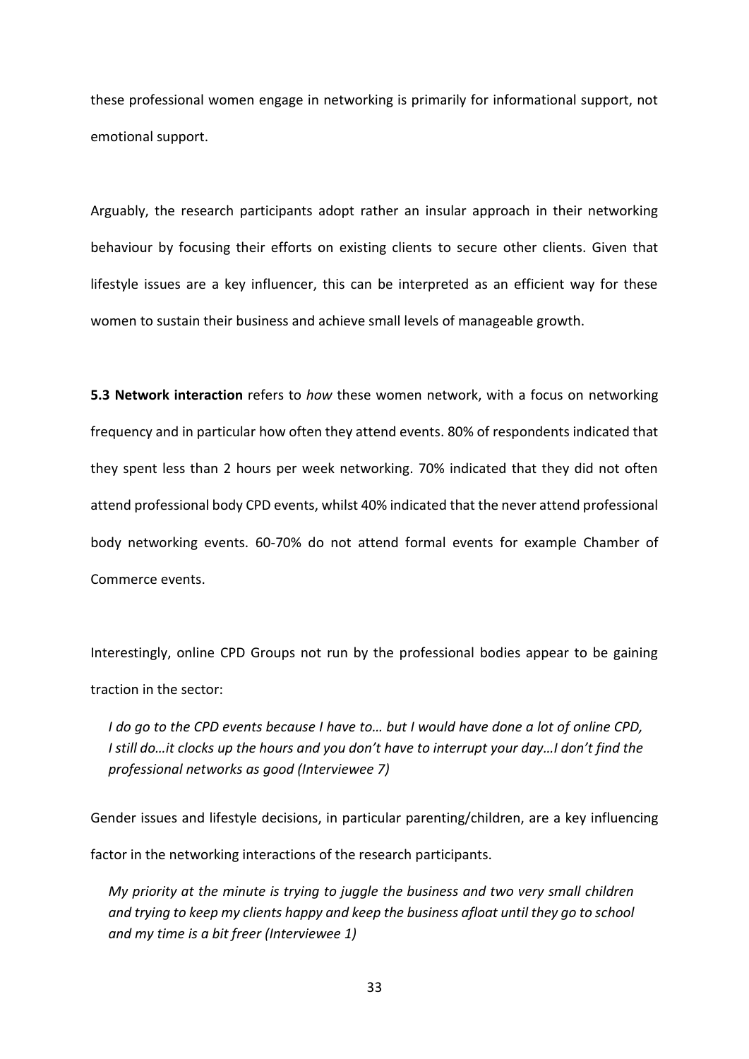these professional women engage in networking is primarily for informational support, not emotional support.

Arguably, the research participants adopt rather an insular approach in their networking behaviour by focusing their efforts on existing clients to secure other clients. Given that lifestyle issues are a key influencer, this can be interpreted as an efficient way for these women to sustain their business and achieve small levels of manageable growth.

**5.3 Network interaction** refers to *how* these women network, with a focus on networking frequency and in particular how often they attend events. 80% of respondents indicated that they spent less than 2 hours per week networking. 70% indicated that they did not often attend professional body CPD events, whilst 40% indicated that the never attend professional body networking events. 60-70% do not attend formal events for example Chamber of Commerce events.

Interestingly, online CPD Groups not run by the professional bodies appear to be gaining traction in the sector:

> *I do go to the CPD events because I have to… but I would have done a lot of online CPD, I still do…it clocks up the hours and you don't have to interrupt your day…I don't find the professional networks as good (Interviewee 7)*

Gender issues and lifestyle decisions, in particular parenting/children, are a key influencing factor in the networking interactions of the research participants.

> *My priority at the minute is trying to juggle the business and two very small children and trying to keep my clients happy and keep the business afloat until they go to school and my time is a bit freer (Interviewee 1)*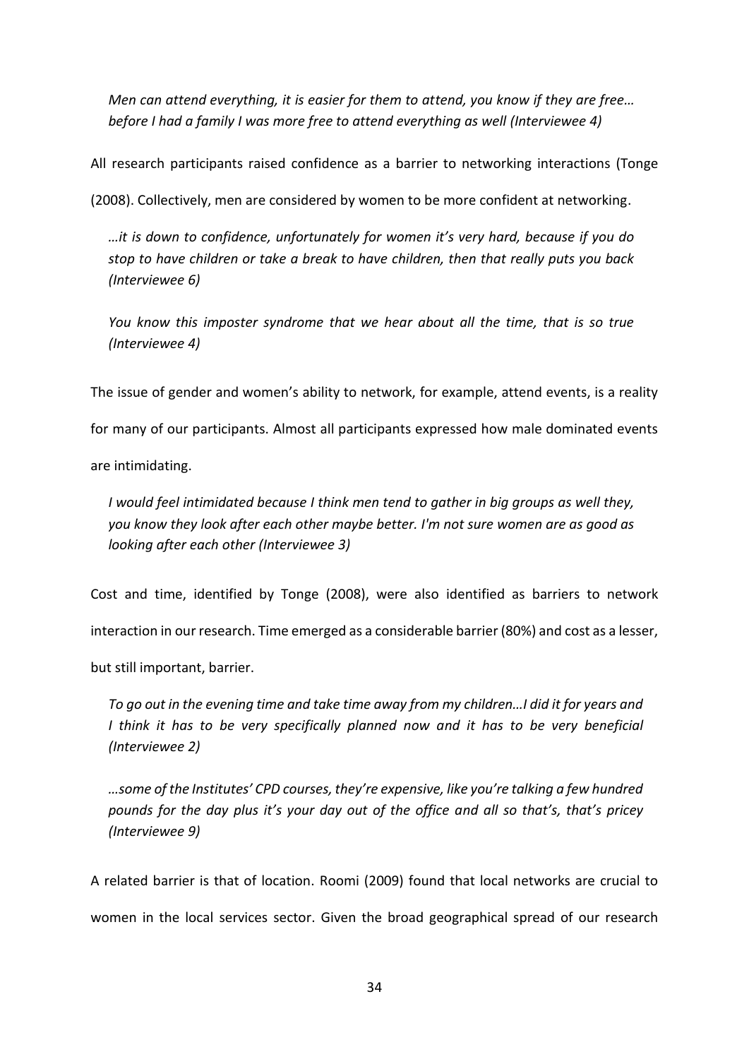*Men can attend everything, it is easier for them to attend, you know if they are free… before I had a family I was more free to attend everything as well (Interviewee 4)*

All research participants raised confidence as a barrier to networking interactions (Tonge (2008). Collectively, men are considered by women to be more confident at networking.

*…it is down to confidence, unfortunately for women it's very hard, because if you do stop to have children or take a break to have children, then that really puts you back (Interviewee 6)*

*You know this imposter syndrome that we hear about all the time, that is so true (Interviewee 4)*

The issue of gender and women's ability to network, for example, attend events, is a reality for many of our participants. Almost all participants expressed how male dominated events are intimidating.

*I would feel intimidated because I think men tend to gather in big groups as well they, you know they look after each other maybe better. I'm not sure women are as good as looking after each other (Interviewee 3)*

Cost and time, identified by Tonge (2008), were also identified as barriers to network interaction in our research. Time emerged as a considerable barrier (80%) and cost as a lesser, but still important, barrier.

*To go out in the evening time and take time away from my children…I did it for years and I think it has to be very specifically planned now and it has to be very beneficial (Interviewee 2)*

*…some of the Institutes' CPD courses, they're expensive, like you're talking a few hundred pounds for the day plus it's your day out of the office and all so that's, that's pricey (Interviewee 9)*

A related barrier is that of location. Roomi (2009) found that local networks are crucial to women in the local services sector. Given the broad geographical spread of our research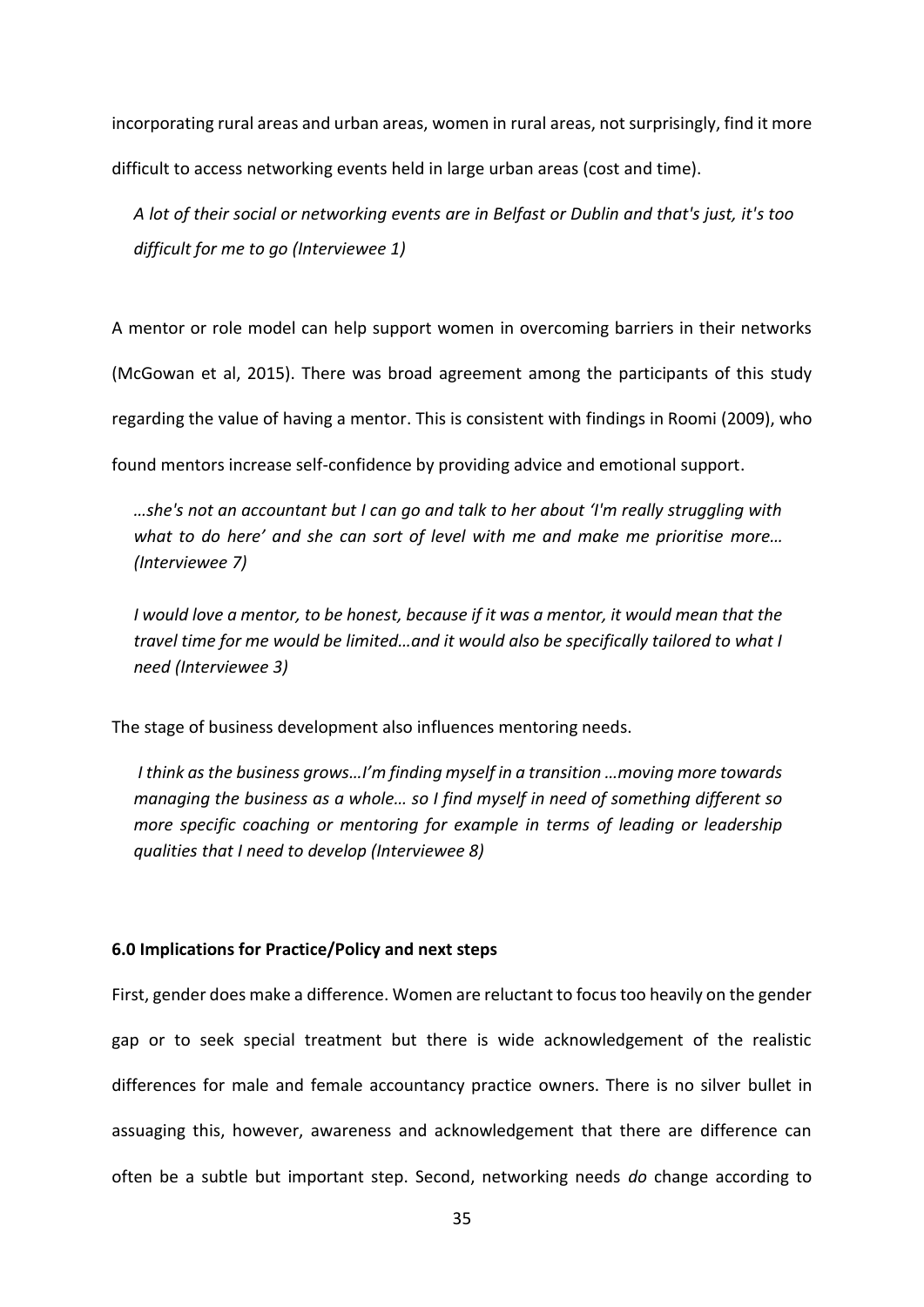incorporating rural areas and urban areas, women in rural areas, not surprisingly, find it more difficult to access networking events held in large urban areas (cost and time).

> *A lot of their social or networking events are in Belfast or Dublin and that's just, it's too difficult for me to go (Interviewee 1)*

A mentor or role model can help support women in overcoming barriers in their networks (McGowan et al, 2015). There was broad agreement among the participants of this study regarding the value of having a mentor. This is consistent with findings in Roomi (2009), who found mentors increase self-confidence by providing advice and emotional support.

> *…she's not an accountant but I can go and talk to her about 'I'm really struggling with what to do here' and she can sort of level with me and make me prioritise more… (Interviewee 7)*

> *I would love a mentor, to be honest, because if it was a mentor, it would mean that the travel time for me would be limited…and it would also be specifically tailored to what I need (Interviewee 3)*

The stage of business development also influences mentoring needs.

> *I think as the business grows…I'm finding myself in a transition …moving more towards managing the business as a whole… so I find myself in need of something different so more specific coaching or mentoring for example in terms of leading or leadership qualities that I need to develop (Interviewee 8)*

**6.0 Implications for Practice/Policy and next steps**

First, gender does make a difference. Women are reluctant to focus too heavily on the gender gap or to seek special treatment but there is wide acknowledgement of the realistic differences for male and female accountancy practice owners. There is no silver bullet in assuaging this, however, awareness and acknowledgement that there are difference can often be a subtle but important step. Second, networking needs *do* change according to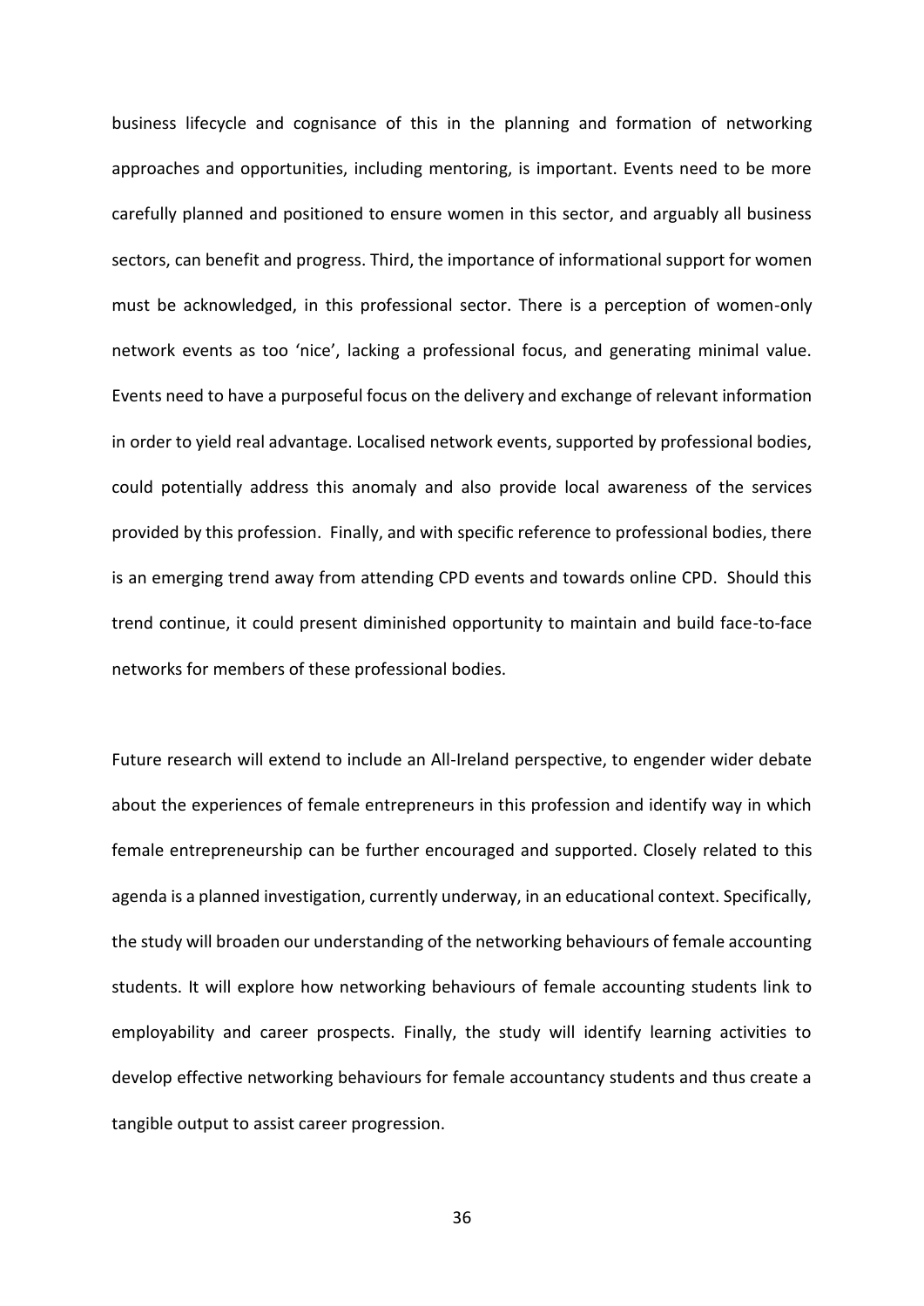business lifecycle and cognisance of this in the planning and formation of networking approaches and opportunities, including mentoring, is important. Events need to be more carefully planned and positioned to ensure women in this sector, and arguably all business sectors, can benefit and progress. Third, the importance of informational support for women must be acknowledged, in this professional sector. There is a perception of women-only network events as too 'nice', lacking a professional focus, and generating minimal value. Events need to have a purposeful focus on the delivery and exchange of relevant information in order to yield real advantage. Localised network events, supported by professional bodies, could potentially address this anomaly and also provide local awareness of the services provided by this profession. Finally, and with specific reference to professional bodies, there is an emerging trend away from attending CPD events and towards online CPD. Should this trend continue, it could present diminished opportunity to maintain and build face-to-face networks for members of these professional bodies.

Future research will extend to include an All-Ireland perspective, to engender wider debate about the experiences of female entrepreneurs in this profession and identify way in which female entrepreneurship can be further encouraged and supported. Closely related to this agenda is a planned investigation, currently underway, in an educational context. Specifically, the study will broaden our understanding of the networking behaviours of female accounting students. It will explore how networking behaviours of female accounting students link to employability and career prospects. Finally, the study will identify learning activities to develop effective networking behaviours for female accountancy students and thus create a tangible output to assist career progression.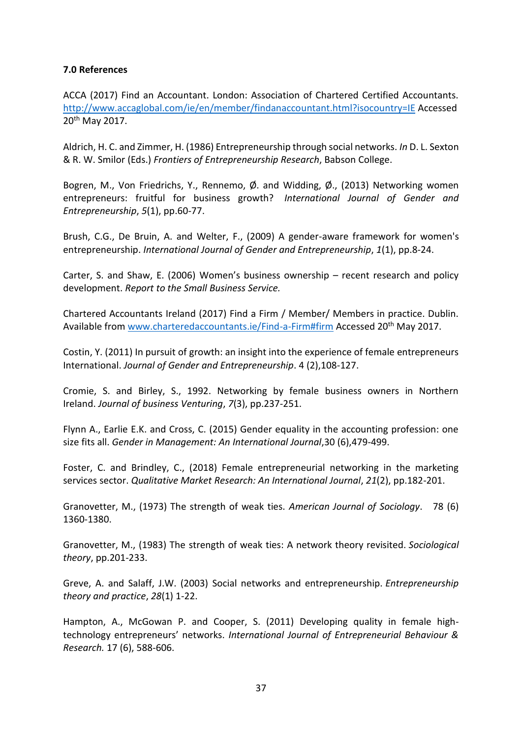**7.0 References**

ACCA (2017) Find an Accountant. London: Association of Chartered Certified Accountants. http://www.accaglobal.com/ie/en/member/findanaccountant.html?isocountry=IE Accessed 20th May 2017.

Aldrich, H. C. and Zimmer, H. (1986) Entrepreneurship through social networks. *In* D. L. Sexton & R. W. Smilor (Eds.) *Frontiers of Entrepreneurship Research*, Babson College.

Bogren, M., Von Friedrichs, Y., Rennemo, Ø. and Widding, Ø., (2013) Networking women entrepreneurs: fruitful for business growth? *International Journal of Gender and Entrepreneurship*, *5*(1), pp.60-77.

Brush, C.G., De Bruin, A. and Welter, F., (2009) A gender-aware framework for women's entrepreneurship. *International Journal of Gender and Entrepreneurship*, *1*(1), pp.8-24.

Carter, S. and Shaw, E. (2006) Women's business ownership – recent research and policy development. *Report to the Small Business Service.*

Chartered Accountants Ireland (2017) Find a Firm / Member/ Members in practice. Dublin. Available from www.charteredaccountants.ie/Find-a-Firm#firm Accessed 20th May 2017.

Costin, Y. (2011) In pursuit of growth: an insight into the experience of female entrepreneurs International. *Journal of Gender and Entrepreneurship*. 4 (2),108-127.

Cromie, S. and Birley, S., 1992. Networking by female business owners in Northern Ireland. *Journal of business Venturing*, *7*(3), pp.237-251.

Flynn A., Earlie E.K. and Cross, C. (2015) Gender equality in the accounting profession: one size fits all. *Gender in Management: An International Journal*,30 (6),479-499.

Foster, C. and Brindley, C., (2018) Female entrepreneurial networking in the marketing services sector. *Qualitative Market Research: An International Journal*, *21*(2), pp.182-201.

Granovetter, M., (1973) The strength of weak ties. *American Journal of Sociology*. 78 (6) 1360-1380.

Granovetter, M., (1983) The strength of weak ties: A network theory revisited. *Sociological theory*, pp.201-233.

Greve, A. and Salaff, J.W. (2003) Social networks and entrepreneurship. *Entrepreneurship theory and practice*, *28*(1) 1-22.

Hampton, A., McGowan P. and Cooper, S. (2011) Developing quality in female high-technology entrepreneurs' networks. *International Journal of Entrepreneurial Behaviour & Research.* 17 (6), 588-606.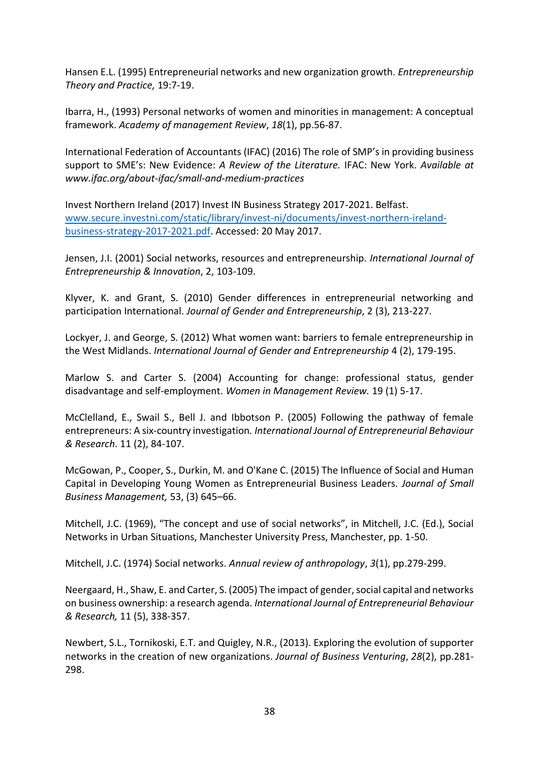Hansen E.L. (1995) Entrepreneurial networks and new organization growth. *Entrepreneurship Theory and Practice,* 19:7-19.

Ibarra, H., (1993) Personal networks of women and minorities in management: A conceptual framework. *Academy of management Review*, *18*(1), pp.56-87.

International Federation of Accountants (IFAC) (2016) The role of SMP's in providing business support to SME's: New Evidence: *A Review of the Literature.* IFAC: New York. *Available at www.ifac.org/about-ifac/small-and-medium-practices*

Invest Northern Ireland (2017) Invest IN Business Strategy 2017-2021. Belfast. [www.secure.investni.com/static/library/invest-ni/documents/invest-northern-ireland-business-strategy-2017-2021.pdf](www.secure.investni.com/static/library/invest-ni/documents/invest-northern-ireland-business-strategy-2017-2021.pdf). Accessed: 20 May 2017.

Jensen, J.I. (2001) Social networks, resources and entrepreneurship. *International Journal of Entrepreneurship & Innovation*, 2, 103-109.

Klyver, K. and Grant, S. (2010) Gender differences in entrepreneurial networking and participation International. *Journal of Gender and Entrepreneurship*, 2 (3), 213-227.

Lockyer, J. and George, S. (2012) What women want: barriers to female entrepreneurship in the West Midlands. *International Journal of Gender and Entrepreneurship* 4 (2), 179-195.

Marlow S. and Carter S. (2004) Accounting for change: professional status, gender disadvantage and self-employment. *Women in Management Review.* 19 (1) 5-17.

McClelland, E., Swail S., Bell J. and Ibbotson P. (2005) Following the pathway of female entrepreneurs: A six-country investigation. *International Journal of Entrepreneurial Behaviour & Research*. 11 (2), 84-107.

McGowan, P., Cooper, S., Durkin, M. and O'Kane C. (2015) The Influence of Social and Human Capital in Developing Young Women as Entrepreneurial Business Leaders. *Journal of Small Business Management,* 53, (3) 645–66.

Mitchell, J.C. (1969), "The concept and use of social networks", in Mitchell, J.C. (Ed.), Social Networks in Urban Situations, Manchester University Press, Manchester, pp. 1-50.

Mitchell, J.C. (1974) Social networks. *Annual review of anthropology*, *3*(1), pp.279-299.

Neergaard, H., Shaw, E. and Carter, S. (2005) The impact of gender, social capital and networks on business ownership: a research agenda. *International Journal of Entrepreneurial Behaviour & Research,* 11 (5), 338-357.

Newbert, S.L., Tornikoski, E.T. and Quigley, N.R., (2013). Exploring the evolution of supporter networks in the creation of new organizations. *Journal of Business Venturing*, *28*(2), pp.281-298.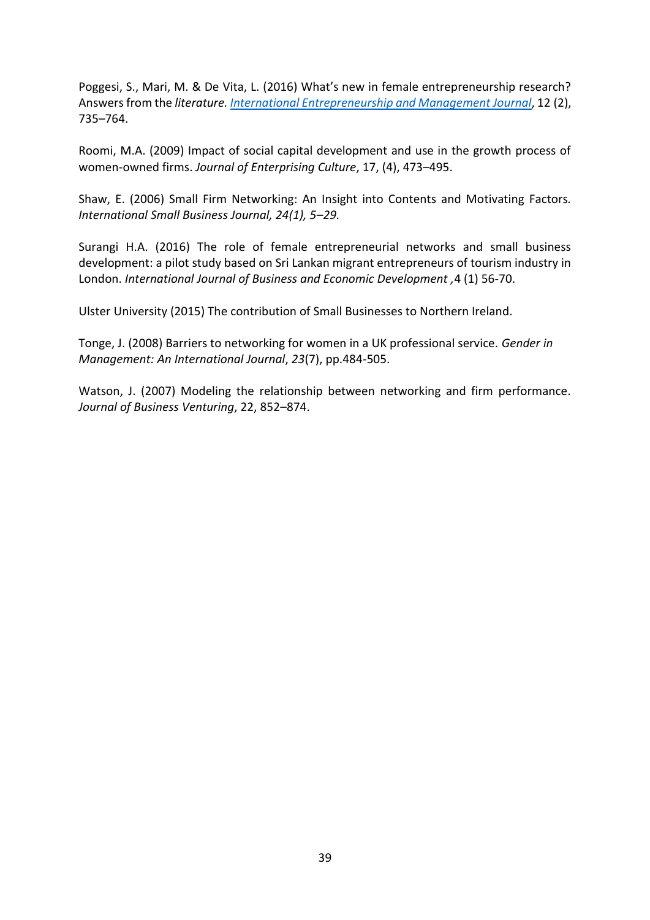Poggesi, S., Mari, M. & De Vita, L. (2016) What's new in female entrepreneurship research? Answers from the *literature. International Entrepreneurship and Management Journal*, 12 (2), 735–764.

Roomi, M.A. (2009) Impact of social capital development and use in the growth process of women-owned firms. *Journal of Enterprising Culture*, 17, (4), 473–495.

Shaw, E. (2006) Small Firm Networking: An Insight into Contents and Motivating Factors. *International Small Business Journal, 24(1), 5–29.*

Surangi H.A. (2016) The role of female entrepreneurial networks and small business development: a pilot study based on Sri Lankan migrant entrepreneurs of tourism industry in London. *International Journal of Business and Economic Development* ,4 (1) 56-70.

Ulster University (2015) The contribution of Small Businesses to Northern Ireland.

Tonge, J. (2008) Barriers to networking for women in a UK professional service. *Gender in Management: An International Journal*, *23*(7), pp.484-505.

Watson, J. (2007) Modeling the relationship between networking and firm performance. *Journal of Business Venturing*, 22, 852–874.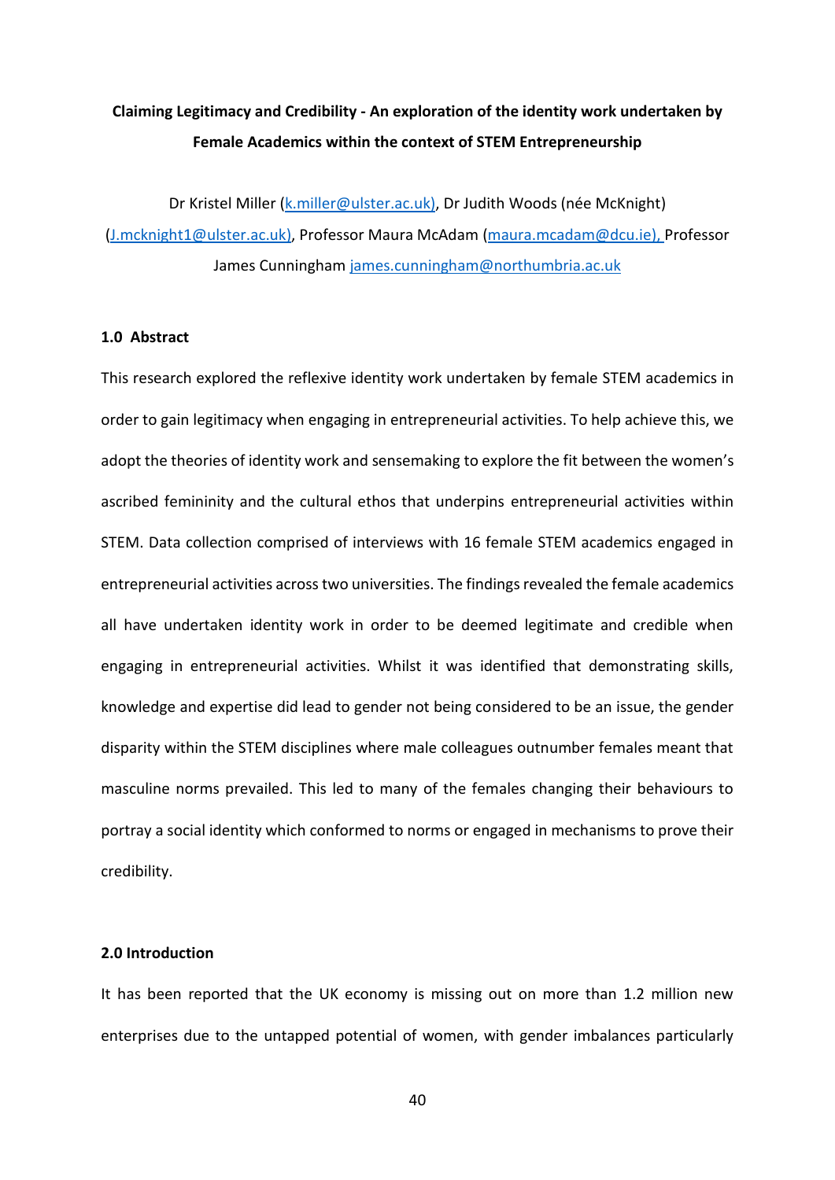**Claiming Legitimacy and Credibility - An exploration of the identity work undertaken by Female Academics within the context of STEM Entrepreneurship**

Dr Kristel Miller (k.miller@ulster.ac.uk), Dr Judith Woods (née McKnight) (J.mcknight1@ulster.ac.uk), Professor Maura McAdam (maura.mcadam@dcu.ie), Professor James Cunningham james.cunningham@northumbria.ac.uk

## 1.0 Abstract

This research explored the reflexive identity work undertaken by female STEM academics in order to gain legitimacy when engaging in entrepreneurial activities. To help achieve this, we adopt the theories of identity work and sensemaking to explore the fit between the women's ascribed femininity and the cultural ethos that underpins entrepreneurial activities within STEM. Data collection comprised of interviews with 16 female STEM academics engaged in entrepreneurial activities across two universities. The findings revealed the female academics all have undertaken identity work in order to be deemed legitimate and credible when engaging in entrepreneurial activities. Whilst it was identified that demonstrating skills, knowledge and expertise did lead to gender not being considered to be an issue, the gender disparity within the STEM disciplines where male colleagues outnumber females meant that masculine norms prevailed. This led to many of the females changing their behaviours to portray a social identity which conformed to norms or engaged in mechanisms to prove their credibility.

## 2.0 Introduction

It has been reported that the UK economy is missing out on more than 1.2 million new enterprises due to the untapped potential of women, with gender imbalances particularly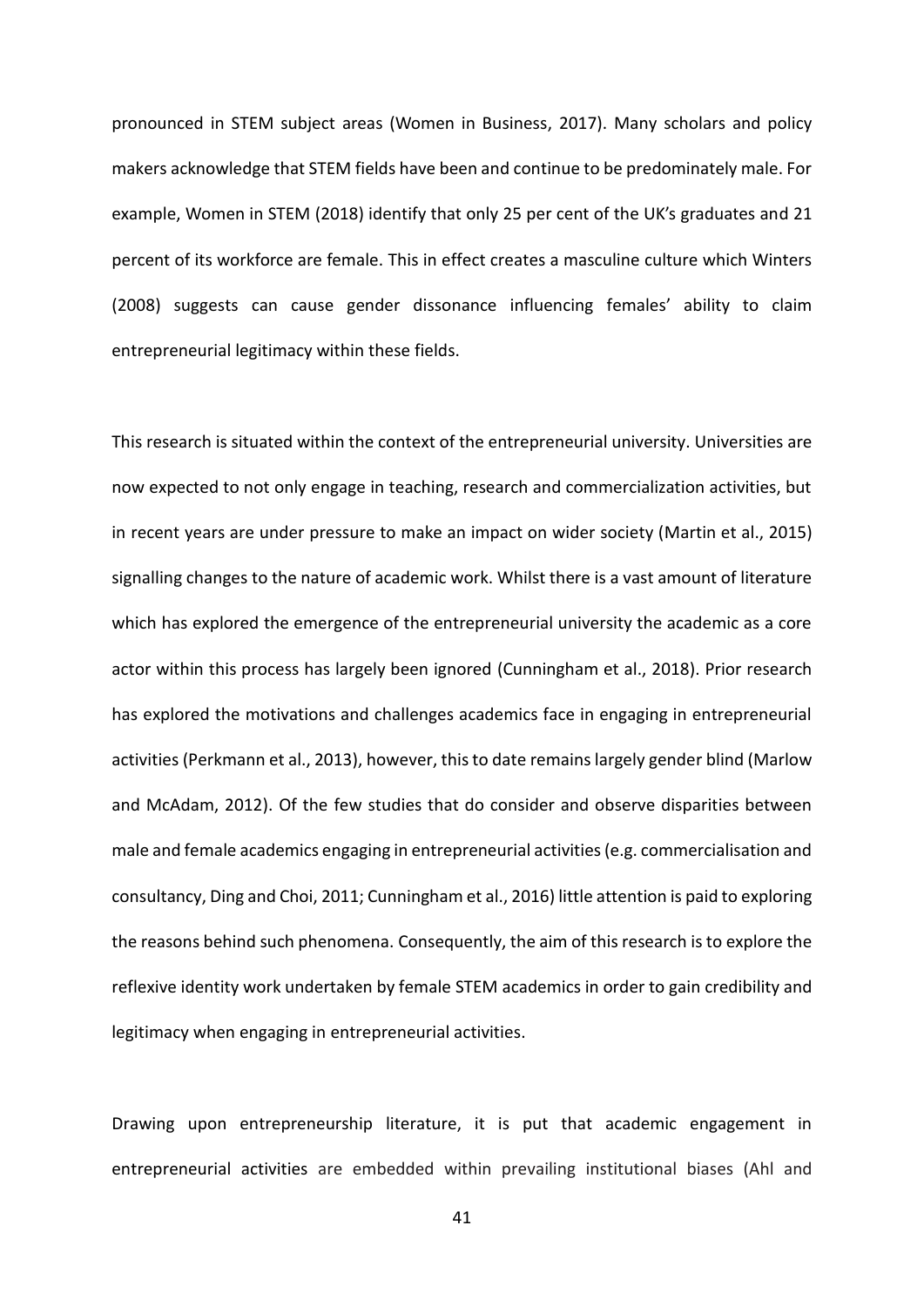pronounced in STEM subject areas (Women in Business, 2017). Many scholars and policy makers acknowledge that STEM fields have been and continue to be predominately male. For example, Women in STEM (2018) identify that only 25 per cent of the UK's graduates and 21 percent of its workforce are female. This in effect creates a masculine culture which Winters (2008) suggests can cause gender dissonance influencing females' ability to claim entrepreneurial legitimacy within these fields.

This research is situated within the context of the entrepreneurial university. Universities are now expected to not only engage in teaching, research and commercialization activities, but in recent years are under pressure to make an impact on wider society (Martin et al., 2015) signalling changes to the nature of academic work. Whilst there is a vast amount of literature which has explored the emergence of the entrepreneurial university the academic as a core actor within this process has largely been ignored (Cunningham et al., 2018). Prior research has explored the motivations and challenges academics face in engaging in entrepreneurial activities (Perkmann et al., 2013), however, this to date remains largely gender blind (Marlow and McAdam, 2012). Of the few studies that do consider and observe disparities between male and female academics engaging in entrepreneurial activities (e.g. commercialisation and consultancy, Ding and Choi, 2011; Cunningham et al., 2016) little attention is paid to exploring the reasons behind such phenomena. Consequently, the aim of this research is to explore the reflexive identity work undertaken by female STEM academics in order to gain credibility and legitimacy when engaging in entrepreneurial activities.

Drawing upon entrepreneurship literature, it is put that academic engagement in entrepreneurial activities are embedded within prevailing institutional biases (Ahl and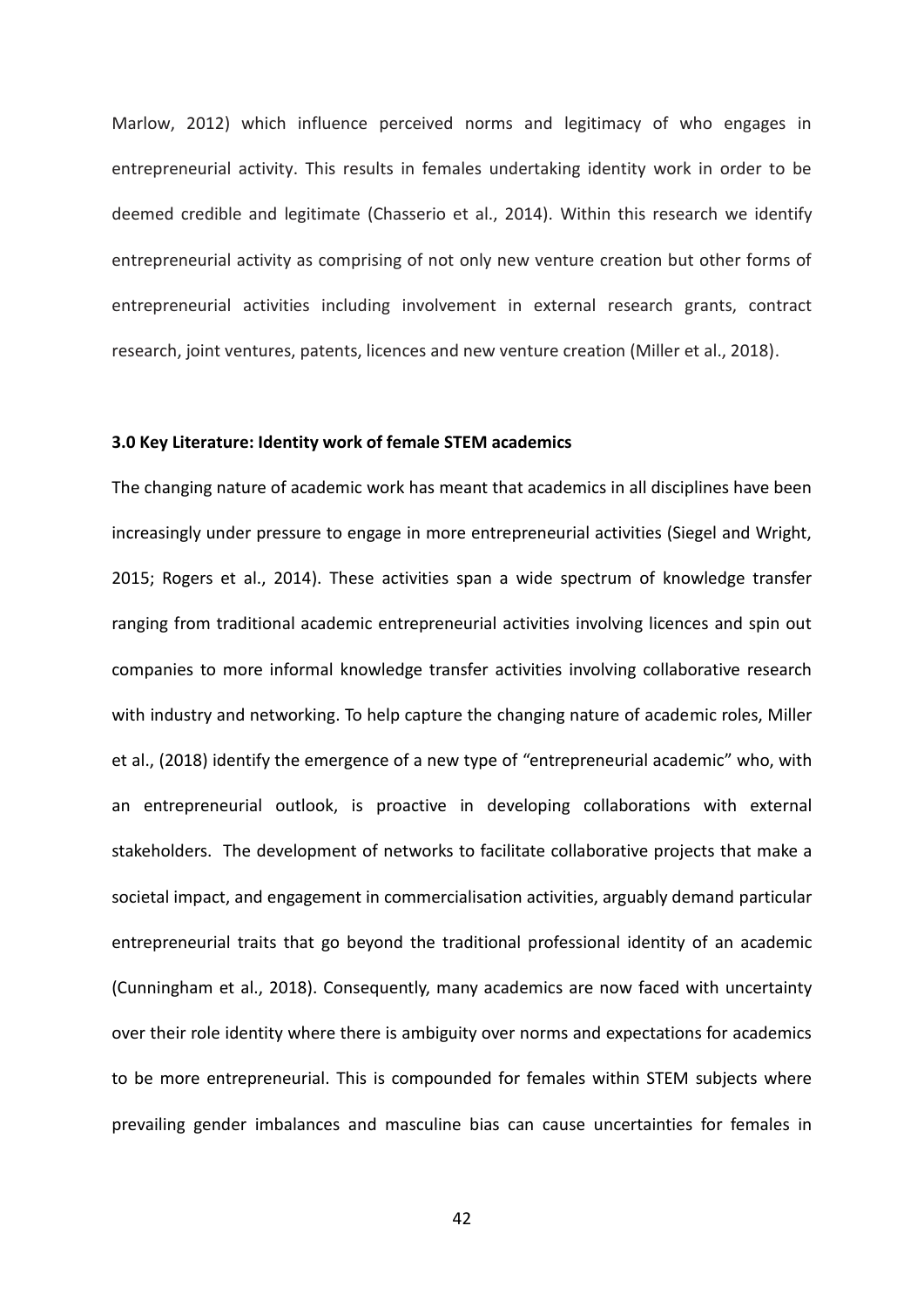Marlow, 2012) which influence perceived norms and legitimacy of who engages in entrepreneurial activity. This results in females undertaking identity work in order to be deemed credible and legitimate (Chasserio et al., 2014). Within this research we identify entrepreneurial activity as comprising of not only new venture creation but other forms of entrepreneurial activities including involvement in external research grants, contract research, joint ventures, patents, licences and new venture creation (Miller et al., 2018).

### 3.0 Key Literature: Identity work of female STEM academics

The changing nature of academic work has meant that academics in all disciplines have been increasingly under pressure to engage in more entrepreneurial activities (Siegel and Wright, 2015; Rogers et al., 2014). These activities span a wide spectrum of knowledge transfer ranging from traditional academic entrepreneurial activities involving licences and spin out companies to more informal knowledge transfer activities involving collaborative research with industry and networking. To help capture the changing nature of academic roles, Miller et al., (2018) identify the emergence of a new type of "entrepreneurial academic" who, with an entrepreneurial outlook, is proactive in developing collaborations with external stakeholders. The development of networks to facilitate collaborative projects that make a societal impact, and engagement in commercialisation activities, arguably demand particular entrepreneurial traits that go beyond the traditional professional identity of an academic (Cunningham et al., 2018). Consequently, many academics are now faced with uncertainty over their role identity where there is ambiguity over norms and expectations for academics to be more entrepreneurial. This is compounded for females within STEM subjects where prevailing gender imbalances and masculine bias can cause uncertainties for females in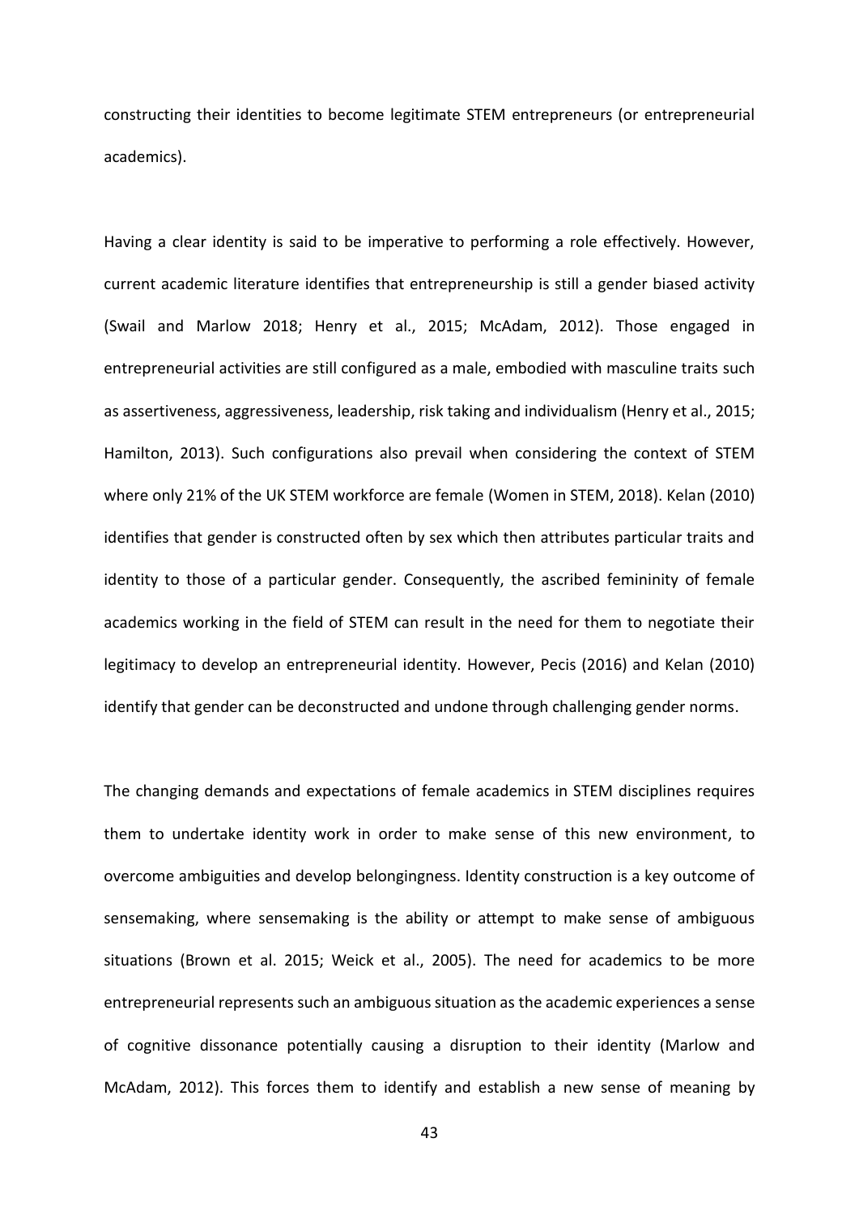constructing their identities to become legitimate STEM entrepreneurs (or entrepreneurial academics).

Having a clear identity is said to be imperative to performing a role effectively. However, current academic literature identifies that entrepreneurship is still a gender biased activity (Swail and Marlow 2018; Henry et al., 2015; McAdam, 2012). Those engaged in entrepreneurial activities are still configured as a male, embodied with masculine traits such as assertiveness, aggressiveness, leadership, risk taking and individualism (Henry et al., 2015; Hamilton, 2013). Such configurations also prevail when considering the context of STEM where only 21% of the UK STEM workforce are female (Women in STEM, 2018). Kelan (2010) identifies that gender is constructed often by sex which then attributes particular traits and identity to those of a particular gender. Consequently, the ascribed femininity of female academics working in the field of STEM can result in the need for them to negotiate their legitimacy to develop an entrepreneurial identity. However, Pecis (2016) and Kelan (2010) identify that gender can be deconstructed and undone through challenging gender norms.

The changing demands and expectations of female academics in STEM disciplines requires them to undertake identity work in order to make sense of this new environment, to overcome ambiguities and develop belongingness. Identity construction is a key outcome of sensemaking, where sensemaking is the ability or attempt to make sense of ambiguous situations (Brown et al. 2015; Weick et al., 2005). The need for academics to be more entrepreneurial represents such an ambiguous situation as the academic experiences a sense of cognitive dissonance potentially causing a disruption to their identity (Marlow and McAdam, 2012). This forces them to identify and establish a new sense of meaning by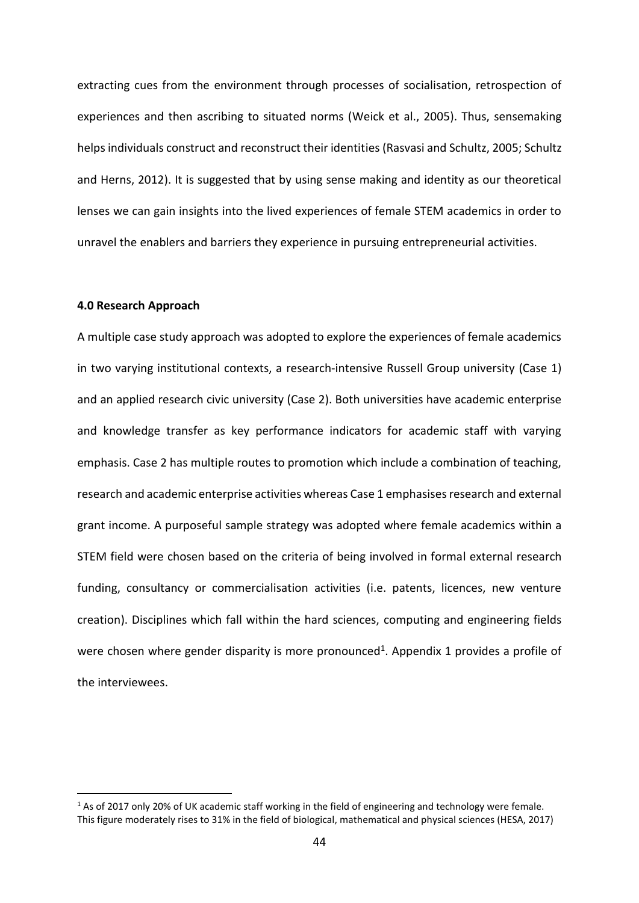extracting cues from the environment through processes of socialisation, retrospection of experiences and then ascribing to situated norms (Weick et al., 2005). Thus, sensemaking helps individuals construct and reconstruct their identities (Rasvasi and Schultz, 2005; Schultz and Herns, 2012). It is suggested that by using sense making and identity as our theoretical lenses we can gain insights into the lived experiences of female STEM academics in order to unravel the enablers and barriers they experience in pursuing entrepreneurial activities.

**4.0 Research Approach**

A multiple case study approach was adopted to explore the experiences of female academics in two varying institutional contexts, a research-intensive Russell Group university (Case 1) and an applied research civic university (Case 2). Both universities have academic enterprise and knowledge transfer as key performance indicators for academic staff with varying emphasis. Case 2 has multiple routes to promotion which include a combination of teaching, research and academic enterprise activities whereas Case 1 emphasises research and external grant income. A purposeful sample strategy was adopted where female academics within a STEM field were chosen based on the criteria of being involved in formal external research funding, consultancy or commercialisation activities (i.e. patents, licences, new venture creation). Disciplines which fall within the hard sciences, computing and engineering fields were chosen where gender disparity is more pronounced[1]. Appendix 1 provides a profile of the interviewees.

---

[1] As of 2017 only 20% of UK academic staff working in the field of engineering and technology were female. This figure moderately rises to 31% in the field of biological, mathematical and physical sciences (HESA, 2017)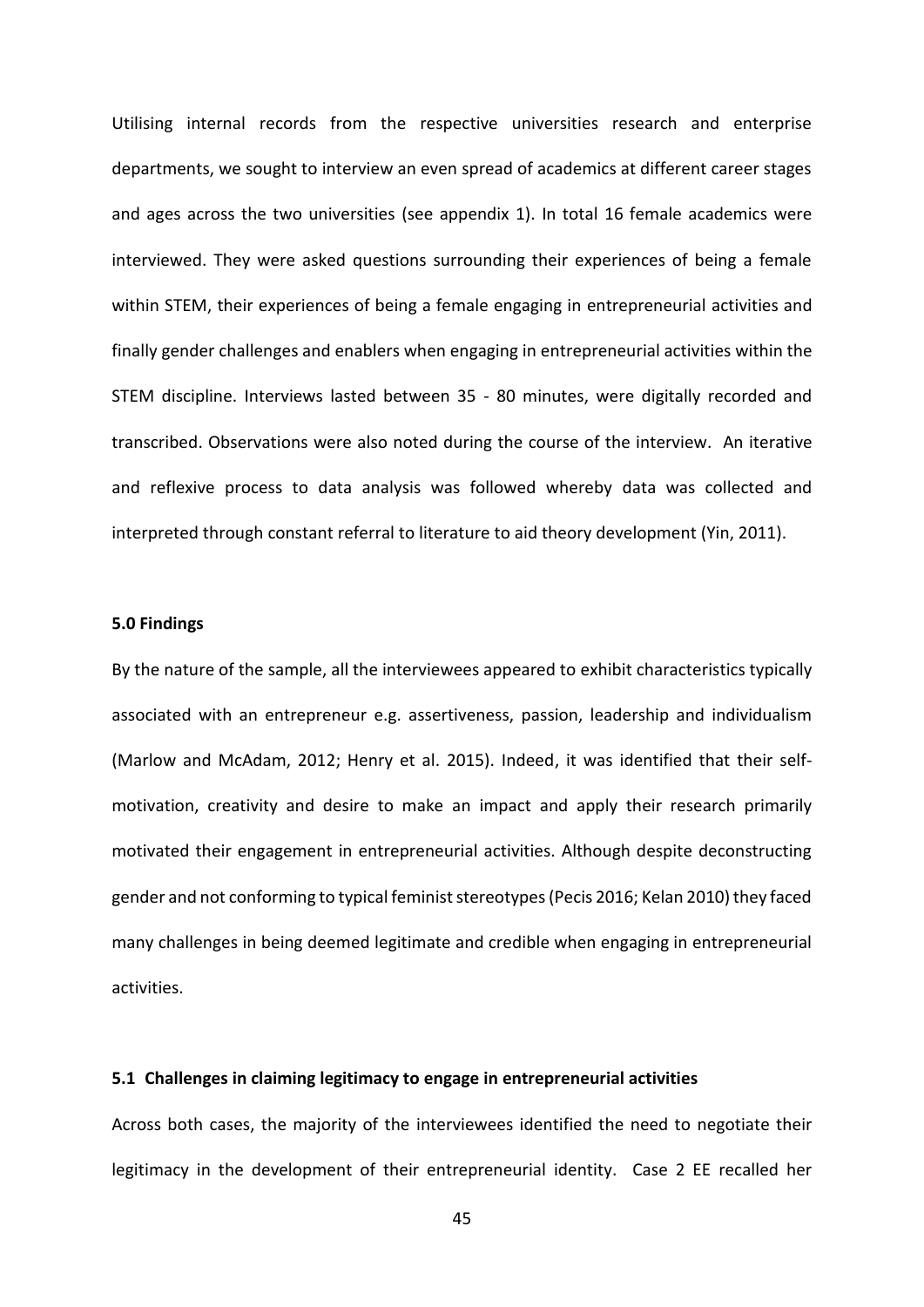Utilising internal records from the respective universities research and enterprise departments, we sought to interview an even spread of academics at different career stages and ages across the two universities (see appendix 1). In total 16 female academics were interviewed. They were asked questions surrounding their experiences of being a female within STEM, their experiences of being a female engaging in entrepreneurial activities and finally gender challenges and enablers when engaging in entrepreneurial activities within the STEM discipline. Interviews lasted between 35 - 80 minutes, were digitally recorded and transcribed. Observations were also noted during the course of the interview. An iterative and reflexive process to data analysis was followed whereby data was collected and interpreted through constant referral to literature to aid theory development (Yin, 2011).

## 5.0 Findings

By the nature of the sample, all the interviewees appeared to exhibit characteristics typically associated with an entrepreneur e.g. assertiveness, passion, leadership and individualism (Marlow and McAdam, 2012; Henry et al. 2015). Indeed, it was identified that their self-motivation, creativity and desire to make an impact and apply their research primarily motivated their engagement in entrepreneurial activities. Although despite deconstructing gender and not conforming to typical feminist stereotypes (Pecis 2016; Kelan 2010) they faced many challenges in being deemed legitimate and credible when engaging in entrepreneurial activities.

### 5.1 Challenges in claiming legitimacy to engage in entrepreneurial activities

Across both cases, the majority of the interviewees identified the need to negotiate their legitimacy in the development of their entrepreneurial identity. Case 2 EE recalled her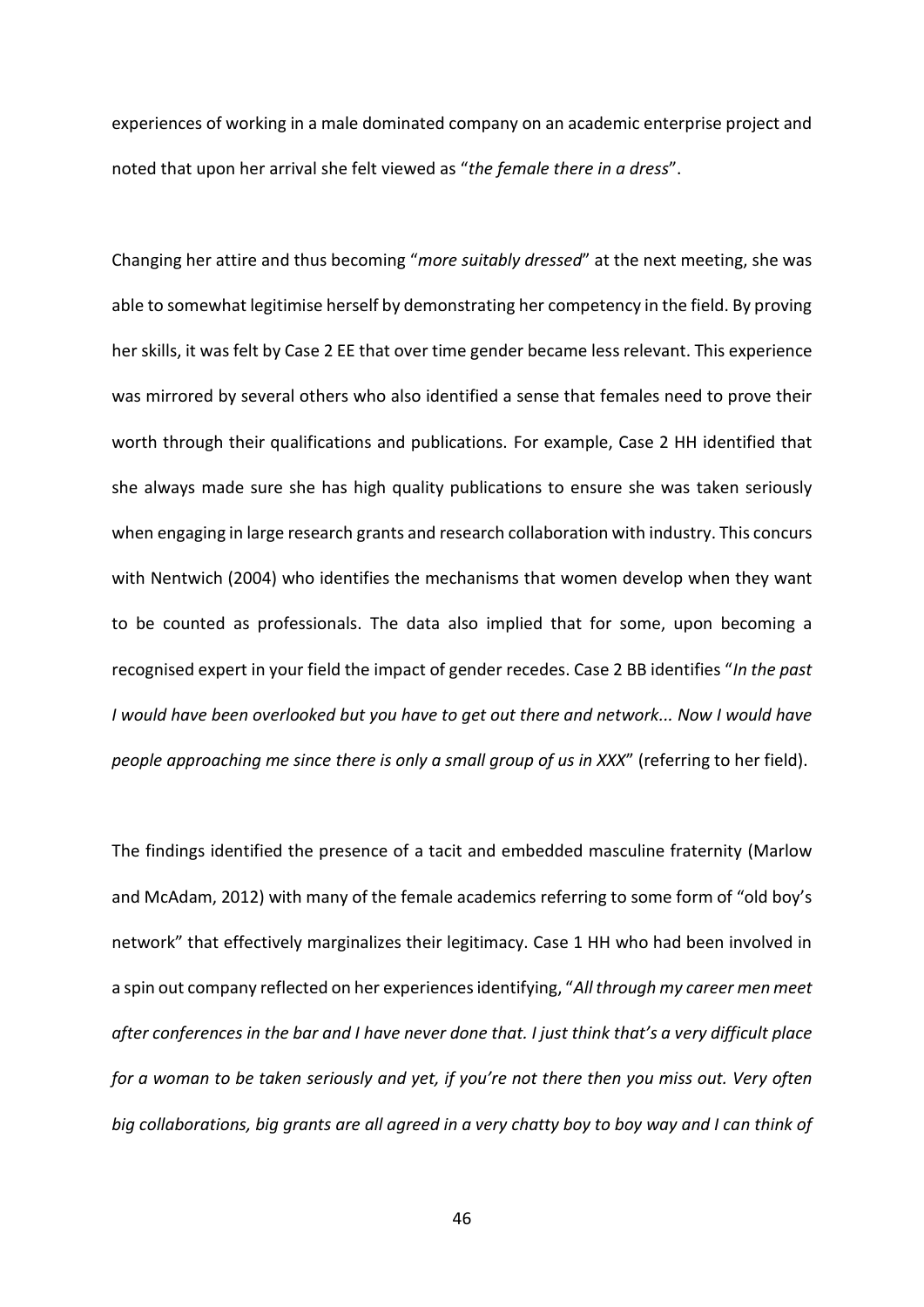experiences of working in a male dominated company on an academic enterprise project and noted that upon her arrival she felt viewed as "*the female there in a dress*".

Changing her attire and thus becoming "*more suitably dressed*" at the next meeting, she was able to somewhat legitimise herself by demonstrating her competency in the field. By proving her skills, it was felt by Case 2 EE that over time gender became less relevant. This experience was mirrored by several others who also identified a sense that females need to prove their worth through their qualifications and publications. For example, Case 2 HH identified that she always made sure she has high quality publications to ensure she was taken seriously when engaging in large research grants and research collaboration with industry. This concurs with Nentwich (2004) who identifies the mechanisms that women develop when they want to be counted as professionals. The data also implied that for some, upon becoming a recognised expert in your field the impact of gender recedes. Case 2 BB identifies "*In the past I would have been overlooked but you have to get out there and network... Now I would have people approaching me since there is only a small group of us in XXX*" (referring to her field).

The findings identified the presence of a tacit and embedded masculine fraternity (Marlow and McAdam, 2012) with many of the female academics referring to some form of "old boy's network" that effectively marginalizes their legitimacy. Case 1 HH who had been involved in a spin out company reflected on her experiences identifying, "*All through my career men meet after conferences in the bar and I have never done that. I just think that's a very difficult place for a woman to be taken seriously and yet, if you're not there then you miss out. Very often big collaborations, big grants are all agreed in a very chatty boy to boy way and I can think of*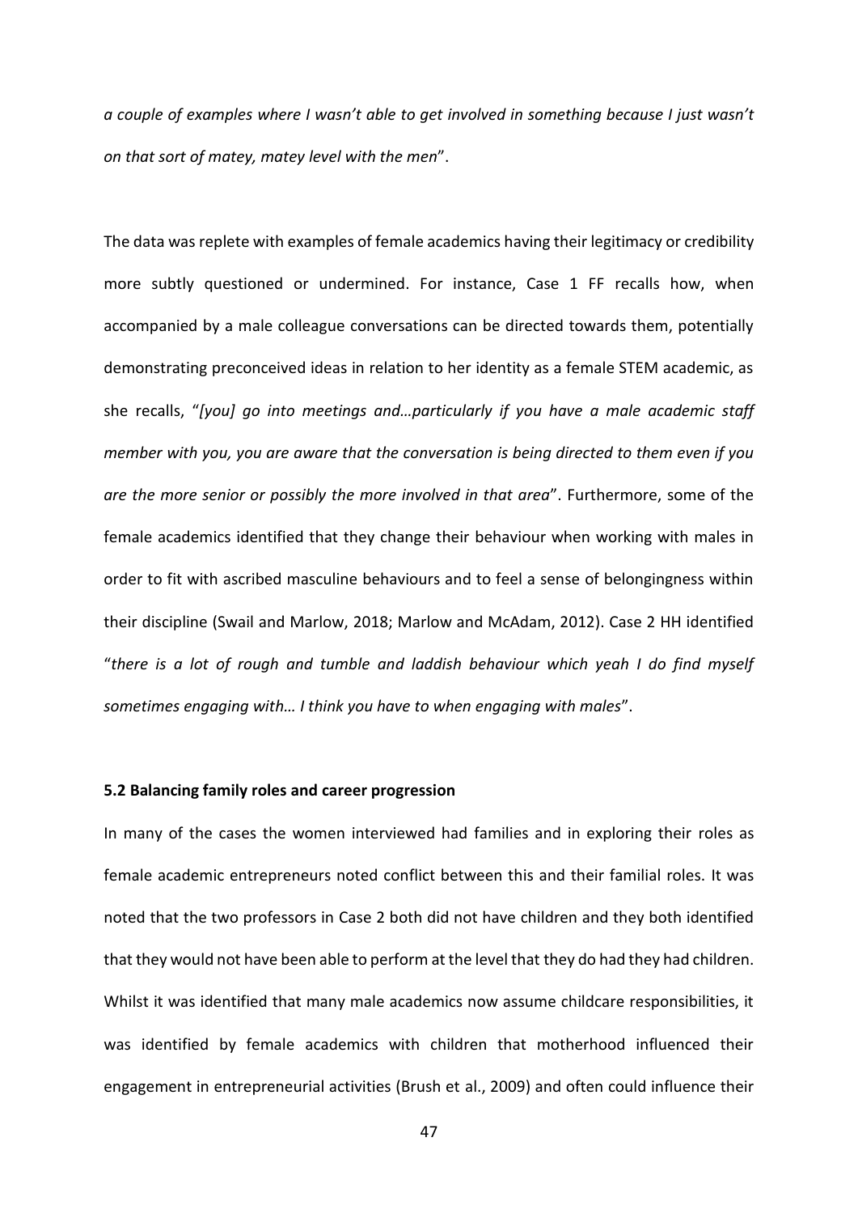*a couple of examples where I wasn't able to get involved in something because I just wasn't on that sort of matey, matey level with the men*".

The data was replete with examples of female academics having their legitimacy or credibility more subtly questioned or undermined. For instance, Case 1 FF recalls how, when accompanied by a male colleague conversations can be directed towards them, potentially demonstrating preconceived ideas in relation to her identity as a female STEM academic, as she recalls, "*[you] go into meetings and…particularly if you have a male academic staff member with you, you are aware that the conversation is being directed to them even if you are the more senior or possibly the more involved in that area*". Furthermore, some of the female academics identified that they change their behaviour when working with males in order to fit with ascribed masculine behaviours and to feel a sense of belongingness within their discipline (Swail and Marlow, 2018; Marlow and McAdam, 2012). Case 2 HH identified "*there is a lot of rough and tumble and laddish behaviour which yeah I do find myself sometimes engaging with… I think you have to when engaging with males*".

**5.2 Balancing family roles and career progression**

In many of the cases the women interviewed had families and in exploring their roles as female academic entrepreneurs noted conflict between this and their familial roles. It was noted that the two professors in Case 2 both did not have children and they both identified that they would not have been able to perform at the level that they do had they had children. Whilst it was identified that many male academics now assume childcare responsibilities, it was identified by female academics with children that motherhood influenced their engagement in entrepreneurial activities (Brush et al., 2009) and often could influence their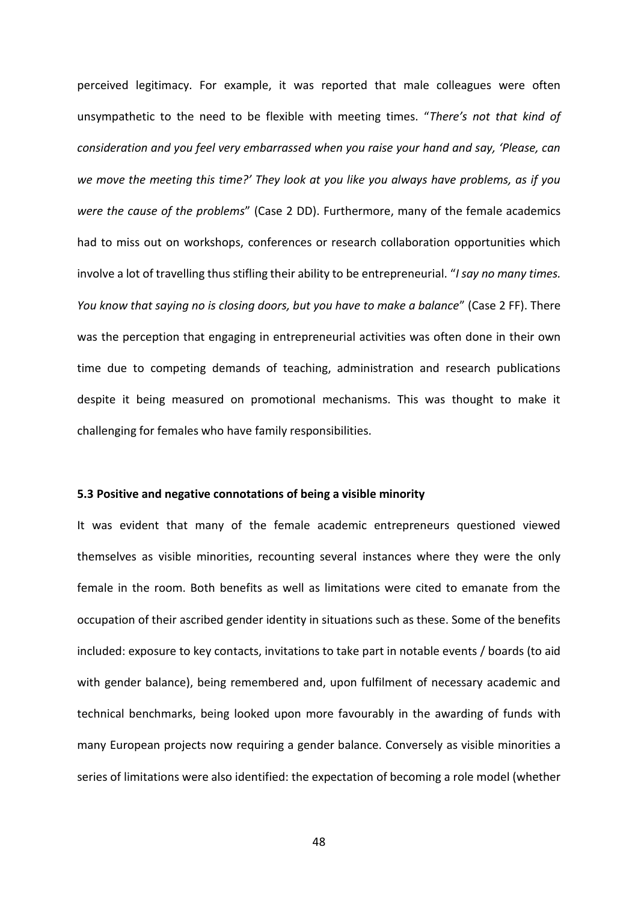perceived legitimacy. For example, it was reported that male colleagues were often unsympathetic to the need to be flexible with meeting times. "*There's not that kind of consideration and you feel very embarrassed when you raise your hand and say, 'Please, can we move the meeting this time?' They look at you like you always have problems, as if you were the cause of the problems*" (Case 2 DD). Furthermore, many of the female academics had to miss out on workshops, conferences or research collaboration opportunities which involve a lot of travelling thus stifling their ability to be entrepreneurial. "*I say no many times. You know that saying no is closing doors, but you have to make a balance*" (Case 2 FF). There was the perception that engaging in entrepreneurial activities was often done in their own time due to competing demands of teaching, administration and research publications despite it being measured on promotional mechanisms. This was thought to make it challenging for females who have family responsibilities.

### 5.3 Positive and negative connotations of being a visible minority

It was evident that many of the female academic entrepreneurs questioned viewed themselves as visible minorities, recounting several instances where they were the only female in the room. Both benefits as well as limitations were cited to emanate from the occupation of their ascribed gender identity in situations such as these. Some of the benefits included: exposure to key contacts, invitations to take part in notable events / boards (to aid with gender balance), being remembered and, upon fulfilment of necessary academic and technical benchmarks, being looked upon more favourably in the awarding of funds with many European projects now requiring a gender balance. Conversely as visible minorities a series of limitations were also identified: the expectation of becoming a role model (whether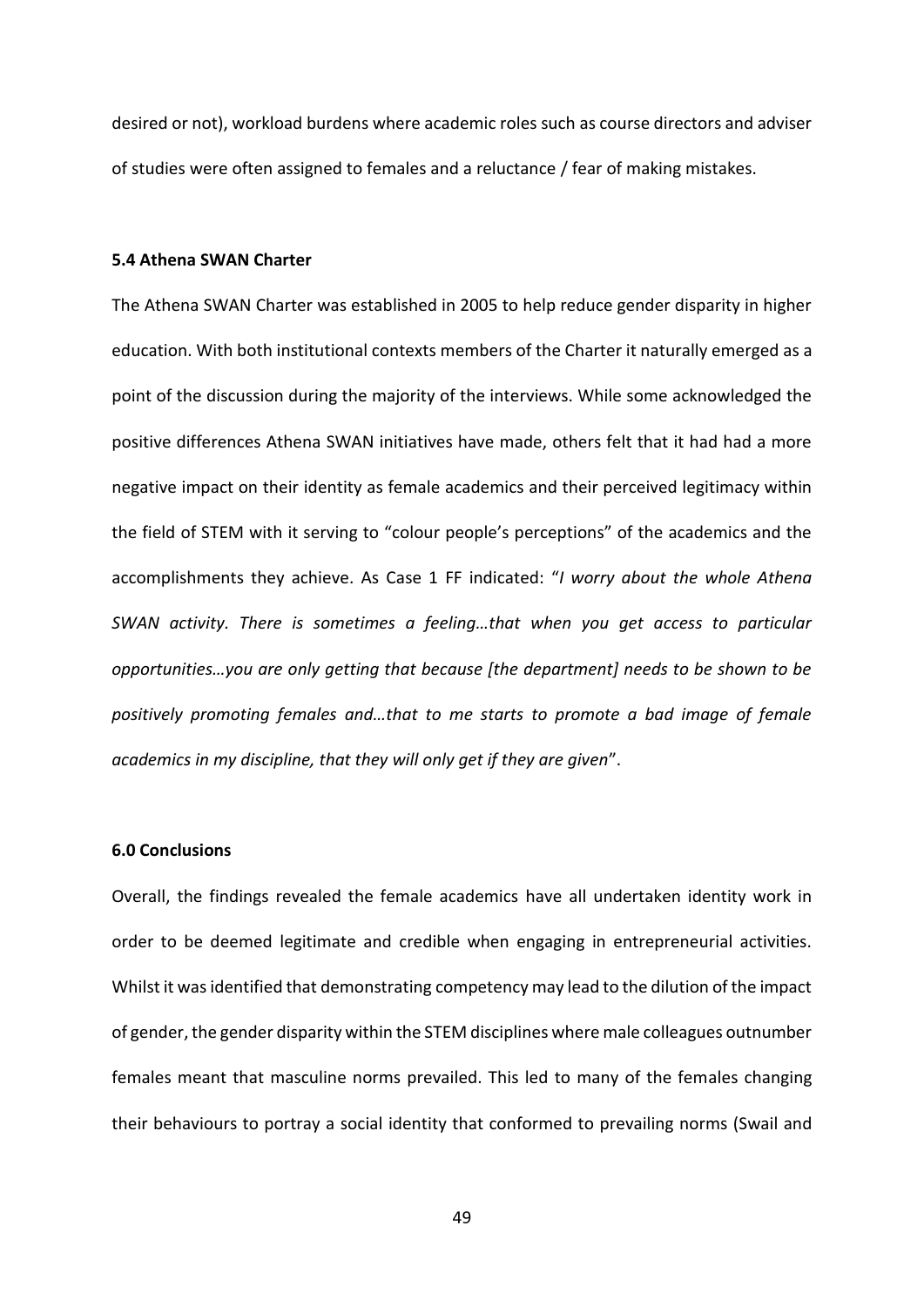desired or not), workload burdens where academic roles such as course directors and adviser of studies were often assigned to females and a reluctance / fear of making mistakes.

### 5.4 Athena SWAN Charter

The Athena SWAN Charter was established in 2005 to help reduce gender disparity in higher education. With both institutional contexts members of the Charter it naturally emerged as a point of the discussion during the majority of the interviews. While some acknowledged the positive differences Athena SWAN initiatives have made, others felt that it had had a more negative impact on their identity as female academics and their perceived legitimacy within the field of STEM with it serving to "colour people's perceptions" of the academics and the accomplishments they achieve. As Case 1 FF indicated: "*I worry about the whole Athena SWAN activity. There is sometimes a feeling…that when you get access to particular opportunities…you are only getting that because [the department] needs to be shown to be positively promoting females and…that to me starts to promote a bad image of female academics in my discipline, that they will only get if they are given*".

## 6.0 Conclusions

Overall, the findings revealed the female academics have all undertaken identity work in order to be deemed legitimate and credible when engaging in entrepreneurial activities. Whilst it was identified that demonstrating competency may lead to the dilution of the impact of gender, the gender disparity within the STEM disciplines where male colleagues outnumber females meant that masculine norms prevailed. This led to many of the females changing their behaviours to portray a social identity that conformed to prevailing norms (Swail and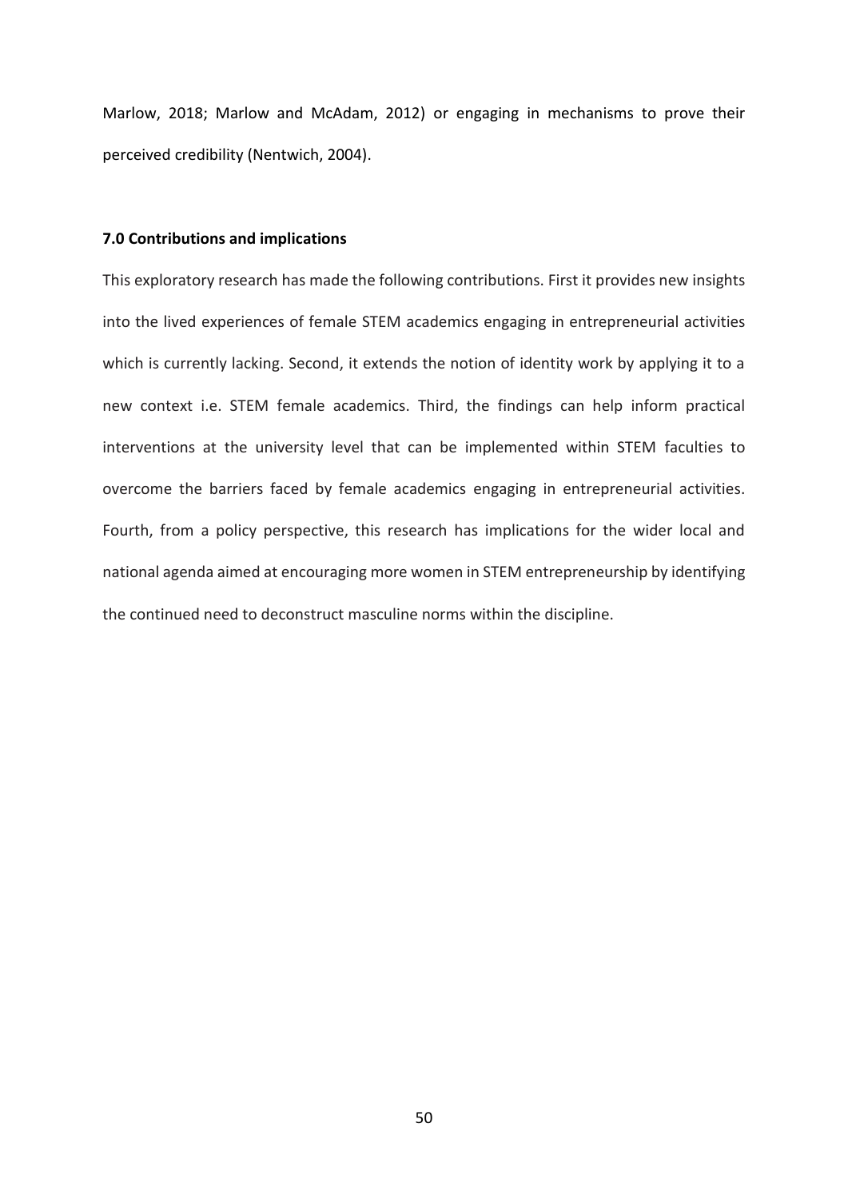Marlow, 2018; Marlow and McAdam, 2012) or engaging in mechanisms to prove their perceived credibility (Nentwich, 2004).

## 7.0 Contributions and implications

This exploratory research has made the following contributions. First it provides new insights into the lived experiences of female STEM academics engaging in entrepreneurial activities which is currently lacking. Second, it extends the notion of identity work by applying it to a new context i.e. STEM female academics. Third, the findings can help inform practical interventions at the university level that can be implemented within STEM faculties to overcome the barriers faced by female academics engaging in entrepreneurial activities. Fourth, from a policy perspective, this research has implications for the wider local and national agenda aimed at encouraging more women in STEM entrepreneurship by identifying the continued need to deconstruct masculine norms within the discipline.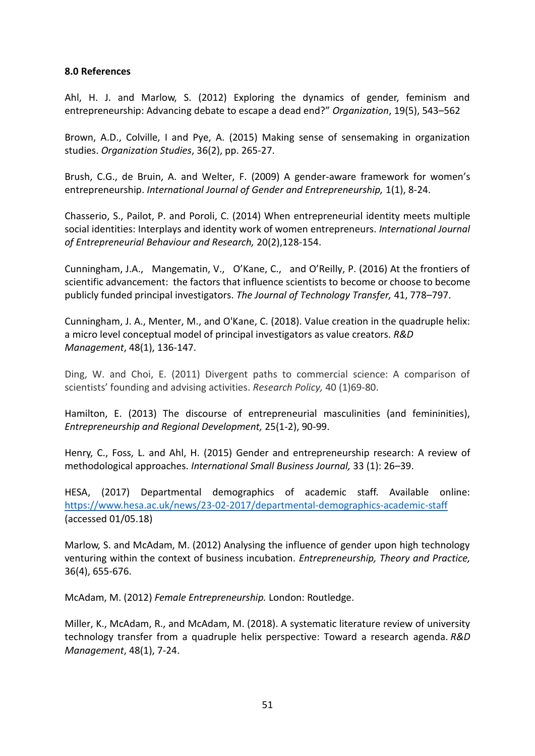**8.0 References**

Ahl, H. J. and Marlow, S. (2012) Exploring the dynamics of gender, feminism and entrepreneurship: Advancing debate to escape a dead end?" *Organization*, 19(5), 543–562

Brown, A.D., Colville, I and Pye, A. (2015) Making sense of sensemaking in organization studies. *Organization Studies*, 36(2), pp. 265-27.

Brush, C.G., de Bruin, A. and Welter, F. (2009) A gender-aware framework for women's entrepreneurship. *International Journal of Gender and Entrepreneurship,* 1(1), 8-24.

Chasserio, S., Pailot, P. and Poroli, C. (2014) When entrepreneurial identity meets multiple social identities: Interplays and identity work of women entrepreneurs. *International Journal of Entrepreneurial Behaviour and Research,* 20(2),128-154.

Cunningham, J.A., Mangematin, V., O'Kane, C., and O'Reilly, P. (2016) At the frontiers of scientific advancement: the factors that influence scientists to become or choose to become publicly funded principal investigators. *The Journal of Technology Transfer,* 41, 778–797.

Cunningham, J. A., Menter, M., and O'Kane, C. (2018). Value creation in the quadruple helix: a micro level conceptual model of principal investigators as value creators. *R&D Management*, 48(1), 136-147.

Ding, W. and Choi, E. (2011) Divergent paths to commercial science: A comparison of scientists' founding and advising activities. *Research Policy,* 40 (1)69-80.

Hamilton, E. (2013) The discourse of entrepreneurial masculinities (and femininities), *Entrepreneurship and Regional Development,* 25(1-2), 90-99.

Henry, C., Foss, L. and Ahl, H. (2015) Gender and entrepreneurship research: A review of methodological approaches. *International Small Business Journal,* 33 (1): 26–39.

HESA, (2017) Departmental demographics of academic staff. Available online: https://www.hesa.ac.uk/news/23-02-2017/departmental-demographics-academic-staff (accessed 01/05.18)

Marlow, S. and McAdam, M. (2012) Analysing the influence of gender upon high technology venturing within the context of business incubation. *Entrepreneurship, Theory and Practice,* 36(4), 655-676.

McAdam, M. (2012) *Female Entrepreneurship.* London: Routledge.

Miller, K., McAdam, R., and McAdam, M. (2018). A systematic literature review of university technology transfer from a quadruple helix perspective: Toward a research agenda. *R&D Management*, 48(1), 7-24.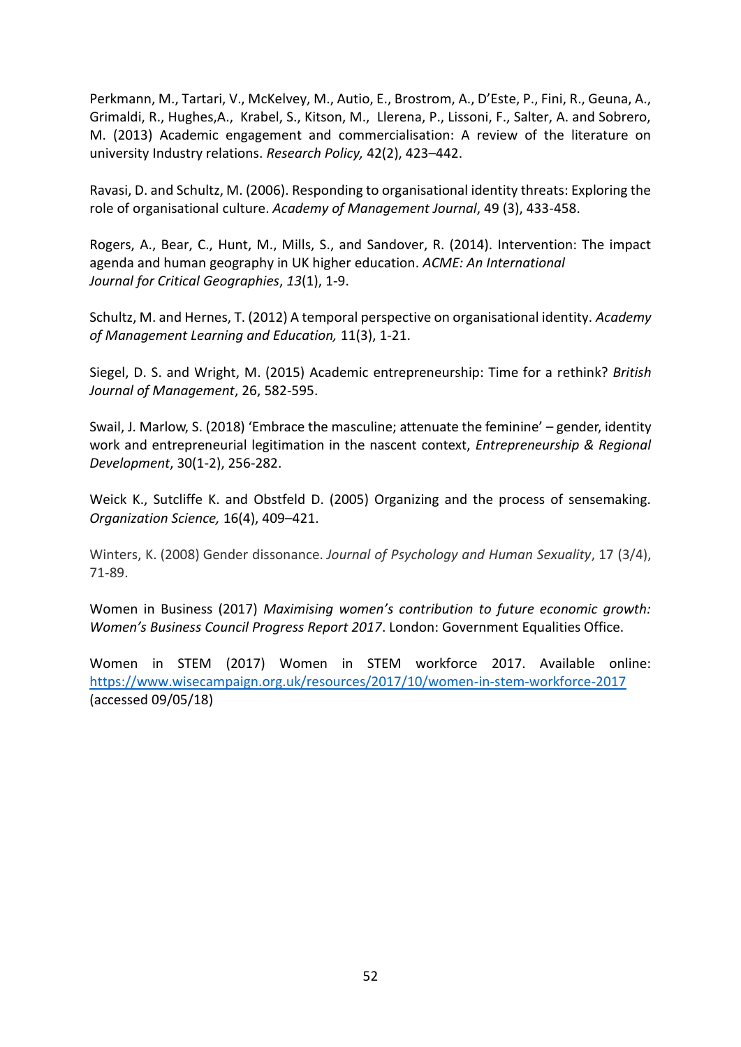Perkmann, M., Tartari, V., McKelvey, M., Autio, E., Brostrom, A., D'Este, P., Fini, R., Geuna, A., Grimaldi, R., Hughes,A., Krabel, S., Kitson, M., Llerena, P., Lissoni, F., Salter, A. and Sobrero, M. (2013) Academic engagement and commercialisation: A review of the literature on university Industry relations. *Research Policy,* 42(2), 423–442.

Ravasi, D. and Schultz, M. (2006). Responding to organisational identity threats: Exploring the role of organisational culture. *Academy of Management Journal*, 49 (3), 433-458.

Rogers, A., Bear, C., Hunt, M., Mills, S., and Sandover, R. (2014). Intervention: The impact agenda and human geography in UK higher education. *ACME: An International Journal for Critical Geographies*, *13*(1), 1-9.

Schultz, M. and Hernes, T. (2012) A temporal perspective on organisational identity. *Academy of Management Learning and Education,* 11(3), 1-21.

Siegel, D. S. and Wright, M. (2015) Academic entrepreneurship: Time for a rethink? *British Journal of Management*, 26, 582-595.

Swail, J. Marlow, S. (2018) 'Embrace the masculine; attenuate the feminine' – gender, identity work and entrepreneurial legitimation in the nascent context, *Entrepreneurship & Regional Development*, 30(1-2), 256-282.

Weick K., Sutcliffe K. and Obstfeld D. (2005) Organizing and the process of sensemaking. *Organization Science,* 16(4), 409–421.

Winters, K. (2008) Gender dissonance. *Journal of Psychology and Human Sexuality*, 17 (3/4), 71-89.

Women in Business (2017) *Maximising women's contribution to future economic growth: Women's Business Council Progress Report 2017*. London: Government Equalities Office.

Women in STEM (2017) Women in STEM workforce 2017. Available online: https://www.wisecampaign.org.uk/resources/2017/10/women-in-stem-workforce-2017 (accessed 09/05/18)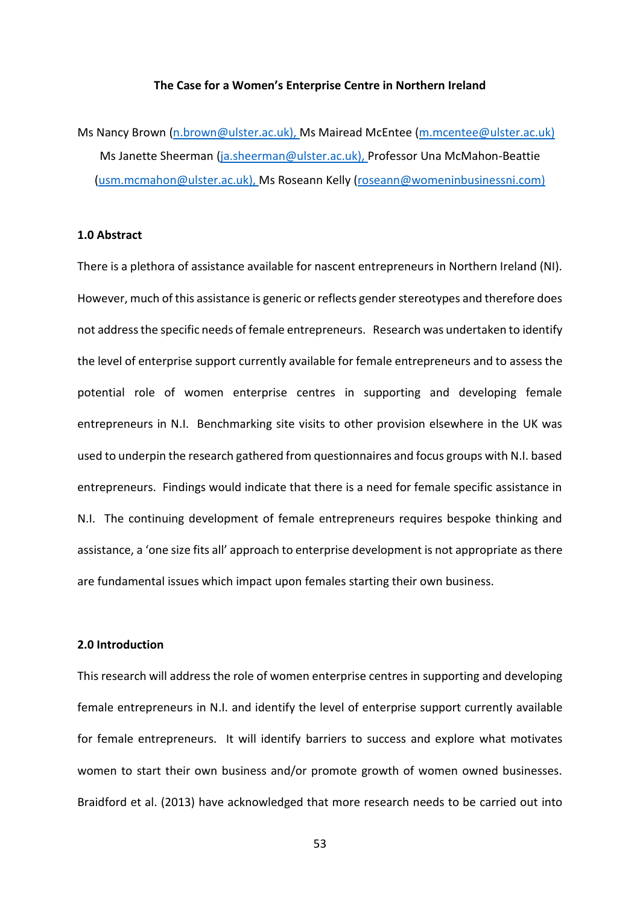**The Case for a Women's Enterprise Centre in Northern Ireland**

Ms Nancy Brown (n.brown@ulster.ac.uk), Ms Mairead McEntee (m.mcentee@ulster.ac.uk) Ms Janette Sheerman (ja.sheerman@ulster.ac.uk), Professor Una McMahon-Beattie (usm.mcmahon@ulster.ac.uk), Ms Roseann Kelly (roseann@womeninbusinessni.com)

## 1.0 Abstract

There is a plethora of assistance available for nascent entrepreneurs in Northern Ireland (NI). However, much of this assistance is generic or reflects gender stereotypes and therefore does not address the specific needs of female entrepreneurs. Research was undertaken to identify the level of enterprise support currently available for female entrepreneurs and to assess the potential role of women enterprise centres in supporting and developing female entrepreneurs in N.I. Benchmarking site visits to other provision elsewhere in the UK was used to underpin the research gathered from questionnaires and focus groups with N.I. based entrepreneurs. Findings would indicate that there is a need for female specific assistance in N.I. The continuing development of female entrepreneurs requires bespoke thinking and assistance, a 'one size fits all' approach to enterprise development is not appropriate as there are fundamental issues which impact upon females starting their own business.

## 2.0 Introduction

This research will address the role of women enterprise centres in supporting and developing female entrepreneurs in N.I. and identify the level of enterprise support currently available for female entrepreneurs. It will identify barriers to success and explore what motivates women to start their own business and/or promote growth of women owned businesses. Braidford et al. (2013) have acknowledged that more research needs to be carried out into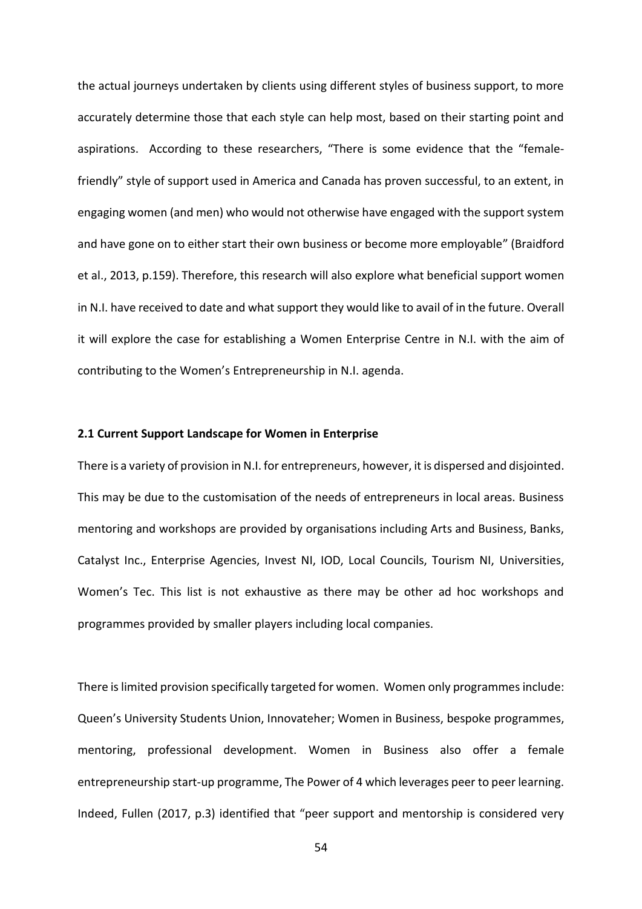the actual journeys undertaken by clients using different styles of business support, to more accurately determine those that each style can help most, based on their starting point and aspirations. According to these researchers, "There is some evidence that the "female-friendly" style of support used in America and Canada has proven successful, to an extent, in engaging women (and men) who would not otherwise have engaged with the support system and have gone on to either start their own business or become more employable" (Braidford et al., 2013, p.159). Therefore, this research will also explore what beneficial support women in N.I. have received to date and what support they would like to avail of in the future. Overall it will explore the case for establishing a Women Enterprise Centre in N.I. with the aim of contributing to the Women's Entrepreneurship in N.I. agenda.

## 2.1 Current Support Landscape for Women in Enterprise

There is a variety of provision in N.I. for entrepreneurs, however, it is dispersed and disjointed. This may be due to the customisation of the needs of entrepreneurs in local areas. Business mentoring and workshops are provided by organisations including Arts and Business, Banks, Catalyst Inc., Enterprise Agencies, Invest NI, IOD, Local Councils, Tourism NI, Universities, Women's Tec. This list is not exhaustive as there may be other ad hoc workshops and programmes provided by smaller players including local companies.

There is limited provision specifically targeted for women. Women only programmes include: Queen's University Students Union, Innovateher; Women in Business, bespoke programmes, mentoring, professional development. Women in Business also offer a female entrepreneurship start-up programme, The Power of 4 which leverages peer to peer learning. Indeed, Fullen (2017, p.3) identified that "peer support and mentorship is considered very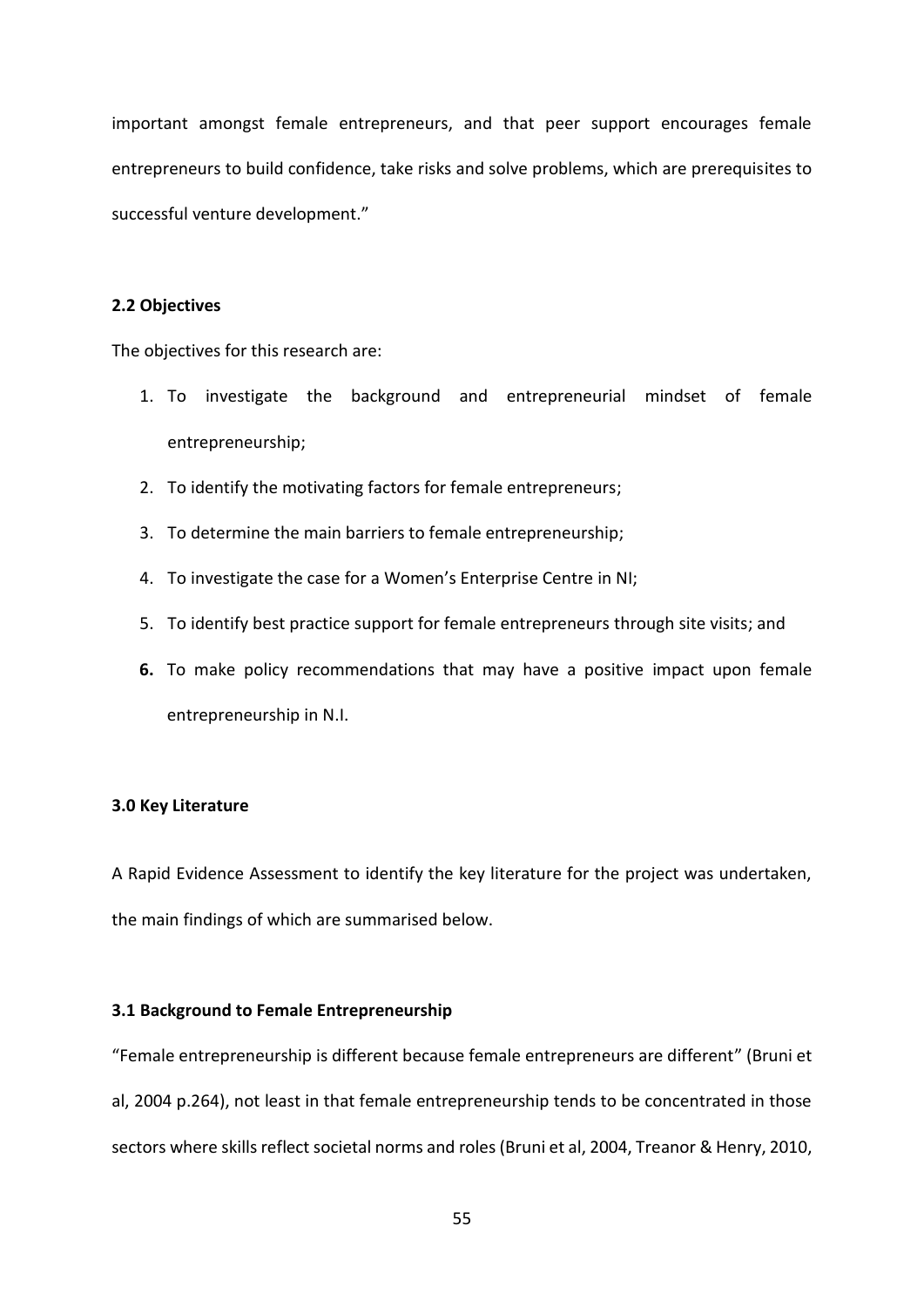important amongst female entrepreneurs, and that peer support encourages female entrepreneurs to build confidence, take risks and solve problems, which are prerequisites to successful venture development."

## 2.2 Objectives

The objectives for this research are:

1. To investigate the background and entrepreneurial mindset of female entrepreneurship;
2. To identify the motivating factors for female entrepreneurs;
3. To determine the main barriers to female entrepreneurship;
4. To investigate the case for a Women's Enterprise Centre in NI;
5. To identify best practice support for female entrepreneurs through site visits; and
6. To make policy recommendations that may have a positive impact upon female entrepreneurship in N.I.

## 3.0 Key Literature

A Rapid Evidence Assessment to identify the key literature for the project was undertaken, the main findings of which are summarised below.

## 3.1 Background to Female Entrepreneurship

"Female entrepreneurship is different because female entrepreneurs are different" (Bruni et al, 2004 p.264), not least in that female entrepreneurship tends to be concentrated in those sectors where skills reflect societal norms and roles (Bruni et al, 2004, Treanor & Henry, 2010,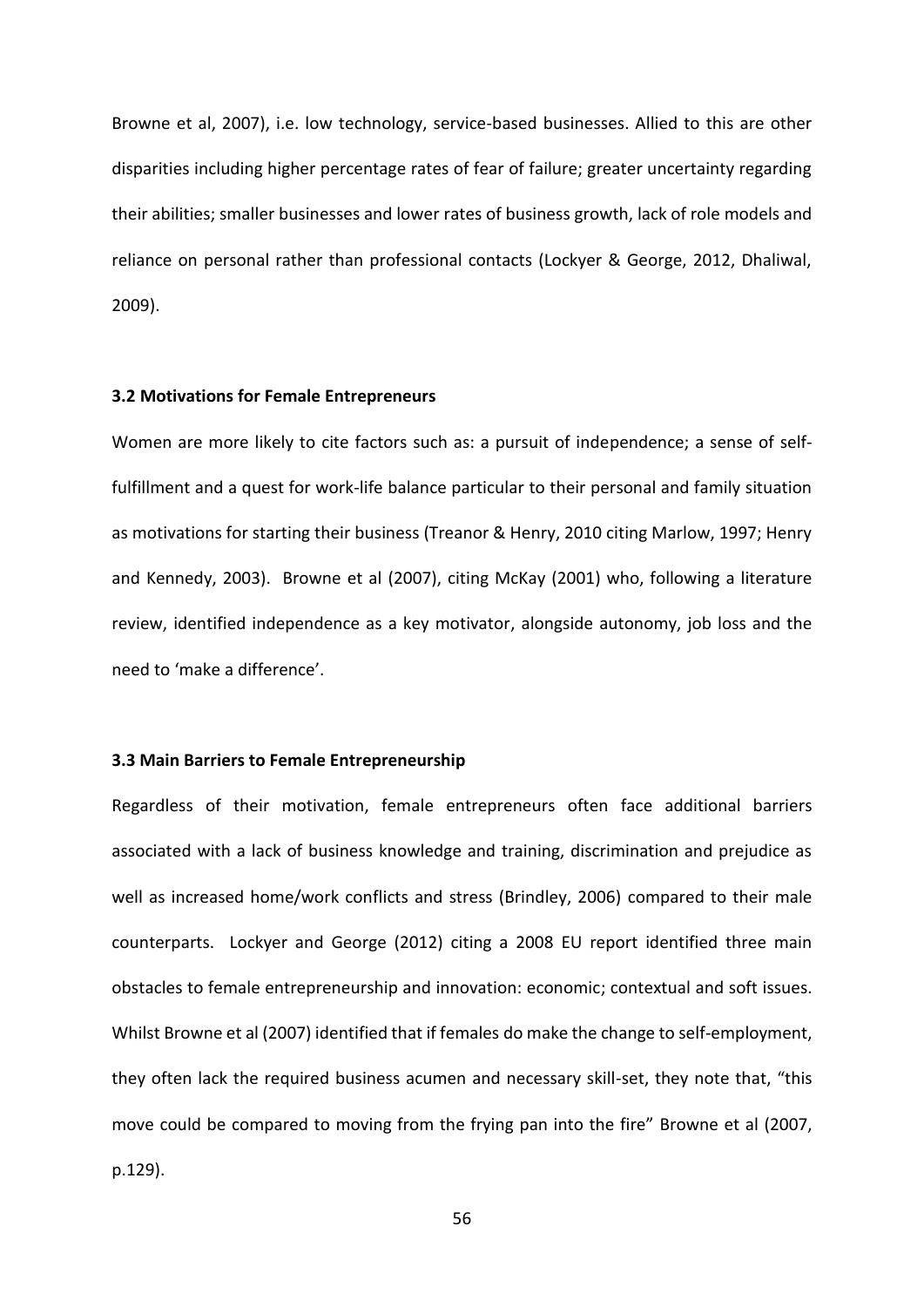Browne et al, 2007), i.e. low technology, service-based businesses. Allied to this are other disparities including higher percentage rates of fear of failure; greater uncertainty regarding their abilities; smaller businesses and lower rates of business growth, lack of role models and reliance on personal rather than professional contacts (Lockyer & George, 2012, Dhaliwal, 2009).

### 3.2 Motivations for Female Entrepreneurs

Women are more likely to cite factors such as: a pursuit of independence; a sense of self-fulfillment and a quest for work-life balance particular to their personal and family situation as motivations for starting their business (Treanor & Henry, 2010 citing Marlow, 1997; Henry and Kennedy, 2003). Browne et al (2007), citing McKay (2001) who, following a literature review, identified independence as a key motivator, alongside autonomy, job loss and the need to 'make a difference'.

### 3.3 Main Barriers to Female Entrepreneurship

Regardless of their motivation, female entrepreneurs often face additional barriers associated with a lack of business knowledge and training, discrimination and prejudice as well as increased home/work conflicts and stress (Brindley, 2006) compared to their male counterparts. Lockyer and George (2012) citing a 2008 EU report identified three main obstacles to female entrepreneurship and innovation: economic; contextual and soft issues. Whilst Browne et al (2007) identified that if females do make the change to self-employment, they often lack the required business acumen and necessary skill-set, they note that, "this move could be compared to moving from the frying pan into the fire" Browne et al (2007, p.129).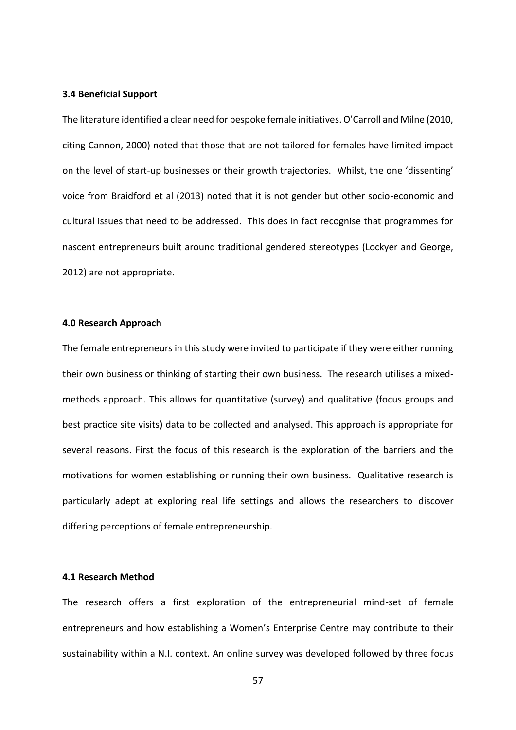### 3.4 Beneficial Support

The literature identified a clear need for bespoke female initiatives. O'Carroll and Milne (2010, citing Cannon, 2000) noted that those that are not tailored for females have limited impact on the level of start-up businesses or their growth trajectories. Whilst, the one 'dissenting' voice from Braidford et al (2013) noted that it is not gender but other socio-economic and cultural issues that need to be addressed. This does in fact recognise that programmes for nascent entrepreneurs built around traditional gendered stereotypes (Lockyer and George, 2012) are not appropriate.

## 4.0 Research Approach

The female entrepreneurs in this study were invited to participate if they were either running their own business or thinking of starting their own business. The research utilises a mixed-methods approach. This allows for quantitative (survey) and qualitative (focus groups and best practice site visits) data to be collected and analysed. This approach is appropriate for several reasons. First the focus of this research is the exploration of the barriers and the motivations for women establishing or running their own business. Qualitative research is particularly adept at exploring real life settings and allows the researchers to discover differing perceptions of female entrepreneurship.

### 4.1 Research Method

The research offers a first exploration of the entrepreneurial mind-set of female entrepreneurs and how establishing a Women's Enterprise Centre may contribute to their sustainability within a N.I. context. An online survey was developed followed by three focus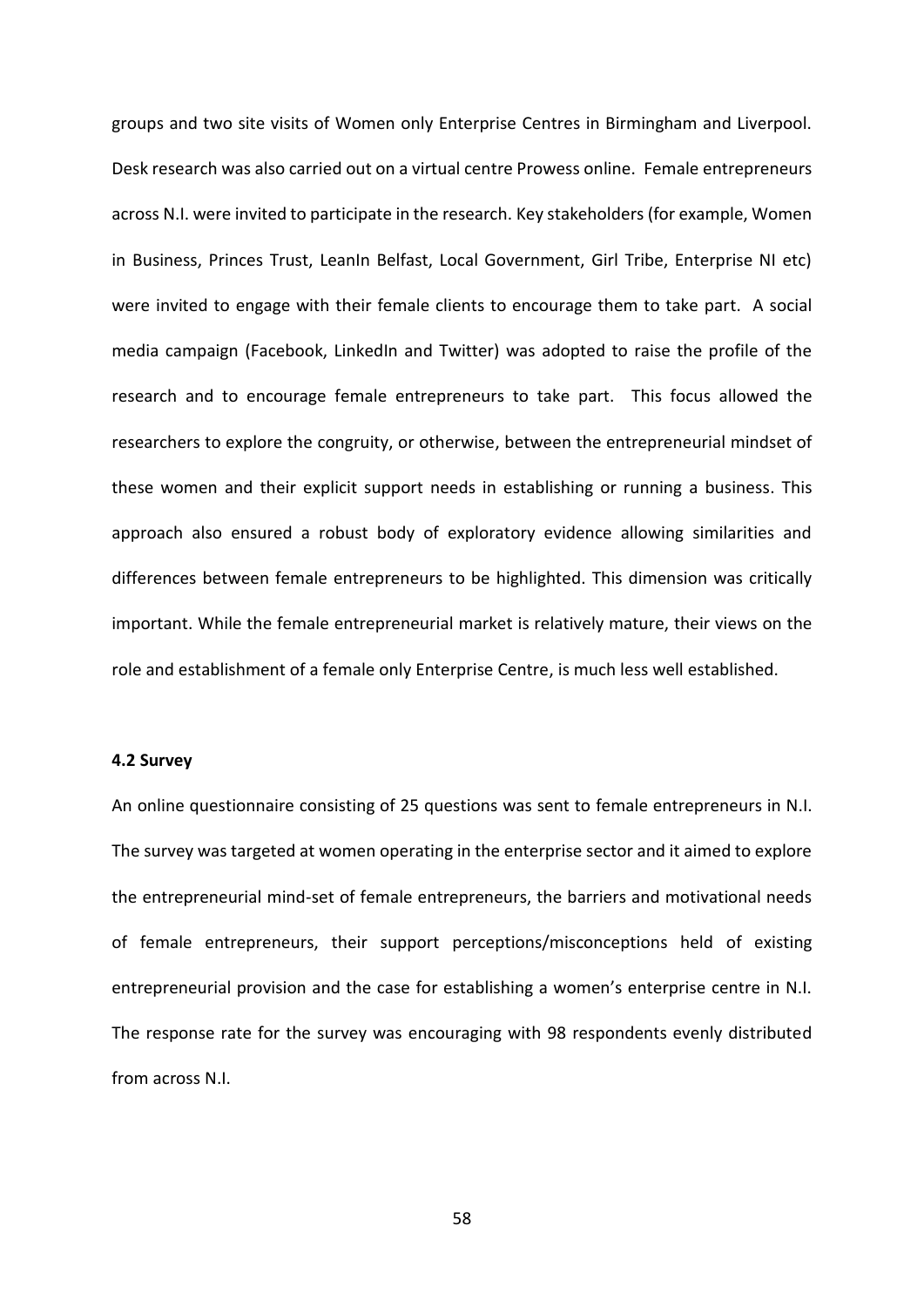groups and two site visits of Women only Enterprise Centres in Birmingham and Liverpool. Desk research was also carried out on a virtual centre Prowess online. Female entrepreneurs across N.I. were invited to participate in the research. Key stakeholders (for example, Women in Business, Princes Trust, LeanIn Belfast, Local Government, Girl Tribe, Enterprise NI etc) were invited to engage with their female clients to encourage them to take part. A social media campaign (Facebook, LinkedIn and Twitter) was adopted to raise the profile of the research and to encourage female entrepreneurs to take part. This focus allowed the researchers to explore the congruity, or otherwise, between the entrepreneurial mindset of these women and their explicit support needs in establishing or running a business. This approach also ensured a robust body of exploratory evidence allowing similarities and differences between female entrepreneurs to be highlighted. This dimension was critically important. While the female entrepreneurial market is relatively mature, their views on the role and establishment of a female only Enterprise Centre, is much less well established.

### 4.2 Survey

An online questionnaire consisting of 25 questions was sent to female entrepreneurs in N.I. The survey was targeted at women operating in the enterprise sector and it aimed to explore the entrepreneurial mind-set of female entrepreneurs, the barriers and motivational needs of female entrepreneurs, their support perceptions/misconceptions held of existing entrepreneurial provision and the case for establishing a women's enterprise centre in N.I. The response rate for the survey was encouraging with 98 respondents evenly distributed from across N.I.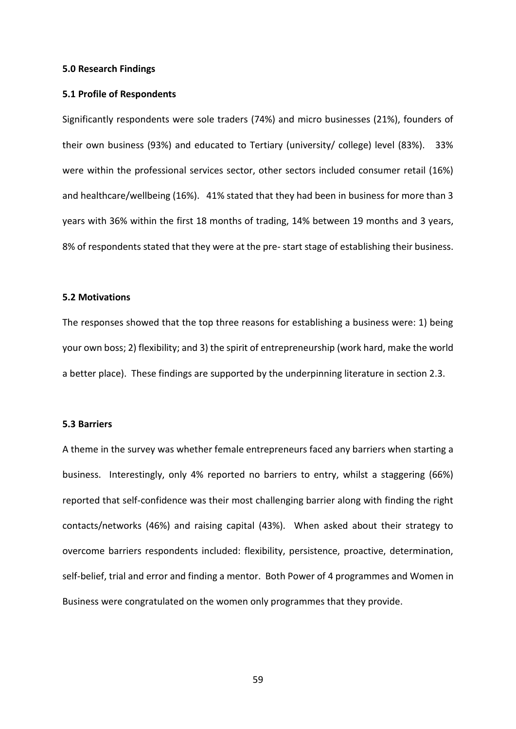**5.0 Research Findings**

**5.1 Profile of Respondents**

Significantly respondents were sole traders (74%) and micro businesses (21%), founders of their own business (93%) and educated to Tertiary (university/ college) level (83%). 33% were within the professional services sector, other sectors included consumer retail (16%) and healthcare/wellbeing (16%). 41% stated that they had been in business for more than 3 years with 36% within the first 18 months of trading, 14% between 19 months and 3 years, 8% of respondents stated that they were at the pre- start stage of establishing their business.

**5.2 Motivations**

The responses showed that the top three reasons for establishing a business were: 1) being your own boss; 2) flexibility; and 3) the spirit of entrepreneurship (work hard, make the world a better place). These findings are supported by the underpinning literature in section 2.3.

**5.3 Barriers**

A theme in the survey was whether female entrepreneurs faced any barriers when starting a business. Interestingly, only 4% reported no barriers to entry, whilst a staggering (66%) reported that self-confidence was their most challenging barrier along with finding the right contacts/networks (46%) and raising capital (43%). When asked about their strategy to overcome barriers respondents included: flexibility, persistence, proactive, determination, self-belief, trial and error and finding a mentor. Both Power of 4 programmes and Women in Business were congratulated on the women only programmes that they provide.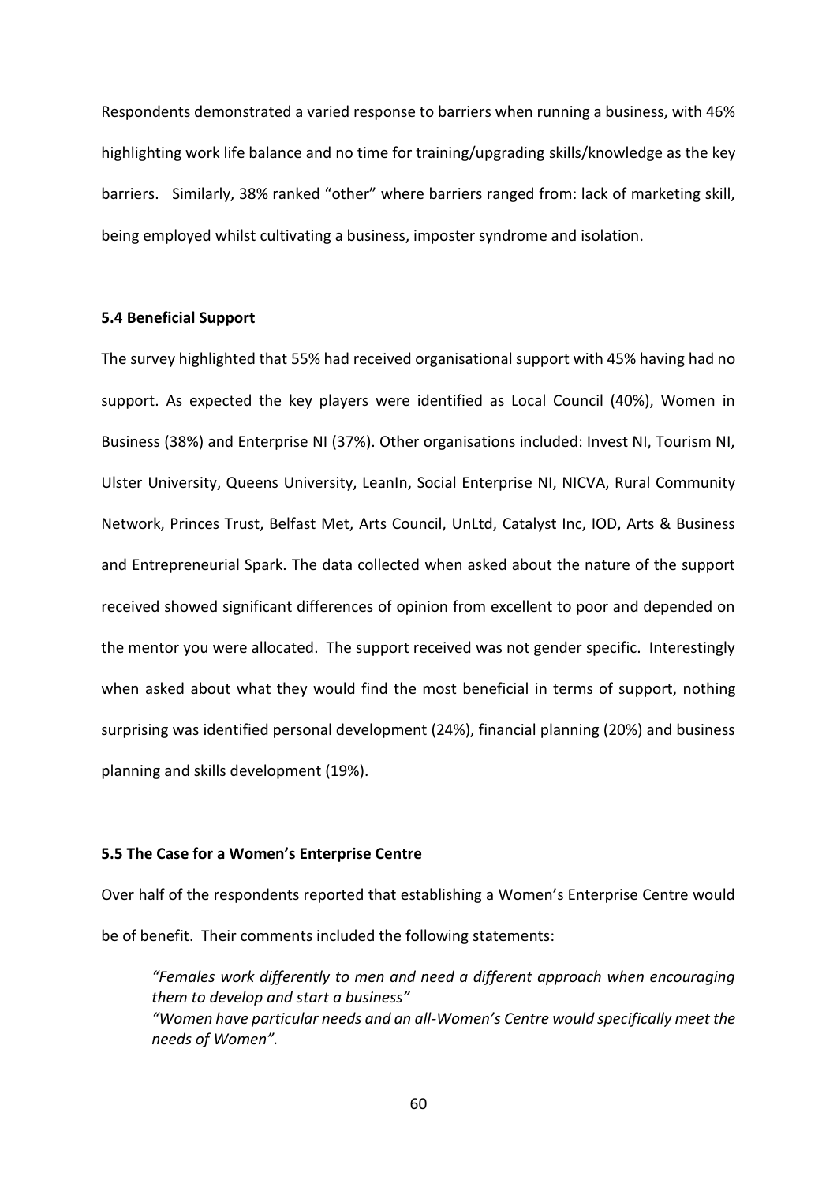Respondents demonstrated a varied response to barriers when running a business, with 46% highlighting work life balance and no time for training/upgrading skills/knowledge as the key barriers. Similarly, 38% ranked "other" where barriers ranged from: lack of marketing skill, being employed whilst cultivating a business, imposter syndrome and isolation.

**5.4 Beneficial Support**

The survey highlighted that 55% had received organisational support with 45% having had no support. As expected the key players were identified as Local Council (40%), Women in Business (38%) and Enterprise NI (37%). Other organisations included: Invest NI, Tourism NI, Ulster University, Queens University, LeanIn, Social Enterprise NI, NICVA, Rural Community Network, Princes Trust, Belfast Met, Arts Council, UnLtd, Catalyst Inc, IOD, Arts & Business and Entrepreneurial Spark. The data collected when asked about the nature of the support received showed significant differences of opinion from excellent to poor and depended on the mentor you were allocated. The support received was not gender specific. Interestingly when asked about what they would find the most beneficial in terms of support, nothing surprising was identified personal development (24%), financial planning (20%) and business planning and skills development (19%).

**5.5 The Case for a Women's Enterprise Centre**

Over half of the respondents reported that establishing a Women's Enterprise Centre would be of benefit. Their comments included the following statements:

> *"Females work differently to men and need a different approach when encouraging them to develop and start a business"*
> *"Women have particular needs and an all-Women's Centre would specifically meet the needs of Women".*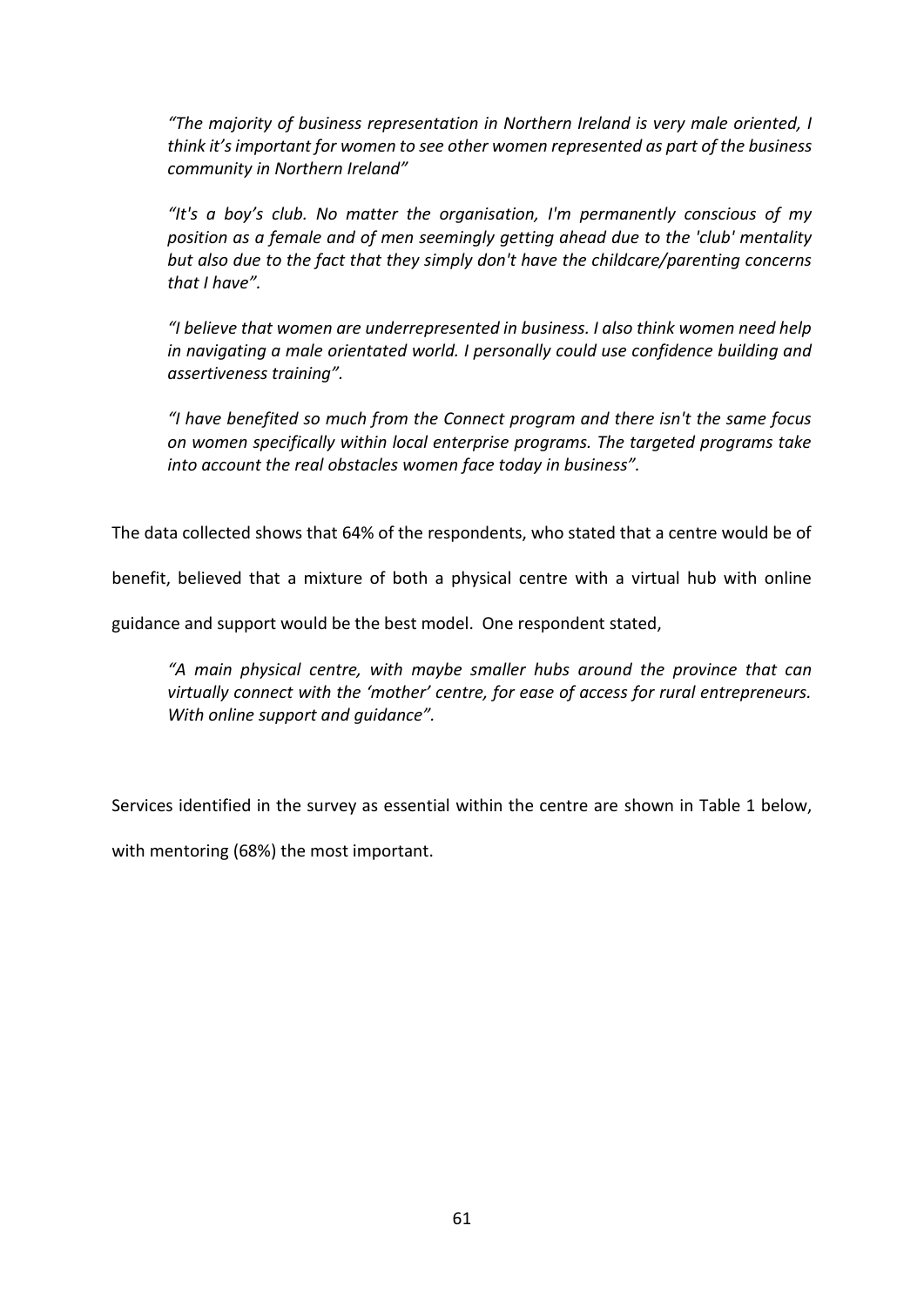*"The majority of business representation in Northern Ireland is very male oriented, I think it's important for women to see other women represented as part of the business community in Northern Ireland"*

*"It's a boy's club. No matter the organisation, I'm permanently conscious of my position as a female and of men seemingly getting ahead due to the 'club' mentality but also due to the fact that they simply don't have the childcare/parenting concerns that I have".*

*"I believe that women are underrepresented in business. I also think women need help in navigating a male orientated world. I personally could use confidence building and assertiveness training".*

*"I have benefited so much from the Connect program and there isn't the same focus on women specifically within local enterprise programs. The targeted programs take into account the real obstacles women face today in business".*

The data collected shows that 64% of the respondents, who stated that a centre would be of benefit, believed that a mixture of both a physical centre with a virtual hub with online guidance and support would be the best model. One respondent stated,

*"A main physical centre, with maybe smaller hubs around the province that can virtually connect with the 'mother' centre, for ease of access for rural entrepreneurs. With online support and guidance".*

Services identified in the survey as essential within the centre are shown in Table 1 below, with mentoring (68%) the most important.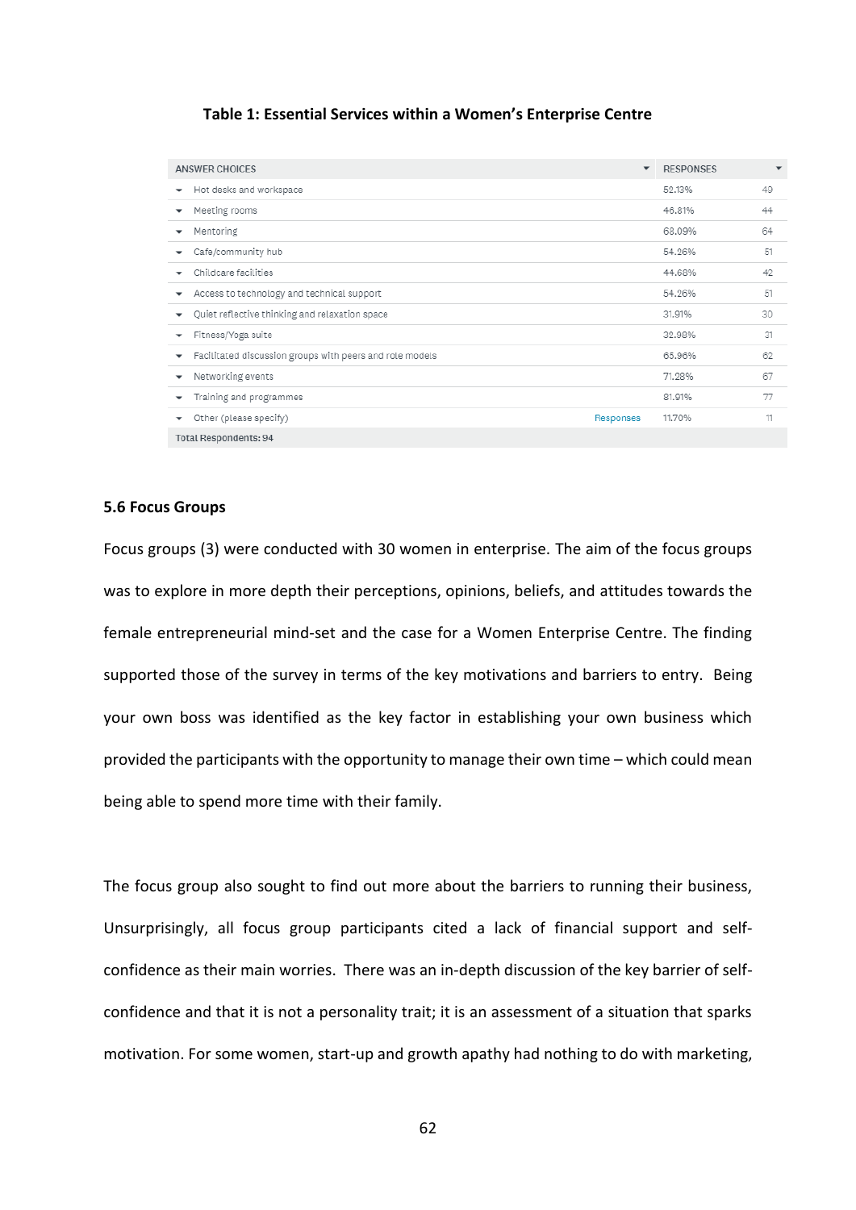**Table 1: Essential Services within a Women's Enterprise Centre**

| ANSWER CHOICES | | RESPONSES | |
|---|---|---|---|
| Hot desks and workspace | | 52.13% | 49 |
| Meeting rooms | | 46.81% | 44 |
| Mentoring | | 68.09% | 64 |
| Cafe/community hub | | 54.26% | 51 |
| Childcare facilities | | 44.68% | 42 |
| Access to technology and technical support | | 54.26% | 51 |
| Quiet reflective thinking and relaxation space | | 31.91% | 30 |
| Fitness/Yoga suite | | 32.98% | 31 |
| Facilitated discussion groups with peers and role models | | 65.96% | 62 |
| Networking events | | 71.28% | 67 |
| Training and programmes | | 81.91% | 77 |
| Other (please specify) | Responses | 11.70% | 11 |
| Total Respondents: 94 | | | |

### 5.6 Focus Groups

Focus groups (3) were conducted with 30 women in enterprise. The aim of the focus groups was to explore in more depth their perceptions, opinions, beliefs, and attitudes towards the female entrepreneurial mind-set and the case for a Women Enterprise Centre. The finding supported those of the survey in terms of the key motivations and barriers to entry. Being your own boss was identified as the key factor in establishing your own business which provided the participants with the opportunity to manage their own time – which could mean being able to spend more time with their family.

The focus group also sought to find out more about the barriers to running their business, Unsurprisingly, all focus group participants cited a lack of financial support and self-confidence as their main worries. There was an in-depth discussion of the key barrier of self-confidence and that it is not a personality trait; it is an assessment of a situation that sparks motivation. For some women, start-up and growth apathy had nothing to do with marketing,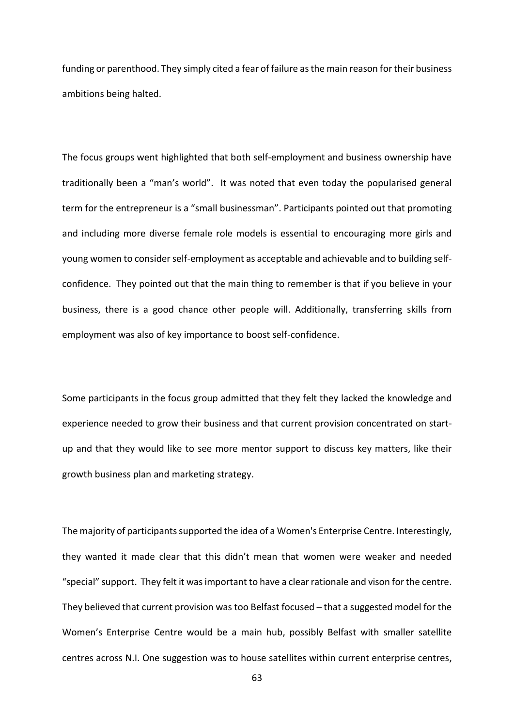funding or parenthood. They simply cited a fear of failure as the main reason for their business ambitions being halted.

The focus groups went highlighted that both self-employment and business ownership have traditionally been a "man's world". It was noted that even today the popularised general term for the entrepreneur is a "small businessman". Participants pointed out that promoting and including more diverse female role models is essential to encouraging more girls and young women to consider self-employment as acceptable and achievable and to building self-confidence. They pointed out that the main thing to remember is that if you believe in your business, there is a good chance other people will. Additionally, transferring skills from employment was also of key importance to boost self-confidence.

Some participants in the focus group admitted that they felt they lacked the knowledge and experience needed to grow their business and that current provision concentrated on start-up and that they would like to see more mentor support to discuss key matters, like their growth business plan and marketing strategy.

The majority of participants supported the idea of a Women's Enterprise Centre. Interestingly, they wanted it made clear that this didn't mean that women were weaker and needed "special" support. They felt it was important to have a clear rationale and vison for the centre. They believed that current provision was too Belfast focused – that a suggested model for the Women's Enterprise Centre would be a main hub, possibly Belfast with smaller satellite centres across N.I. One suggestion was to house satellites within current enterprise centres,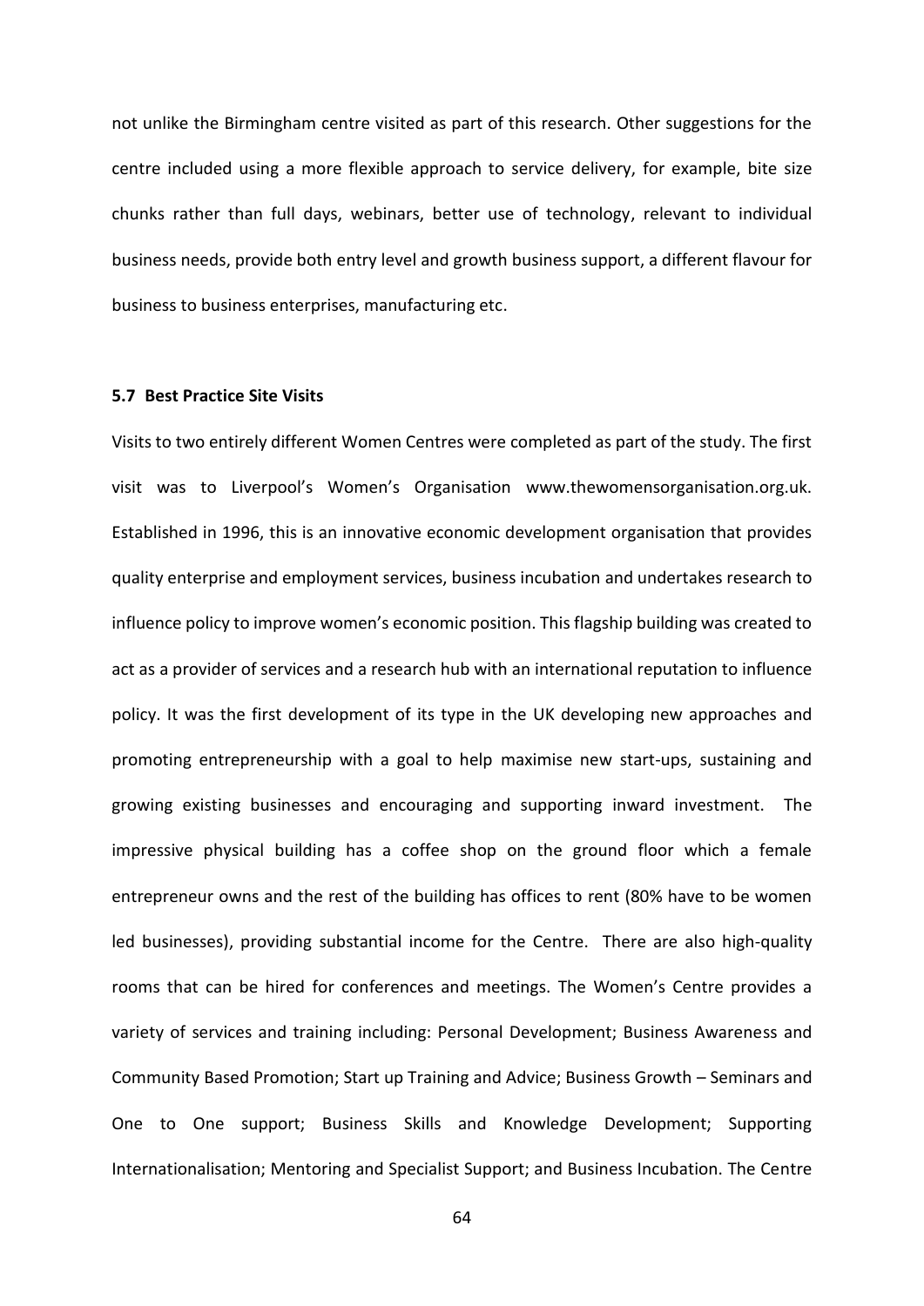not unlike the Birmingham centre visited as part of this research. Other suggestions for the centre included using a more flexible approach to service delivery, for example, bite size chunks rather than full days, webinars, better use of technology, relevant to individual business needs, provide both entry level and growth business support, a different flavour for business to business enterprises, manufacturing etc.

### 5.7 Best Practice Site Visits

Visits to two entirely different Women Centres were completed as part of the study. The first visit was to Liverpool's Women's Organisation www.thewomensorganisation.org.uk. Established in 1996, this is an innovative economic development organisation that provides quality enterprise and employment services, business incubation and undertakes research to influence policy to improve women's economic position. This flagship building was created to act as a provider of services and a research hub with an international reputation to influence policy. It was the first development of its type in the UK developing new approaches and promoting entrepreneurship with a goal to help maximise new start-ups, sustaining and growing existing businesses and encouraging and supporting inward investment. The impressive physical building has a coffee shop on the ground floor which a female entrepreneur owns and the rest of the building has offices to rent (80% have to be women led businesses), providing substantial income for the Centre. There are also high-quality rooms that can be hired for conferences and meetings. The Women's Centre provides a variety of services and training including: Personal Development; Business Awareness and Community Based Promotion; Start up Training and Advice; Business Growth – Seminars and One to One support; Business Skills and Knowledge Development; Supporting Internationalisation; Mentoring and Specialist Support; and Business Incubation. The Centre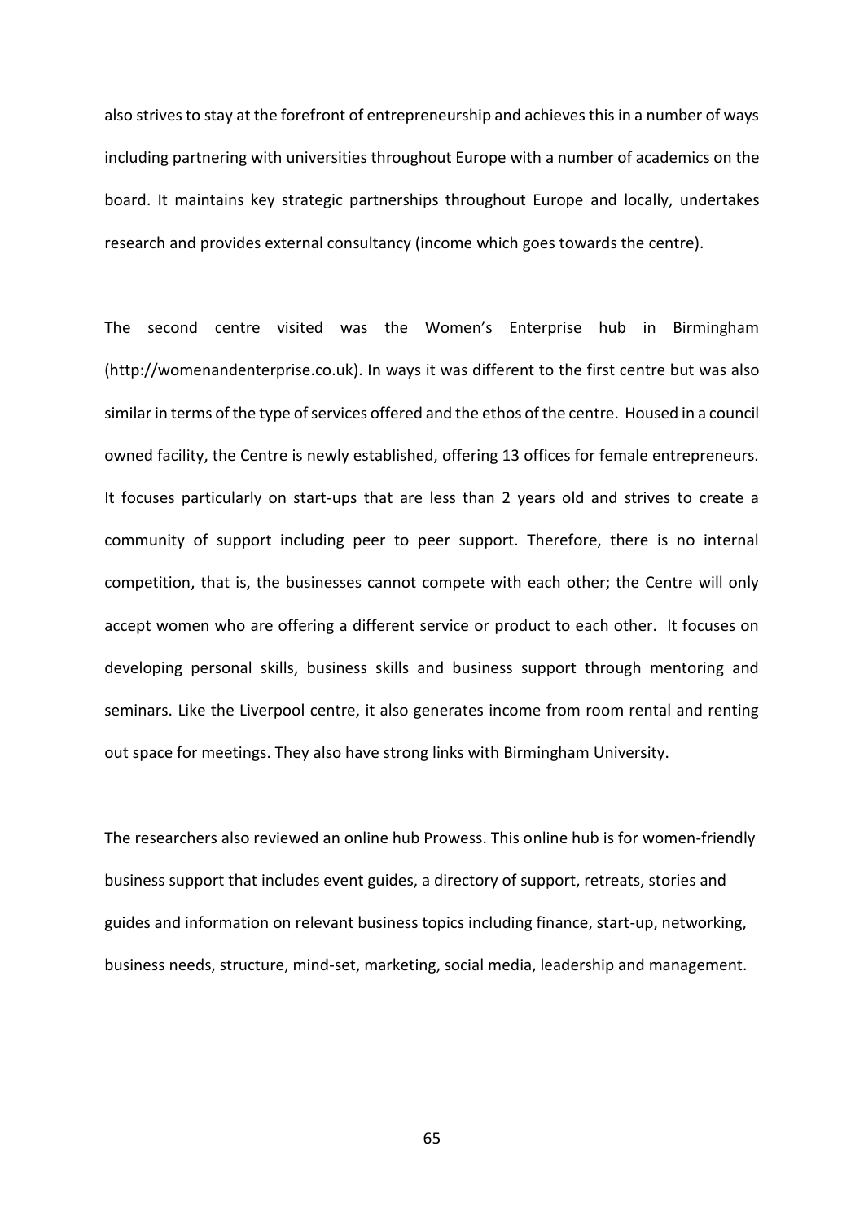also strives to stay at the forefront of entrepreneurship and achieves this in a number of ways including partnering with universities throughout Europe with a number of academics on the board. It maintains key strategic partnerships throughout Europe and locally, undertakes research and provides external consultancy (income which goes towards the centre).

The second centre visited was the Women's Enterprise hub in Birmingham (http://womenandenterprise.co.uk). In ways it was different to the first centre but was also similar in terms of the type of services offered and the ethos of the centre. Housed in a council owned facility, the Centre is newly established, offering 13 offices for female entrepreneurs. It focuses particularly on start-ups that are less than 2 years old and strives to create a community of support including peer to peer support. Therefore, there is no internal competition, that is, the businesses cannot compete with each other; the Centre will only accept women who are offering a different service or product to each other. It focuses on developing personal skills, business skills and business support through mentoring and seminars. Like the Liverpool centre, it also generates income from room rental and renting out space for meetings. They also have strong links with Birmingham University.

The researchers also reviewed an online hub Prowess. This online hub is for women-friendly business support that includes event guides, a directory of support, retreats, stories and guides and information on relevant business topics including finance, start-up, networking, business needs, structure, mind-set, marketing, social media, leadership and management.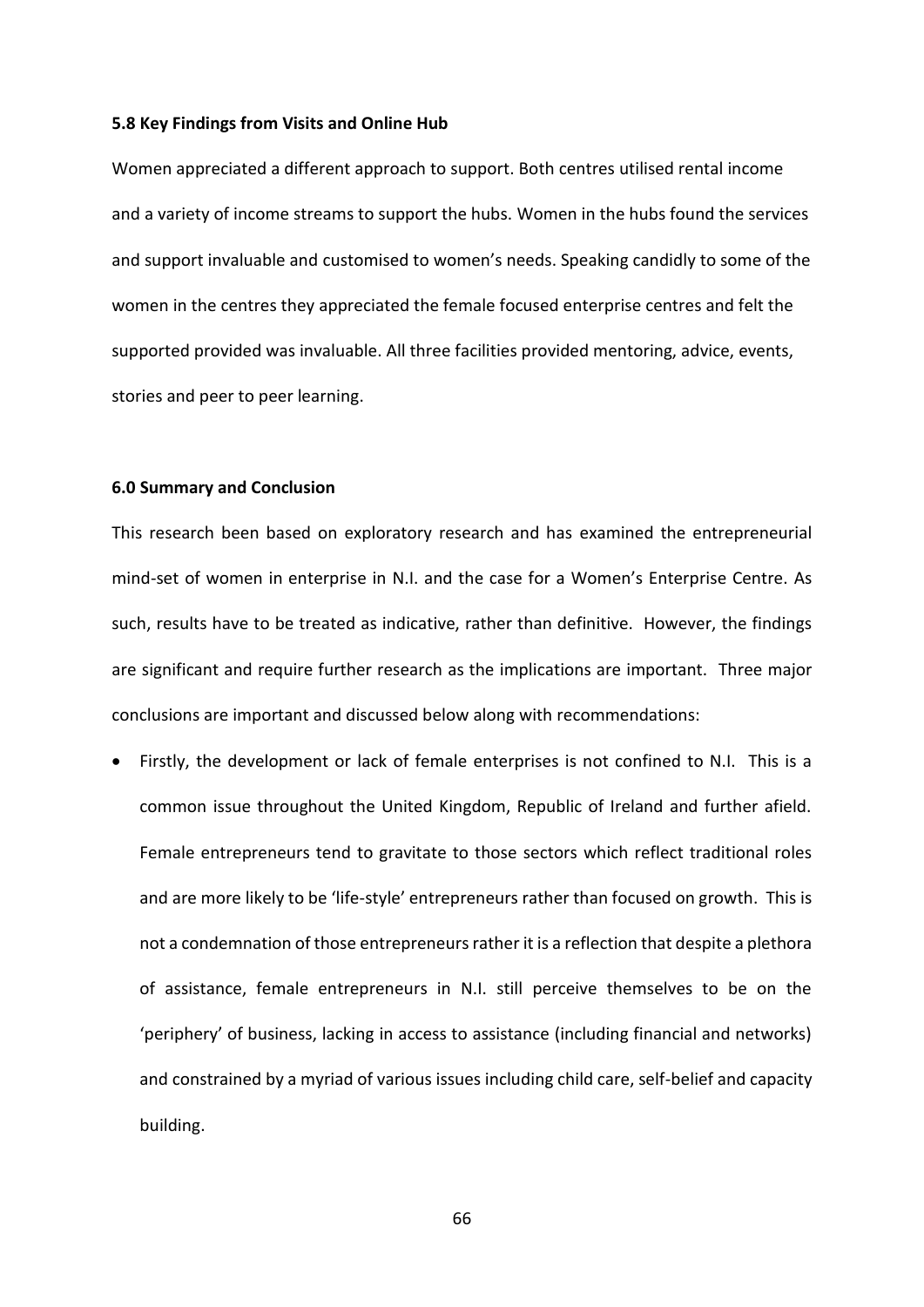**5.8 Key Findings from Visits and Online Hub**

Women appreciated a different approach to support. Both centres utilised rental income and a variety of income streams to support the hubs. Women in the hubs found the services and support invaluable and customised to women's needs. Speaking candidly to some of the women in the centres they appreciated the female focused enterprise centres and felt the supported provided was invaluable. All three facilities provided mentoring, advice, events, stories and peer to peer learning.

**6.0 Summary and Conclusion**

This research been based on exploratory research and has examined the entrepreneurial mind-set of women in enterprise in N.I. and the case for a Women's Enterprise Centre. As such, results have to be treated as indicative, rather than definitive. However, the findings are significant and require further research as the implications are important. Three major conclusions are important and discussed below along with recommendations:

- Firstly, the development or lack of female enterprises is not confined to N.I. This is a common issue throughout the United Kingdom, Republic of Ireland and further afield. Female entrepreneurs tend to gravitate to those sectors which reflect traditional roles and are more likely to be 'life-style' entrepreneurs rather than focused on growth. This is not a condemnation of those entrepreneurs rather it is a reflection that despite a plethora of assistance, female entrepreneurs in N.I. still perceive themselves to be on the 'periphery' of business, lacking in access to assistance (including financial and networks) and constrained by a myriad of various issues including child care, self-belief and capacity building.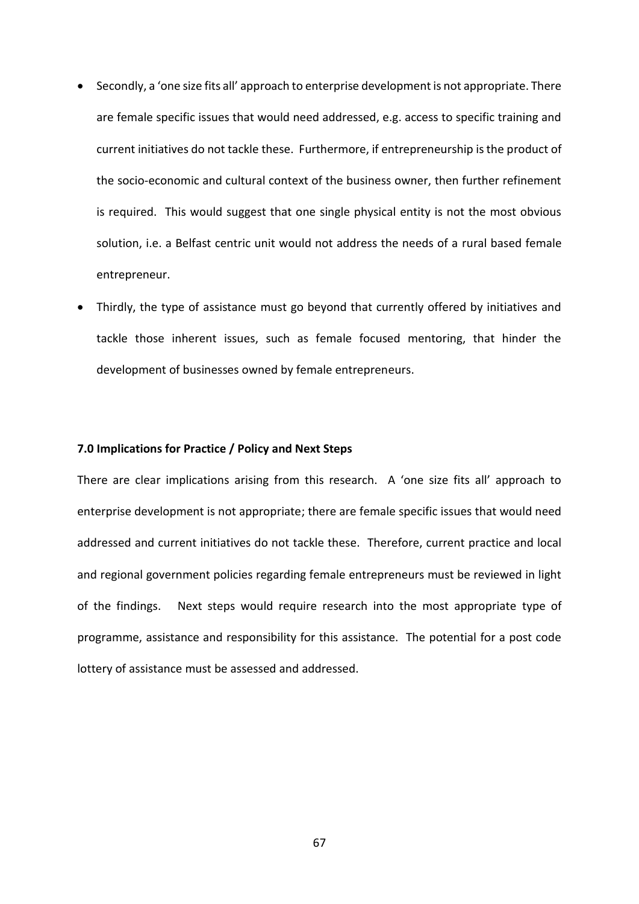- Secondly, a 'one size fits all' approach to enterprise development is not appropriate. There are female specific issues that would need addressed, e.g. access to specific training and current initiatives do not tackle these. Furthermore, if entrepreneurship is the product of the socio-economic and cultural context of the business owner, then further refinement is required. This would suggest that one single physical entity is not the most obvious solution, i.e. a Belfast centric unit would not address the needs of a rural based female entrepreneur.
- Thirdly, the type of assistance must go beyond that currently offered by initiatives and tackle those inherent issues, such as female focused mentoring, that hinder the development of businesses owned by female entrepreneurs.

**7.0 Implications for Practice / Policy and Next Steps**

There are clear implications arising from this research. A 'one size fits all' approach to enterprise development is not appropriate; there are female specific issues that would need addressed and current initiatives do not tackle these. Therefore, current practice and local and regional government policies regarding female entrepreneurs must be reviewed in light of the findings. Next steps would require research into the most appropriate type of programme, assistance and responsibility for this assistance. The potential for a post code lottery of assistance must be assessed and addressed.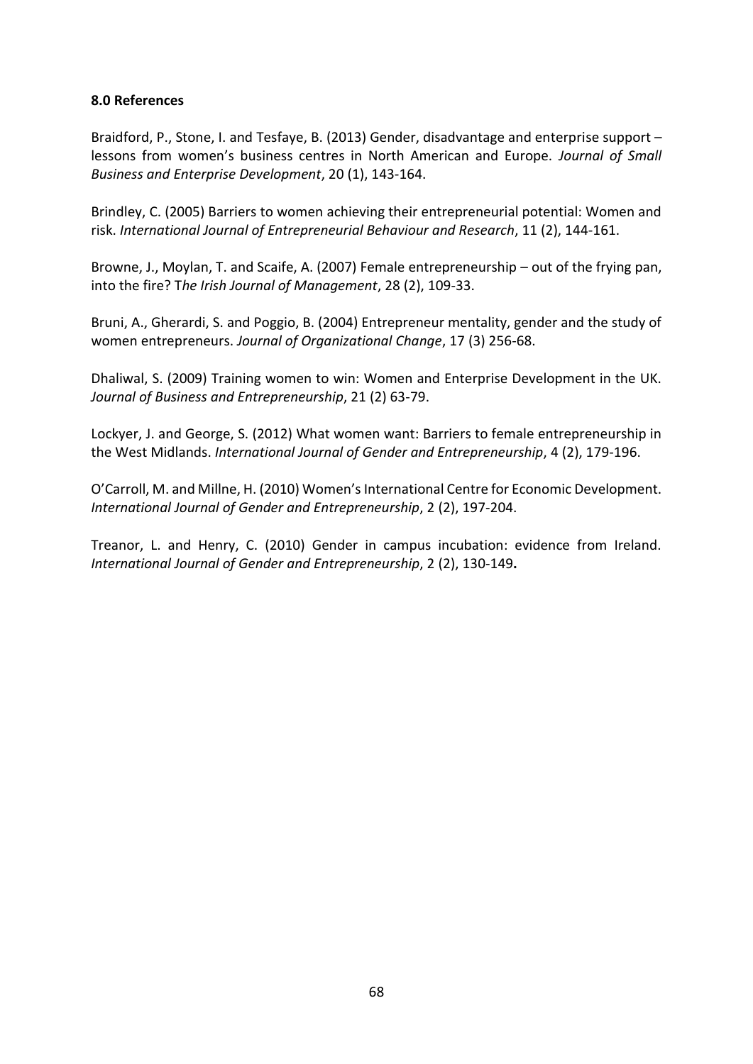**8.0 References**

Braidford, P., Stone, I. and Tesfaye, B. (2013) Gender, disadvantage and enterprise support – lessons from women's business centres in North American and Europe. *Journal of Small Business and Enterprise Development*, 20 (1), 143-164.

Brindley, C. (2005) Barriers to women achieving their entrepreneurial potential: Women and risk. *International Journal of Entrepreneurial Behaviour and Research*, 11 (2), 144-161.

Browne, J., Moylan, T. and Scaife, A. (2007) Female entrepreneurship – out of the frying pan, into the fire? T*he Irish Journal of Management*, 28 (2), 109-33.

Bruni, A., Gherardi, S. and Poggio, B. (2004) Entrepreneur mentality, gender and the study of women entrepreneurs. *Journal of Organizational Change*, 17 (3) 256-68.

Dhaliwal, S. (2009) Training women to win: Women and Enterprise Development in the UK. *Journal of Business and Entrepreneurship*, 21 (2) 63-79.

Lockyer, J. and George, S. (2012) What women want: Barriers to female entrepreneurship in the West Midlands. *International Journal of Gender and Entrepreneurship*, 4 (2), 179-196.

O'Carroll, M. and Millne, H. (2010) Women's International Centre for Economic Development. *International Journal of Gender and Entrepreneurship*, 2 (2), 197-204.

Treanor, L. and Henry, C. (2010) Gender in campus incubation: evidence from Ireland. *International Journal of Gender and Entrepreneurship*, 2 (2), 130-149**.**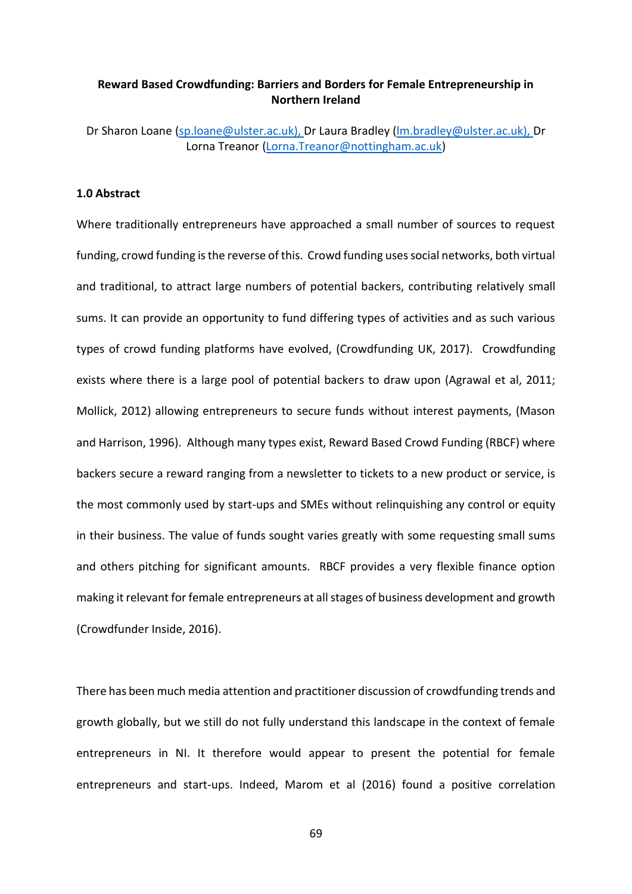**Reward Based Crowdfunding: Barriers and Borders for Female Entrepreneurship in Northern Ireland**

Dr Sharon Loane (sp.loane@ulster.ac.uk), Dr Laura Bradley (lm.bradley@ulster.ac.uk), Dr Lorna Treanor (Lorna.Treanor@nottingham.ac.uk)

### 1.0 Abstract

Where traditionally entrepreneurs have approached a small number of sources to request funding, crowd funding is the reverse of this. Crowd funding uses social networks, both virtual and traditional, to attract large numbers of potential backers, contributing relatively small sums. It can provide an opportunity to fund differing types of activities and as such various types of crowd funding platforms have evolved, (Crowdfunding UK, 2017). Crowdfunding exists where there is a large pool of potential backers to draw upon (Agrawal et al, 2011; Mollick, 2012) allowing entrepreneurs to secure funds without interest payments, (Mason and Harrison, 1996). Although many types exist, Reward Based Crowd Funding (RBCF) where backers secure a reward ranging from a newsletter to tickets to a new product or service, is the most commonly used by start-ups and SMEs without relinquishing any control or equity in their business. The value of funds sought varies greatly with some requesting small sums and others pitching for significant amounts. RBCF provides a very flexible finance option making it relevant for female entrepreneurs at all stages of business development and growth (Crowdfunder Inside, 2016).

There has been much media attention and practitioner discussion of crowdfunding trends and growth globally, but we still do not fully understand this landscape in the context of female entrepreneurs in NI. It therefore would appear to present the potential for female entrepreneurs and start-ups. Indeed, Marom et al (2016) found a positive correlation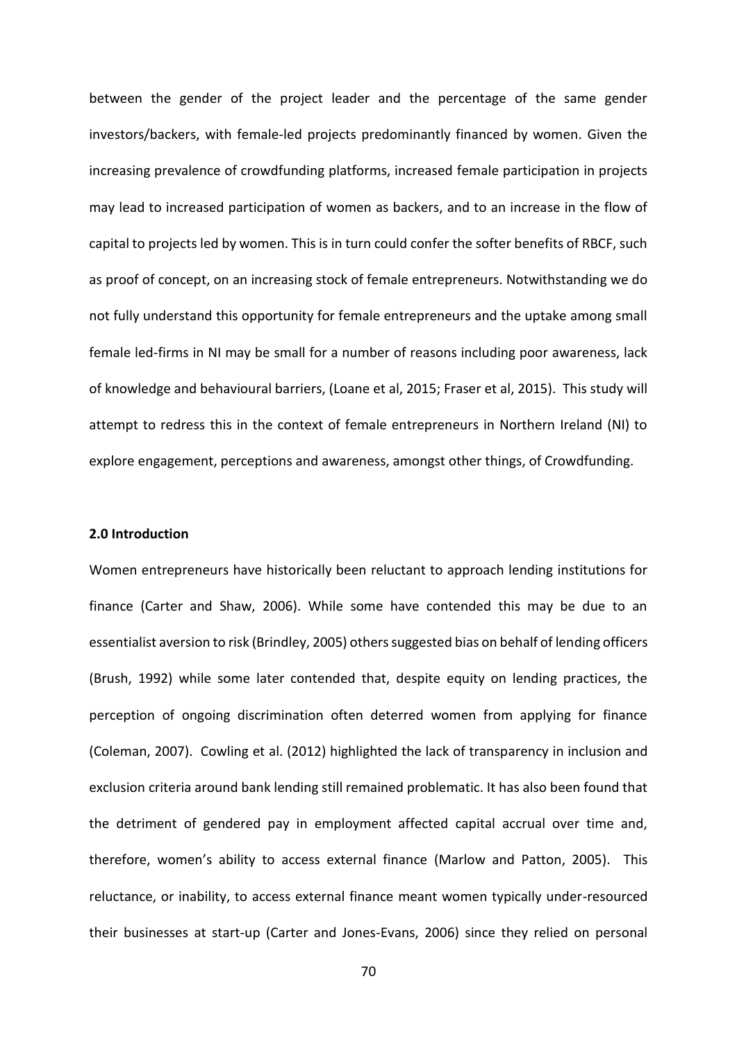between the gender of the project leader and the percentage of the same gender investors/backers, with female-led projects predominantly financed by women. Given the increasing prevalence of crowdfunding platforms, increased female participation in projects may lead to increased participation of women as backers, and to an increase in the flow of capital to projects led by women. This is in turn could confer the softer benefits of RBCF, such as proof of concept, on an increasing stock of female entrepreneurs. Notwithstanding we do not fully understand this opportunity for female entrepreneurs and the uptake among small female led-firms in NI may be small for a number of reasons including poor awareness, lack of knowledge and behavioural barriers, (Loane et al, 2015; Fraser et al, 2015). This study will attempt to redress this in the context of female entrepreneurs in Northern Ireland (NI) to explore engagement, perceptions and awareness, amongst other things, of Crowdfunding.

**2.0 Introduction**

Women entrepreneurs have historically been reluctant to approach lending institutions for finance (Carter and Shaw, 2006). While some have contended this may be due to an essentialist aversion to risk (Brindley, 2005) others suggested bias on behalf of lending officers (Brush, 1992) while some later contended that, despite equity on lending practices, the perception of ongoing discrimination often deterred women from applying for finance (Coleman, 2007). Cowling et al. (2012) highlighted the lack of transparency in inclusion and exclusion criteria around bank lending still remained problematic. It has also been found that the detriment of gendered pay in employment affected capital accrual over time and, therefore, women's ability to access external finance (Marlow and Patton, 2005). This reluctance, or inability, to access external finance meant women typically under-resourced their businesses at start-up (Carter and Jones-Evans, 2006) since they relied on personal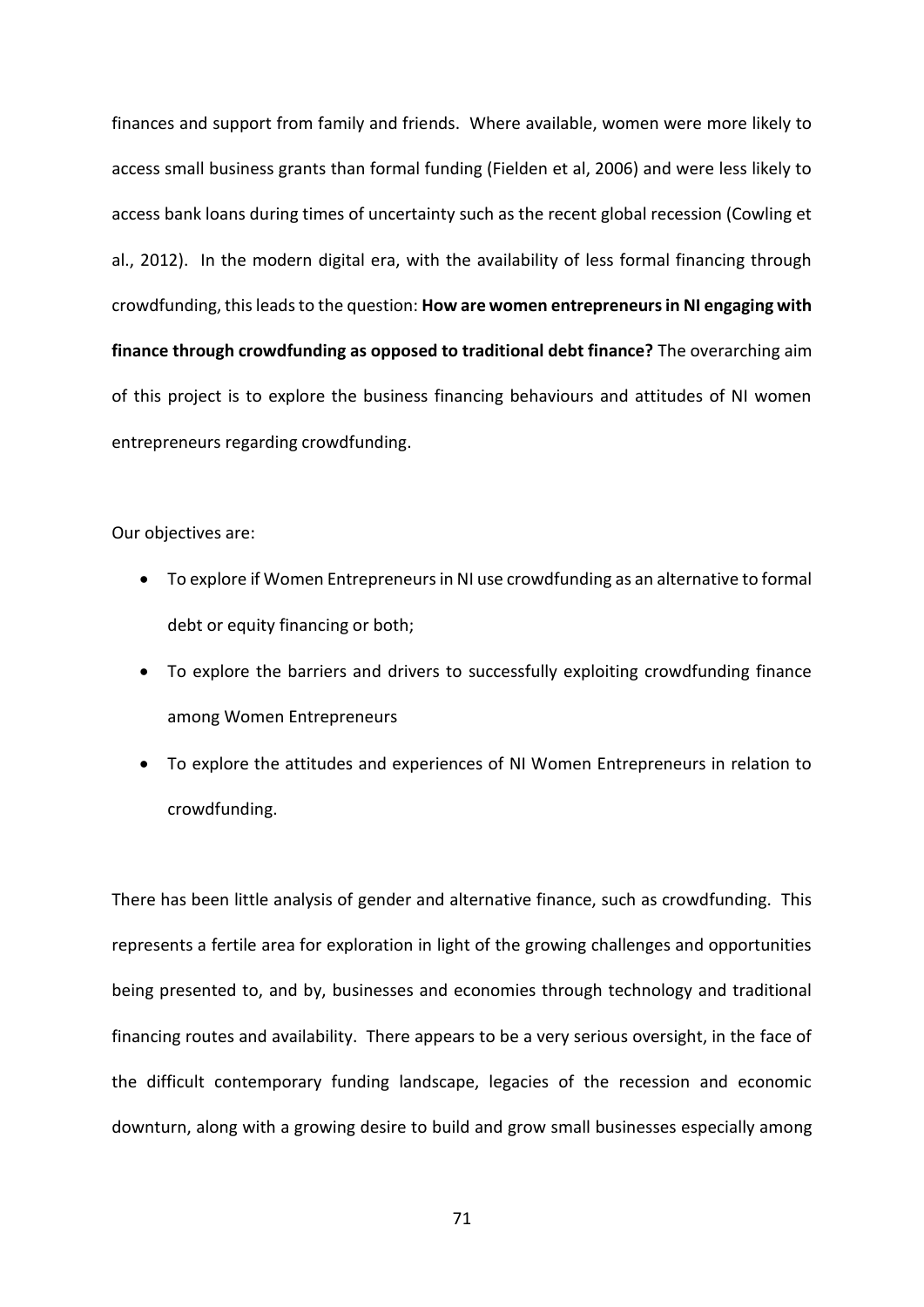finances and support from family and friends. Where available, women were more likely to access small business grants than formal funding (Fielden et al, 2006) and were less likely to access bank loans during times of uncertainty such as the recent global recession (Cowling et al., 2012). In the modern digital era, with the availability of less formal financing through crowdfunding, this leads to the question: **How are women entrepreneurs in NI engaging with finance through crowdfunding as opposed to traditional debt finance?** The overarching aim of this project is to explore the business financing behaviours and attitudes of NI women entrepreneurs regarding crowdfunding.

Our objectives are:

- To explore if Women Entrepreneurs in NI use crowdfunding as an alternative to formal debt or equity financing or both;
- To explore the barriers and drivers to successfully exploiting crowdfunding finance among Women Entrepreneurs
- To explore the attitudes and experiences of NI Women Entrepreneurs in relation to crowdfunding.

There has been little analysis of gender and alternative finance, such as crowdfunding. This represents a fertile area for exploration in light of the growing challenges and opportunities being presented to, and by, businesses and economies through technology and traditional financing routes and availability. There appears to be a very serious oversight, in the face of the difficult contemporary funding landscape, legacies of the recession and economic downturn, along with a growing desire to build and grow small businesses especially among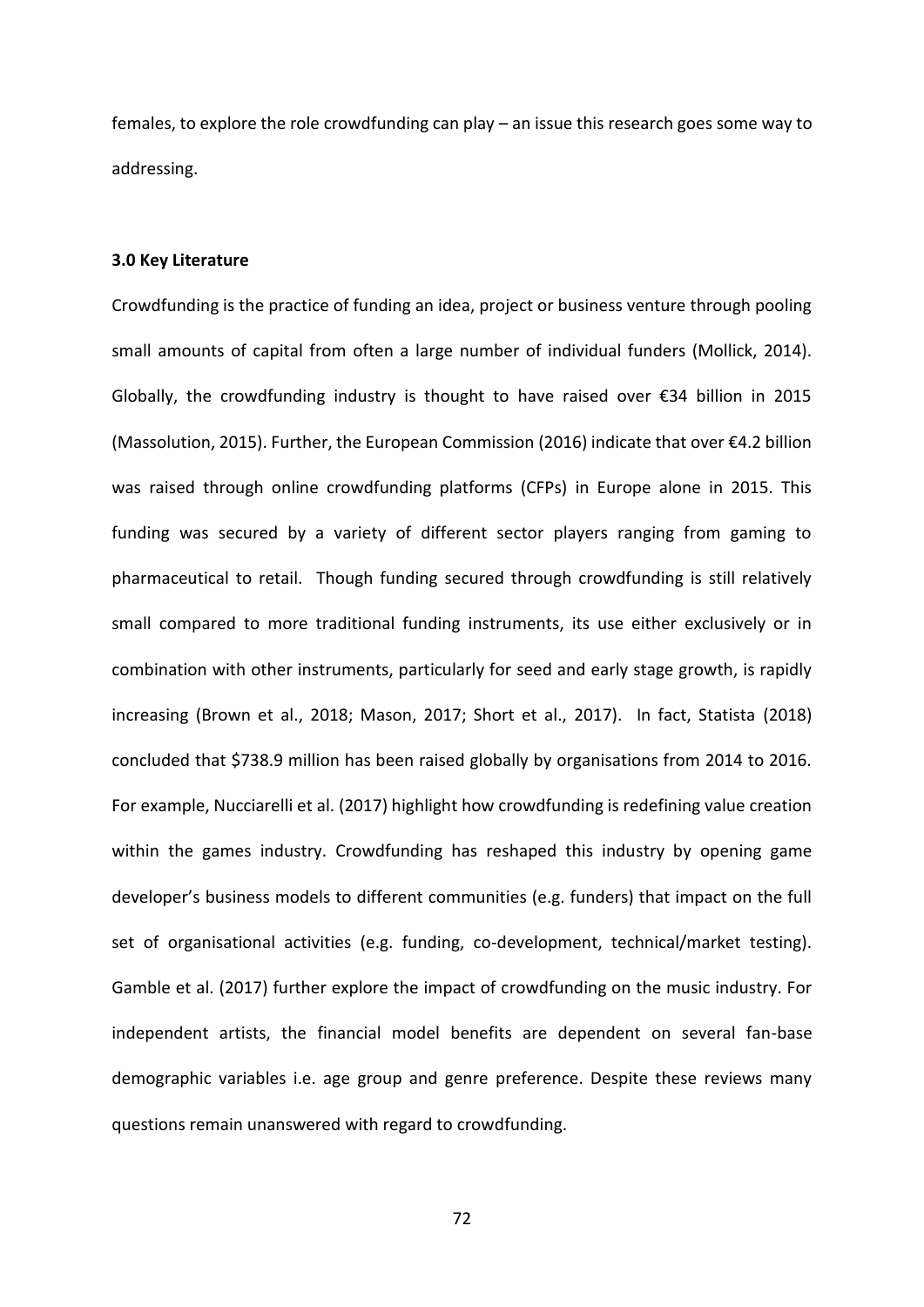females, to explore the role crowdfunding can play – an issue this research goes some way to addressing.

### 3.0 Key Literature

Crowdfunding is the practice of funding an idea, project or business venture through pooling small amounts of capital from often a large number of individual funders (Mollick, 2014). Globally, the crowdfunding industry is thought to have raised over €34 billion in 2015 (Massolution, 2015). Further, the European Commission (2016) indicate that over €4.2 billion was raised through online crowdfunding platforms (CFPs) in Europe alone in 2015. This funding was secured by a variety of different sector players ranging from gaming to pharmaceutical to retail. Though funding secured through crowdfunding is still relatively small compared to more traditional funding instruments, its use either exclusively or in combination with other instruments, particularly for seed and early stage growth, is rapidly increasing (Brown et al., 2018; Mason, 2017; Short et al., 2017). In fact, Statista (2018) concluded that $738.9 million has been raised globally by organisations from 2014 to 2016. For example, Nucciarelli et al. (2017) highlight how crowdfunding is redefining value creation within the games industry. Crowdfunding has reshaped this industry by opening game developer's business models to different communities (e.g. funders) that impact on the full set of organisational activities (e.g. funding, co-development, technical/market testing). Gamble et al. (2017) further explore the impact of crowdfunding on the music industry. For independent artists, the financial model benefits are dependent on several fan-base demographic variables i.e. age group and genre preference. Despite these reviews many questions remain unanswered with regard to crowdfunding.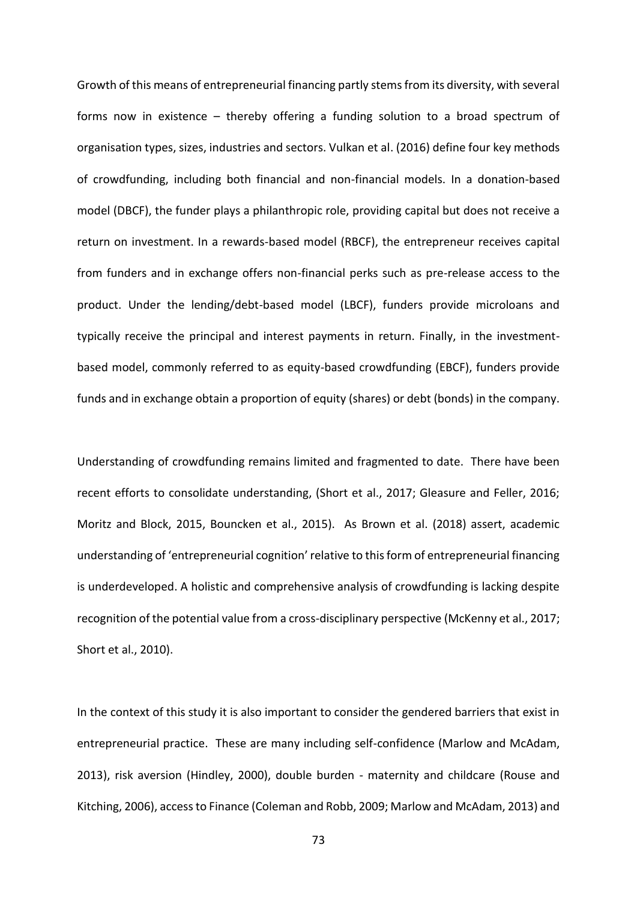Growth of this means of entrepreneurial financing partly stems from its diversity, with several forms now in existence – thereby offering a funding solution to a broad spectrum of organisation types, sizes, industries and sectors. Vulkan et al. (2016) define four key methods of crowdfunding, including both financial and non-financial models. In a donation-based model (DBCF), the funder plays a philanthropic role, providing capital but does not receive a return on investment. In a rewards-based model (RBCF), the entrepreneur receives capital from funders and in exchange offers non-financial perks such as pre-release access to the product. Under the lending/debt-based model (LBCF), funders provide microloans and typically receive the principal and interest payments in return. Finally, in the investment-based model, commonly referred to as equity-based crowdfunding (EBCF), funders provide funds and in exchange obtain a proportion of equity (shares) or debt (bonds) in the company.

Understanding of crowdfunding remains limited and fragmented to date. There have been recent efforts to consolidate understanding, (Short et al., 2017; Gleasure and Feller, 2016; Moritz and Block, 2015, Bouncken et al., 2015). As Brown et al. (2018) assert, academic understanding of 'entrepreneurial cognition' relative to this form of entrepreneurial financing is underdeveloped. A holistic and comprehensive analysis of crowdfunding is lacking despite recognition of the potential value from a cross-disciplinary perspective (McKenny et al., 2017; Short et al., 2010).

In the context of this study it is also important to consider the gendered barriers that exist in entrepreneurial practice. These are many including self-confidence (Marlow and McAdam, 2013), risk aversion (Hindley, 2000), double burden - maternity and childcare (Rouse and Kitching, 2006), access to Finance (Coleman and Robb, 2009; Marlow and McAdam, 2013) and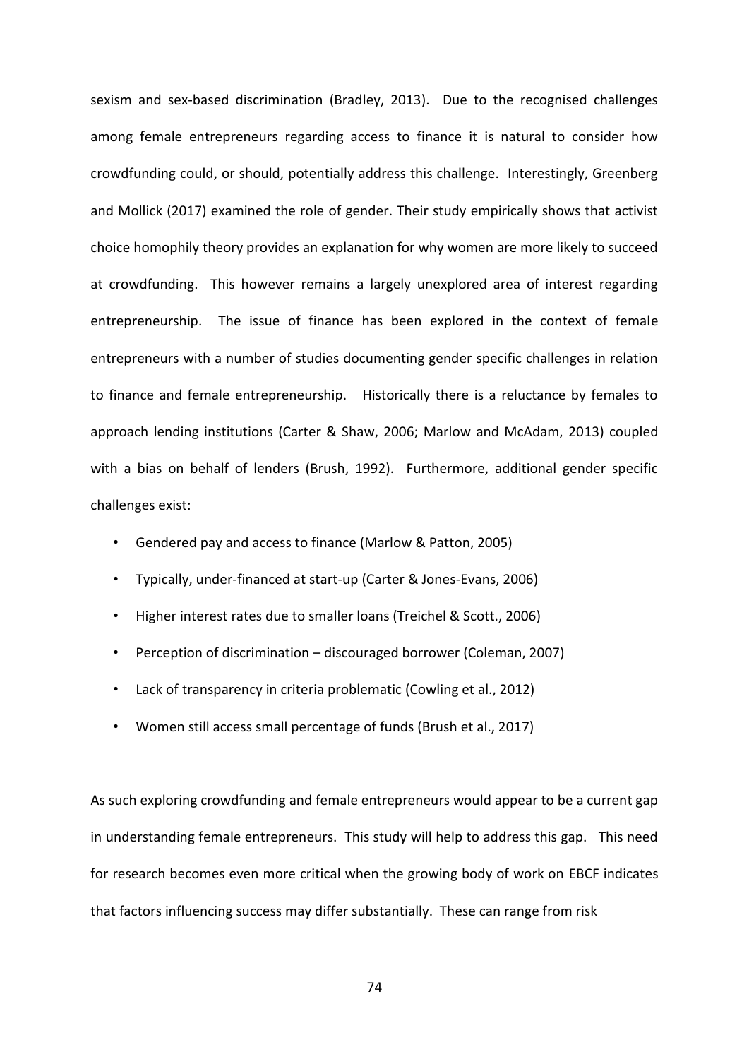sexism and sex-based discrimination (Bradley, 2013). Due to the recognised challenges among female entrepreneurs regarding access to finance it is natural to consider how crowdfunding could, or should, potentially address this challenge. Interestingly, Greenberg and Mollick (2017) examined the role of gender. Their study empirically shows that activist choice homophily theory provides an explanation for why women are more likely to succeed at crowdfunding. This however remains a largely unexplored area of interest regarding entrepreneurship. The issue of finance has been explored in the context of female entrepreneurs with a number of studies documenting gender specific challenges in relation to finance and female entrepreneurship. Historically there is a reluctance by females to approach lending institutions (Carter & Shaw, 2006; Marlow and McAdam, 2013) coupled with a bias on behalf of lenders (Brush, 1992). Furthermore, additional gender specific challenges exist:

- Gendered pay and access to finance (Marlow & Patton, 2005)
- Typically, under-financed at start-up (Carter & Jones-Evans, 2006)
- Higher interest rates due to smaller loans (Treichel & Scott., 2006)
- Perception of discrimination – discouraged borrower (Coleman, 2007)
- Lack of transparency in criteria problematic (Cowling et al., 2012)
- Women still access small percentage of funds (Brush et al., 2017)

As such exploring crowdfunding and female entrepreneurs would appear to be a current gap in understanding female entrepreneurs. This study will help to address this gap. This need for research becomes even more critical when the growing body of work on EBCF indicates that factors influencing success may differ substantially. These can range from risk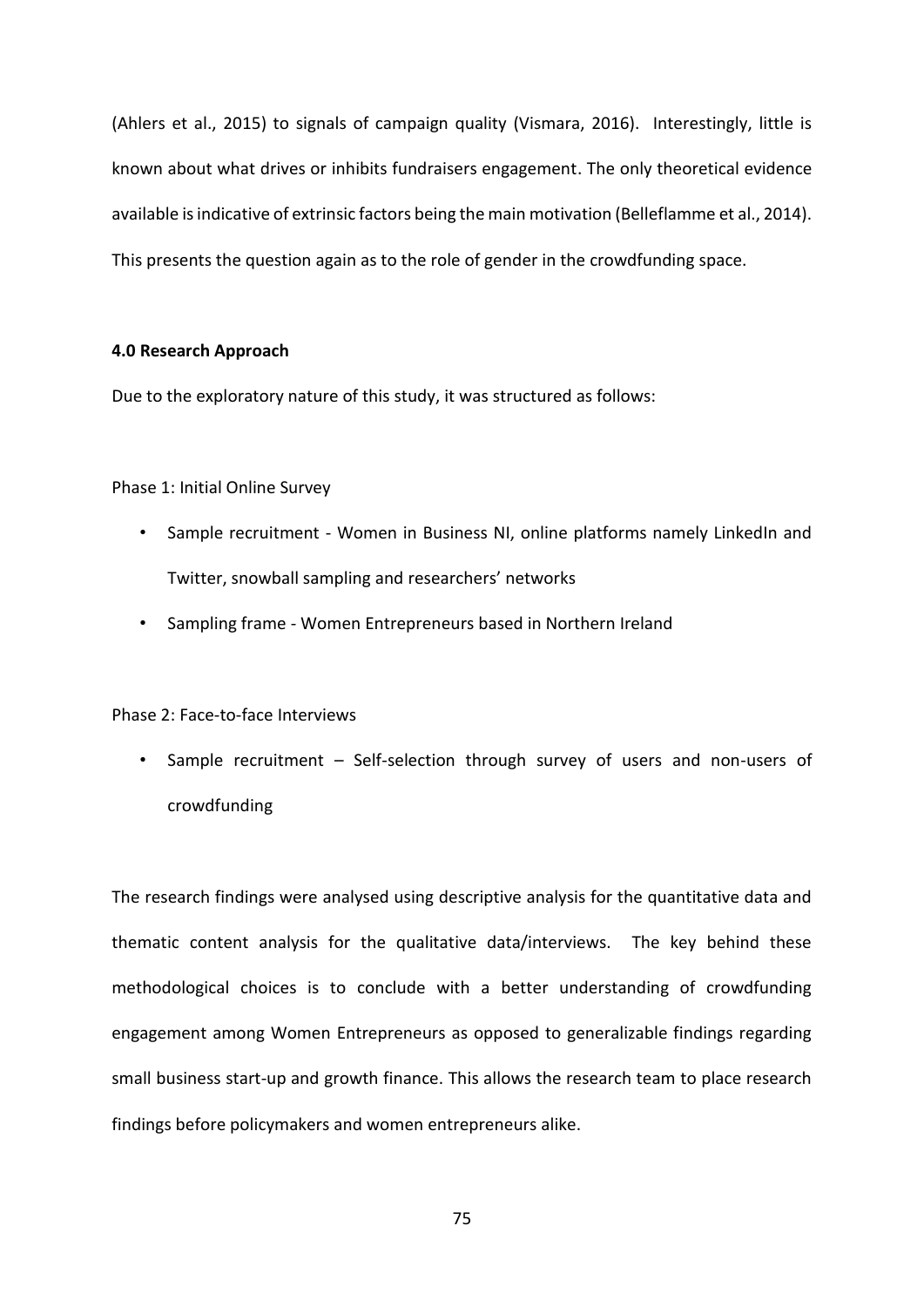(Ahlers et al., 2015) to signals of campaign quality (Vismara, 2016). Interestingly, little is known about what drives or inhibits fundraisers engagement. The only theoretical evidence available is indicative of extrinsic factors being the main motivation (Belleflamme et al., 2014). This presents the question again as to the role of gender in the crowdfunding space.

**4.0 Research Approach**

Due to the exploratory nature of this study, it was structured as follows:

Phase 1: Initial Online Survey

- Sample recruitment - Women in Business NI, online platforms namely LinkedIn and Twitter, snowball sampling and researchers' networks
- Sampling frame - Women Entrepreneurs based in Northern Ireland

Phase 2: Face-to-face Interviews

- Sample recruitment – Self-selection through survey of users and non-users of crowdfunding

The research findings were analysed using descriptive analysis for the quantitative data and thematic content analysis for the qualitative data/interviews. The key behind these methodological choices is to conclude with a better understanding of crowdfunding engagement among Women Entrepreneurs as opposed to generalizable findings regarding small business start-up and growth finance. This allows the research team to place research findings before policymakers and women entrepreneurs alike.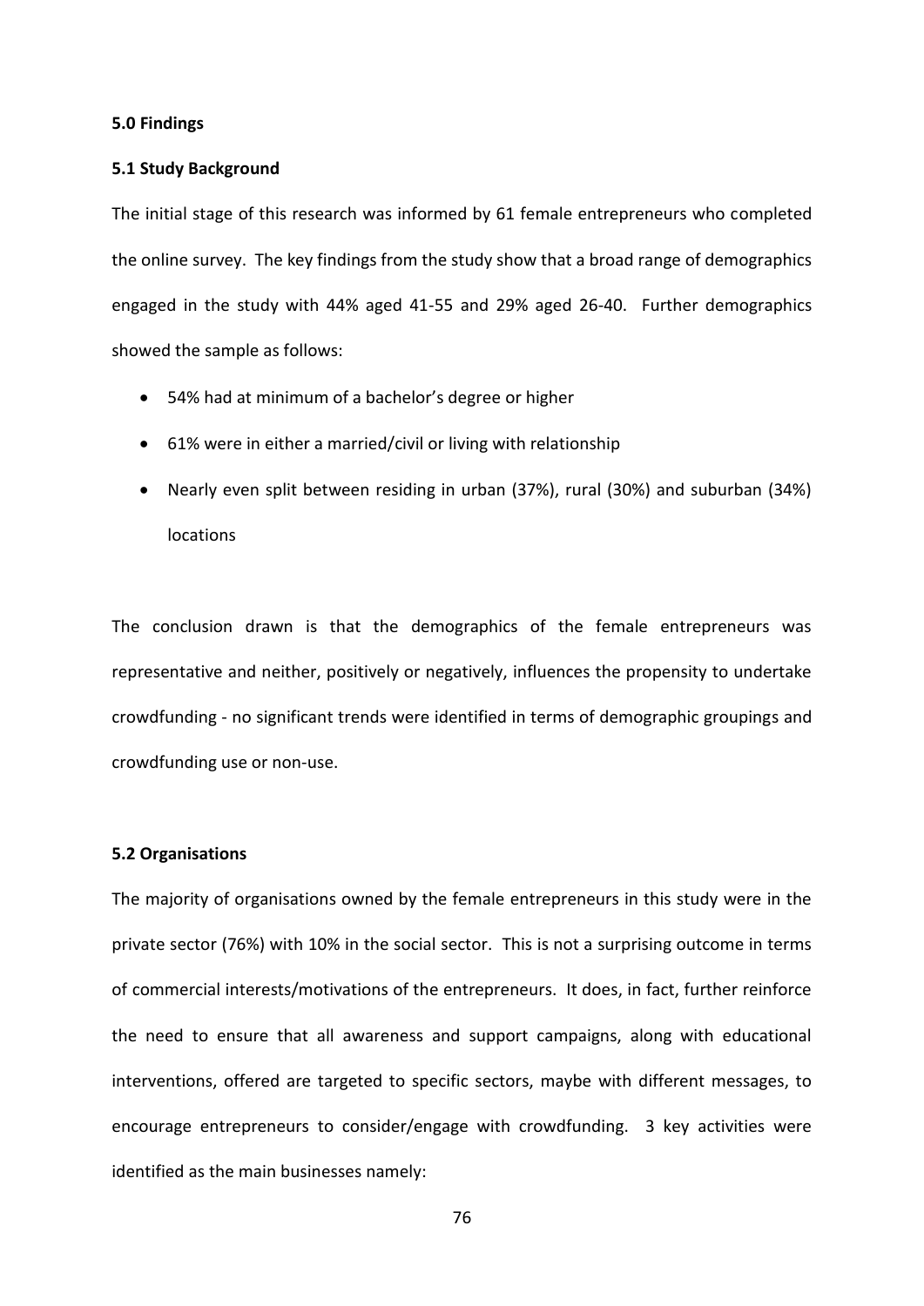## 5.0 Findings

### 5.1 Study Background

The initial stage of this research was informed by 61 female entrepreneurs who completed the online survey. The key findings from the study show that a broad range of demographics engaged in the study with 44% aged 41-55 and 29% aged 26-40. Further demographics showed the sample as follows:

- 54% had at minimum of a bachelor's degree or higher
- 61% were in either a married/civil or living with relationship
- Nearly even split between residing in urban (37%), rural (30%) and suburban (34%) locations

The conclusion drawn is that the demographics of the female entrepreneurs was representative and neither, positively or negatively, influences the propensity to undertake crowdfunding - no significant trends were identified in terms of demographic groupings and crowdfunding use or non-use.

### 5.2 Organisations

The majority of organisations owned by the female entrepreneurs in this study were in the private sector (76%) with 10% in the social sector. This is not a surprising outcome in terms of commercial interests/motivations of the entrepreneurs. It does, in fact, further reinforce the need to ensure that all awareness and support campaigns, along with educational interventions, offered are targeted to specific sectors, maybe with different messages, to encourage entrepreneurs to consider/engage with crowdfunding. 3 key activities were identified as the main businesses namely: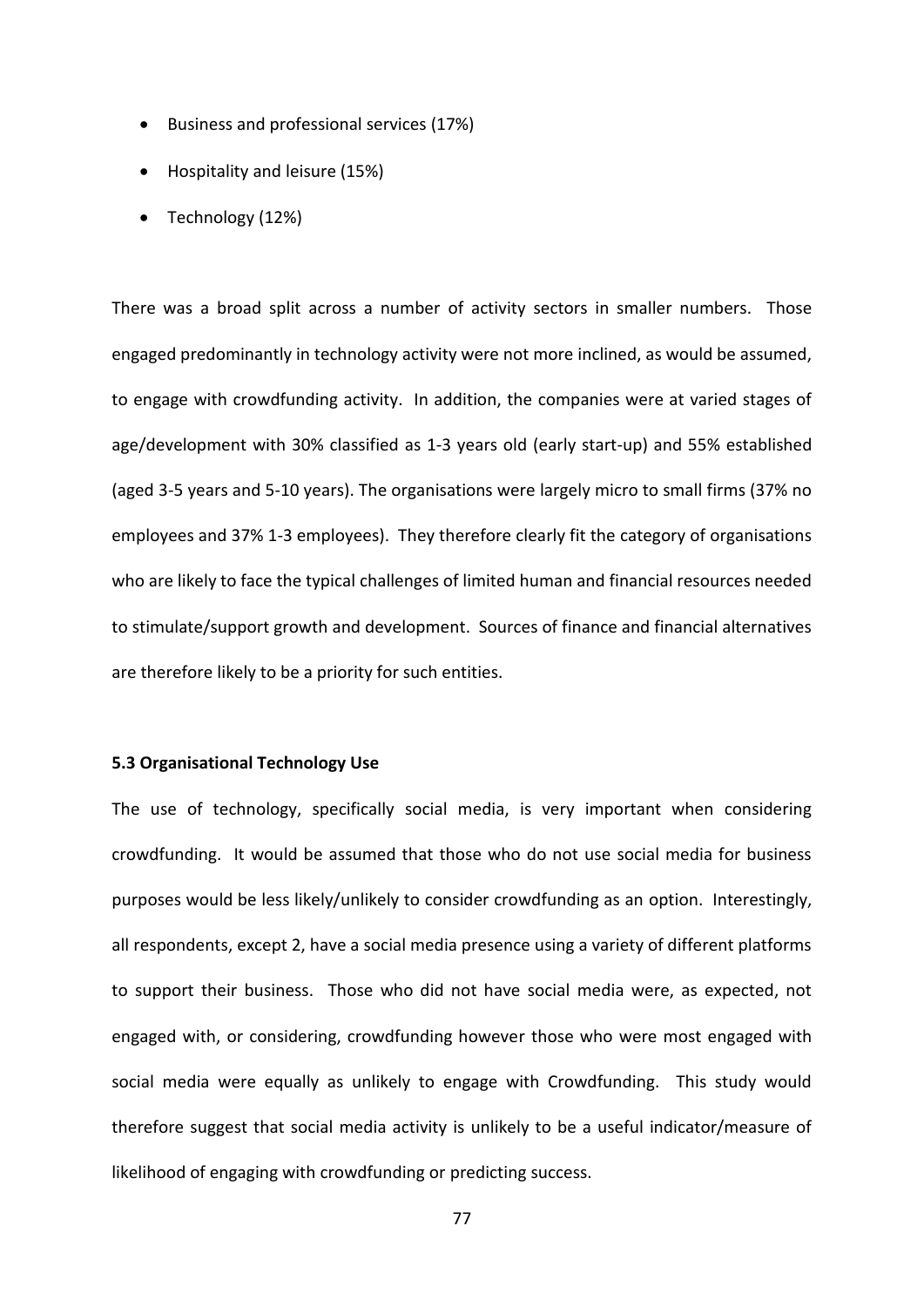- Business and professional services (17%)
- Hospitality and leisure (15%)
- Technology (12%)

There was a broad split across a number of activity sectors in smaller numbers. Those engaged predominantly in technology activity were not more inclined, as would be assumed, to engage with crowdfunding activity. In addition, the companies were at varied stages of age/development with 30% classified as 1-3 years old (early start-up) and 55% established (aged 3-5 years and 5-10 years). The organisations were largely micro to small firms (37% no employees and 37% 1-3 employees). They therefore clearly fit the category of organisations who are likely to face the typical challenges of limited human and financial resources needed to stimulate/support growth and development. Sources of finance and financial alternatives are therefore likely to be a priority for such entities.

**5.3 Organisational Technology Use**

The use of technology, specifically social media, is very important when considering crowdfunding. It would be assumed that those who do not use social media for business purposes would be less likely/unlikely to consider crowdfunding as an option. Interestingly, all respondents, except 2, have a social media presence using a variety of different platforms to support their business. Those who did not have social media were, as expected, not engaged with, or considering, crowdfunding however those who were most engaged with social media were equally as unlikely to engage with Crowdfunding. This study would therefore suggest that social media activity is unlikely to be a useful indicator/measure of likelihood of engaging with crowdfunding or predicting success.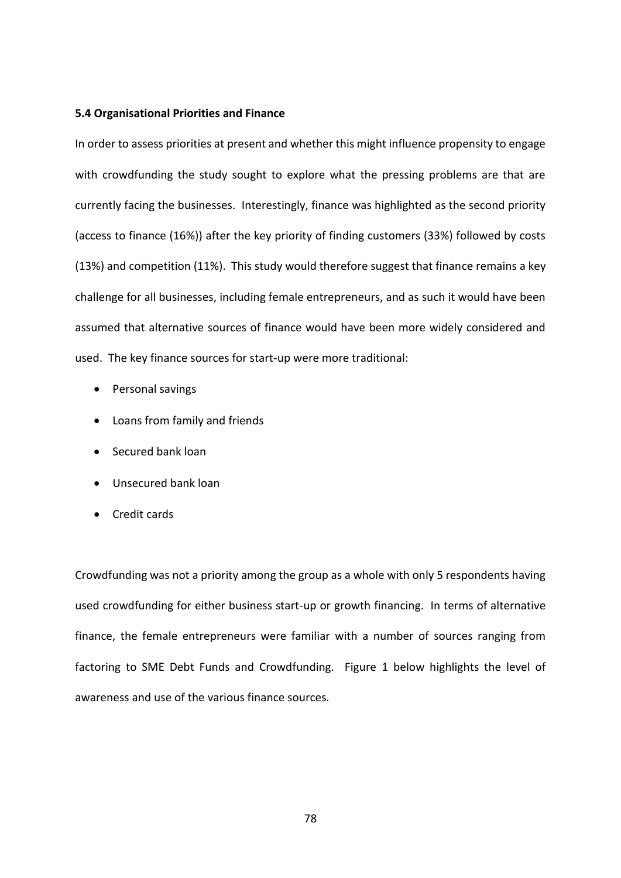**5.4 Organisational Priorities and Finance**

In order to assess priorities at present and whether this might influence propensity to engage with crowdfunding the study sought to explore what the pressing problems are that are currently facing the businesses. Interestingly, finance was highlighted as the second priority (access to finance (16%)) after the key priority of finding customers (33%) followed by costs (13%) and competition (11%). This study would therefore suggest that finance remains a key challenge for all businesses, including female entrepreneurs, and as such it would have been assumed that alternative sources of finance would have been more widely considered and used. The key finance sources for start-up were more traditional:

- Personal savings
- Loans from family and friends
- Secured bank loan
- Unsecured bank loan
- Credit cards

Crowdfunding was not a priority among the group as a whole with only 5 respondents having used crowdfunding for either business start-up or growth financing. In terms of alternative finance, the female entrepreneurs were familiar with a number of sources ranging from factoring to SME Debt Funds and Crowdfunding. Figure 1 below highlights the level of awareness and use of the various finance sources.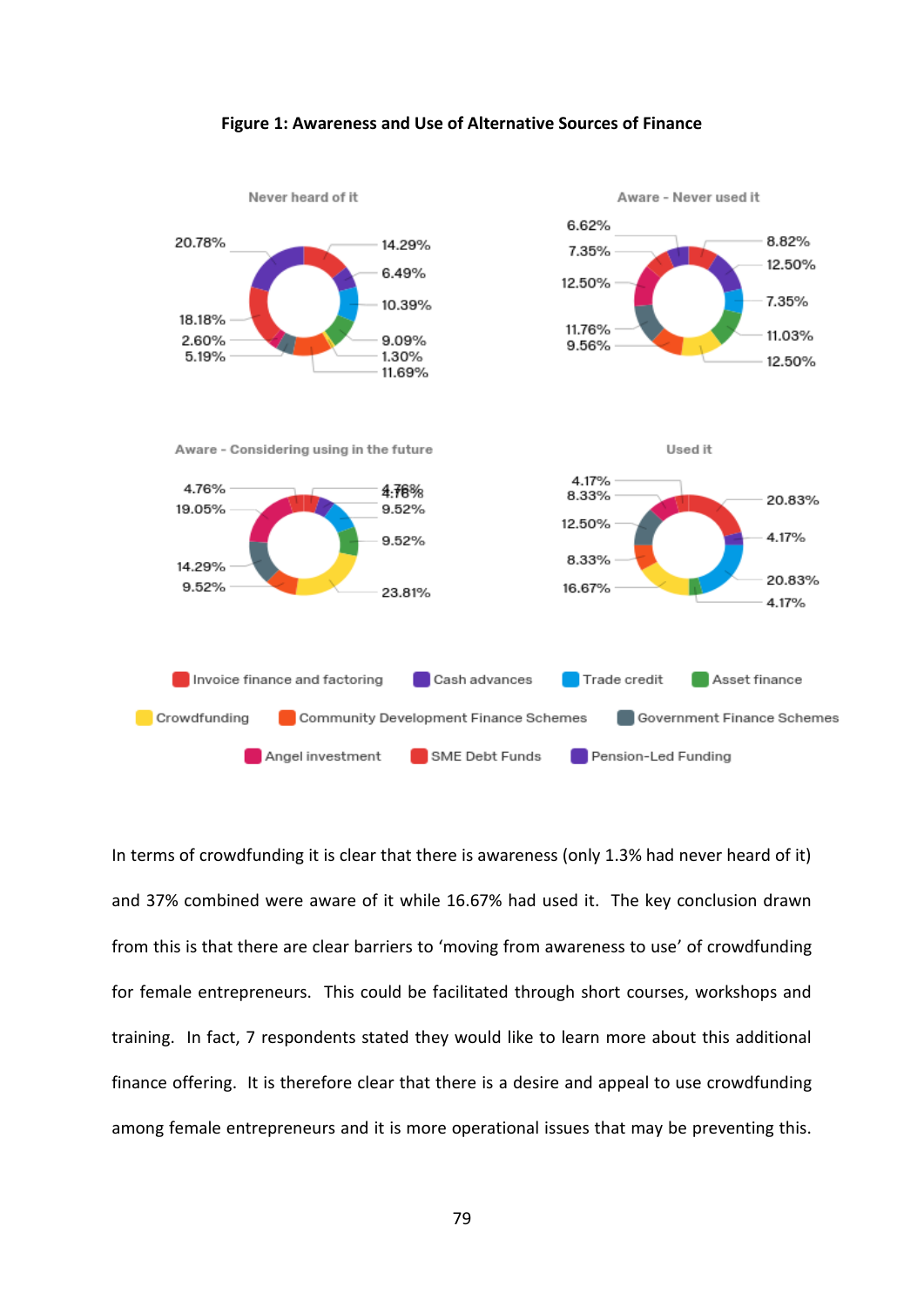**Figure 1: Awareness and Use of Alternative Sources of Finance**

In terms of crowdfunding it is clear that there is awareness (only 1.3% had never heard of it) and 37% combined were aware of it while 16.67% had used it. The key conclusion drawn from this is that there are clear barriers to 'moving from awareness to use' of crowdfunding for female entrepreneurs. This could be facilitated through short courses, workshops and training. In fact, 7 respondents stated they would like to learn more about this additional finance offering. It is therefore clear that there is a desire and appeal to use crowdfunding among female entrepreneurs and it is more operational issues that may be preventing this.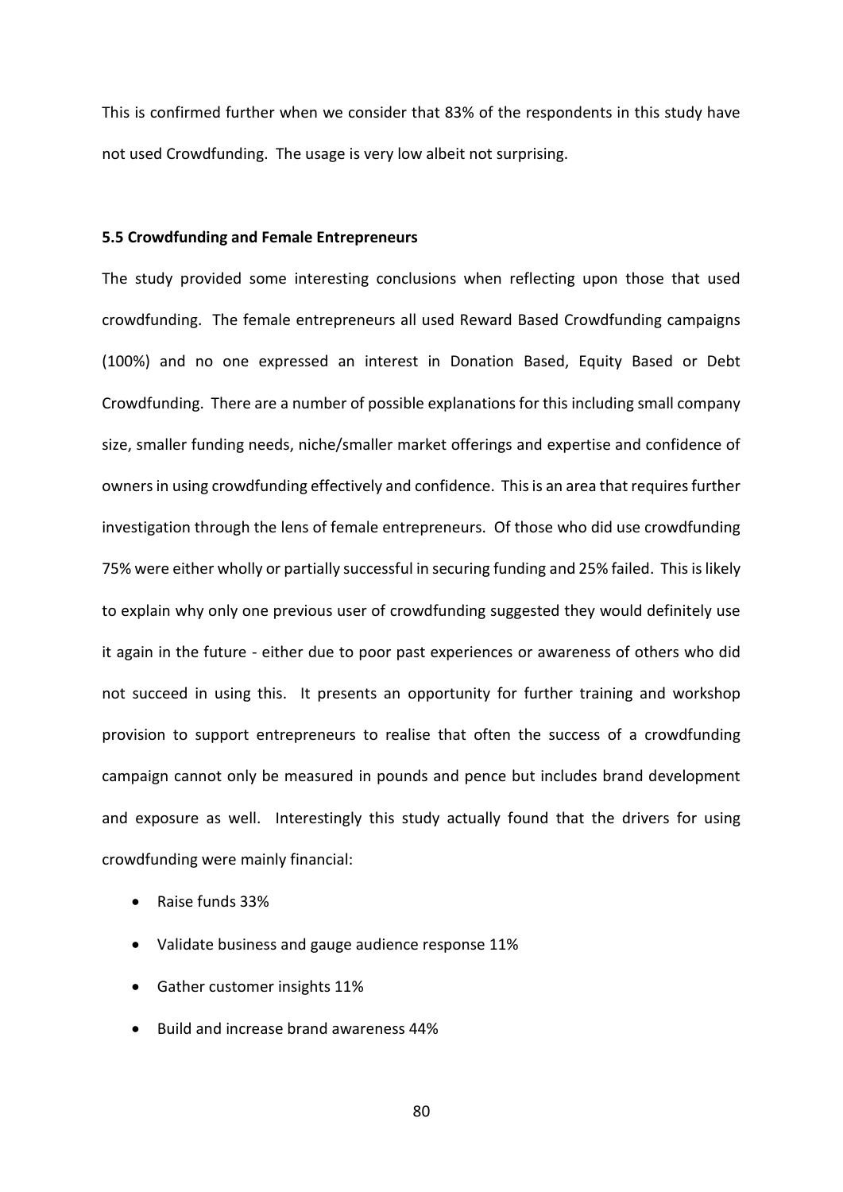This is confirmed further when we consider that 83% of the respondents in this study have not used Crowdfunding. The usage is very low albeit not surprising.

**5.5 Crowdfunding and Female Entrepreneurs**

The study provided some interesting conclusions when reflecting upon those that used crowdfunding. The female entrepreneurs all used Reward Based Crowdfunding campaigns (100%) and no one expressed an interest in Donation Based, Equity Based or Debt Crowdfunding. There are a number of possible explanations for this including small company size, smaller funding needs, niche/smaller market offerings and expertise and confidence of owners in using crowdfunding effectively and confidence. This is an area that requires further investigation through the lens of female entrepreneurs. Of those who did use crowdfunding 75% were either wholly or partially successful in securing funding and 25% failed. This is likely to explain why only one previous user of crowdfunding suggested they would definitely use it again in the future - either due to poor past experiences or awareness of others who did not succeed in using this. It presents an opportunity for further training and workshop provision to support entrepreneurs to realise that often the success of a crowdfunding campaign cannot only be measured in pounds and pence but includes brand development and exposure as well. Interestingly this study actually found that the drivers for using crowdfunding were mainly financial:

- Raise funds 33%
- Validate business and gauge audience response 11%
- Gather customer insights 11%
- Build and increase brand awareness 44%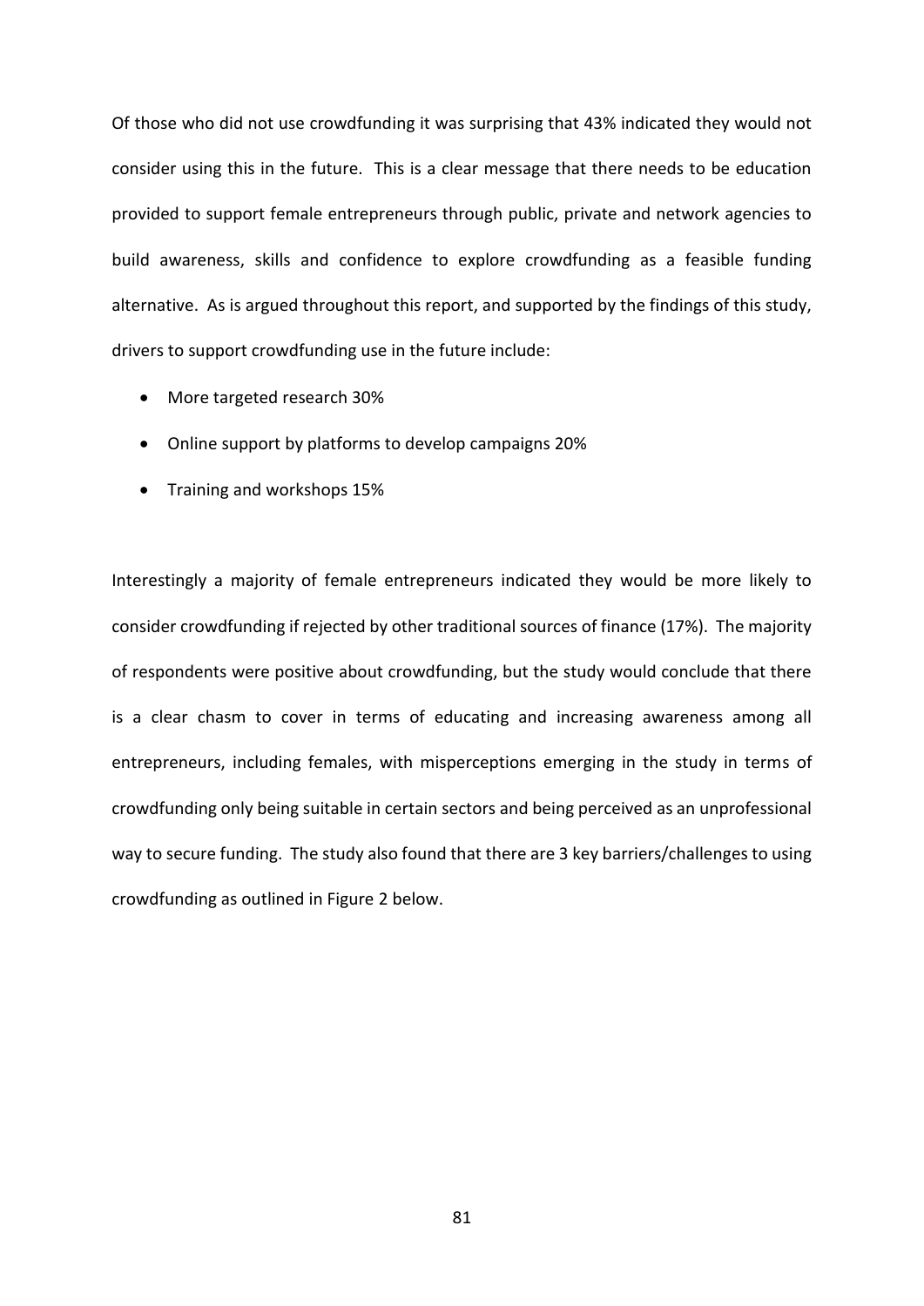Of those who did not use crowdfunding it was surprising that 43% indicated they would not consider using this in the future. This is a clear message that there needs to be education provided to support female entrepreneurs through public, private and network agencies to build awareness, skills and confidence to explore crowdfunding as a feasible funding alternative. As is argued throughout this report, and supported by the findings of this study, drivers to support crowdfunding use in the future include:

- More targeted research 30%
- Online support by platforms to develop campaigns 20%
- Training and workshops 15%

Interestingly a majority of female entrepreneurs indicated they would be more likely to consider crowdfunding if rejected by other traditional sources of finance (17%). The majority of respondents were positive about crowdfunding, but the study would conclude that there is a clear chasm to cover in terms of educating and increasing awareness among all entrepreneurs, including females, with misperceptions emerging in the study in terms of crowdfunding only being suitable in certain sectors and being perceived as an unprofessional way to secure funding. The study also found that there are 3 key barriers/challenges to using crowdfunding as outlined in Figure 2 below.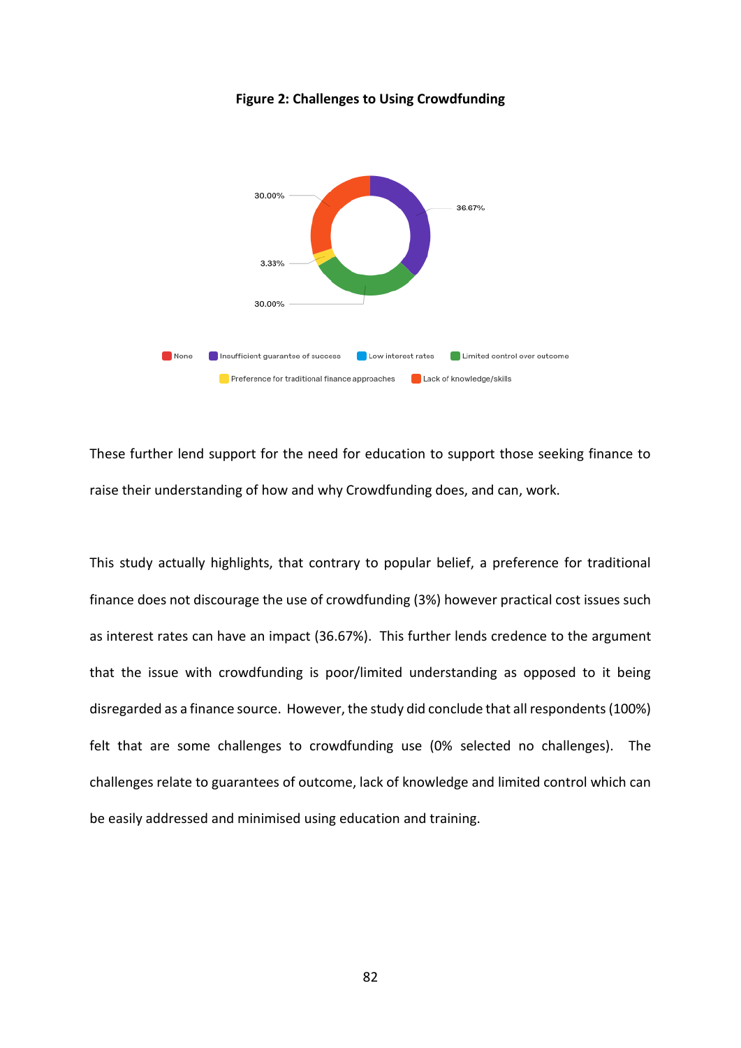**Figure 2: Challenges to Using Crowdfunding**

| Challenge | Percentage |
|---|---|
| None | |
| Insufficient guarantee of success | 36.67% |
| Low interest rates | |
| Limited control over outcome | 30.00% |
| Preference for traditional finance approaches | 3.33% |
| Lack of knowledge/skills | 30.00% |

These further lend support for the need for education to support those seeking finance to raise their understanding of how and why Crowdfunding does, and can, work.

This study actually highlights, that contrary to popular belief, a preference for traditional finance does not discourage the use of crowdfunding (3%) however practical cost issues such as interest rates can have an impact (36.67%). This further lends credence to the argument that the issue with crowdfunding is poor/limited understanding as opposed to it being disregarded as a finance source. However, the study did conclude that all respondents (100%) felt that are some challenges to crowdfunding use (0% selected no challenges). The challenges relate to guarantees of outcome, lack of knowledge and limited control which can be easily addressed and minimised using education and training.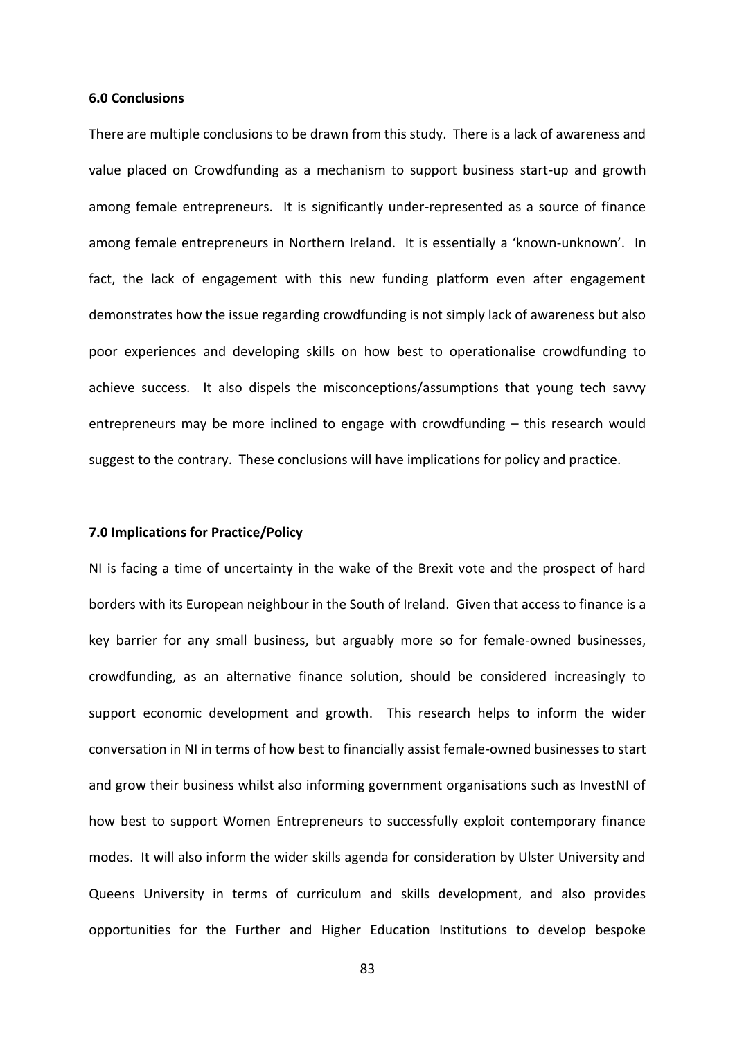**6.0 Conclusions**

There are multiple conclusions to be drawn from this study. There is a lack of awareness and value placed on Crowdfunding as a mechanism to support business start-up and growth among female entrepreneurs. It is significantly under-represented as a source of finance among female entrepreneurs in Northern Ireland. It is essentially a 'known-unknown'. In fact, the lack of engagement with this new funding platform even after engagement demonstrates how the issue regarding crowdfunding is not simply lack of awareness but also poor experiences and developing skills on how best to operationalise crowdfunding to achieve success. It also dispels the misconceptions/assumptions that young tech savvy entrepreneurs may be more inclined to engage with crowdfunding – this research would suggest to the contrary. These conclusions will have implications for policy and practice.

**7.0 Implications for Practice/Policy**

NI is facing a time of uncertainty in the wake of the Brexit vote and the prospect of hard borders with its European neighbour in the South of Ireland. Given that access to finance is a key barrier for any small business, but arguably more so for female-owned businesses, crowdfunding, as an alternative finance solution, should be considered increasingly to support economic development and growth. This research helps to inform the wider conversation in NI in terms of how best to financially assist female-owned businesses to start and grow their business whilst also informing government organisations such as InvestNI of how best to support Women Entrepreneurs to successfully exploit contemporary finance modes. It will also inform the wider skills agenda for consideration by Ulster University and Queens University in terms of curriculum and skills development, and also provides opportunities for the Further and Higher Education Institutions to develop bespoke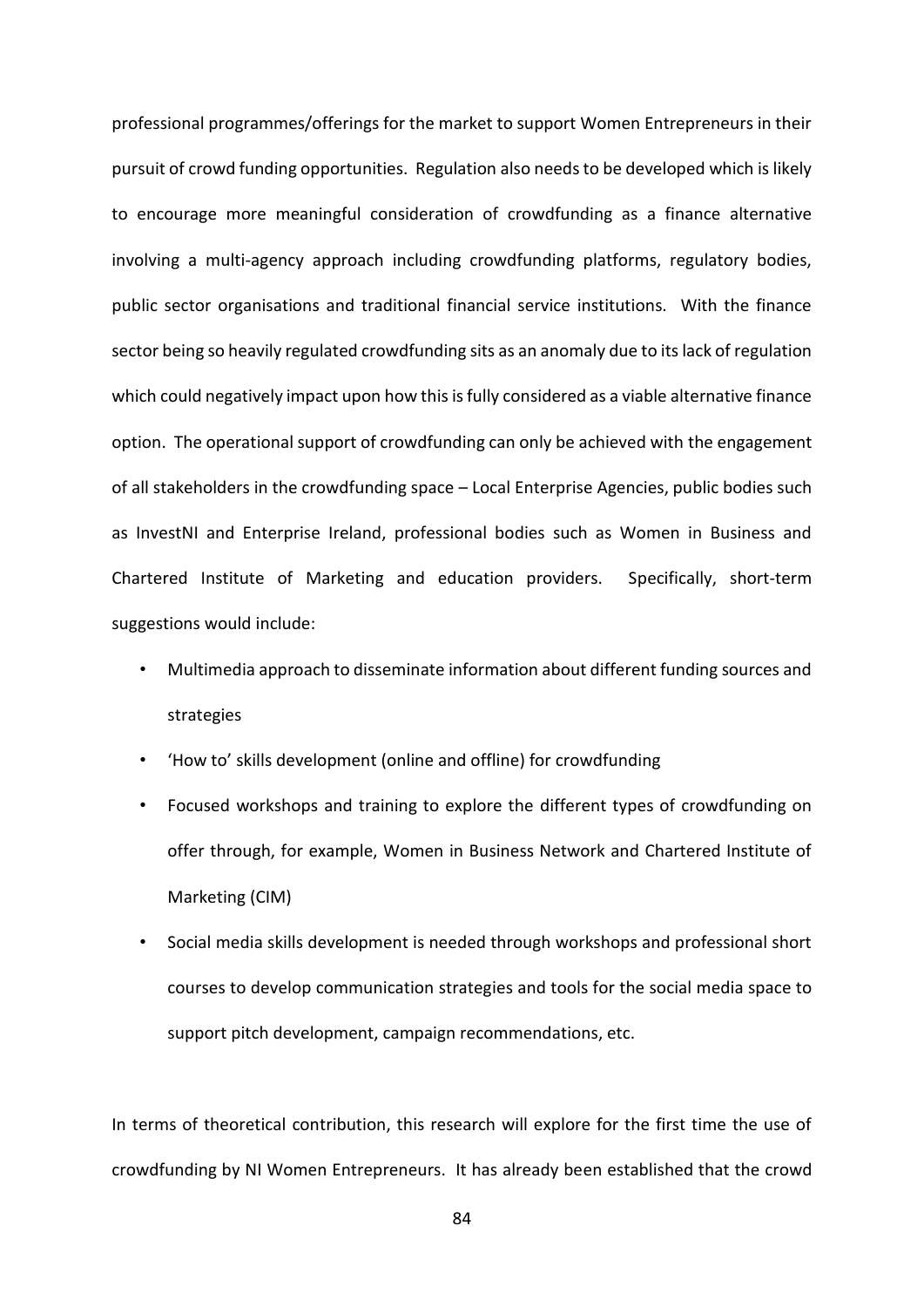professional programmes/offerings for the market to support Women Entrepreneurs in their pursuit of crowd funding opportunities. Regulation also needs to be developed which is likely to encourage more meaningful consideration of crowdfunding as a finance alternative involving a multi-agency approach including crowdfunding platforms, regulatory bodies, public sector organisations and traditional financial service institutions. With the finance sector being so heavily regulated crowdfunding sits as an anomaly due to its lack of regulation which could negatively impact upon how this is fully considered as a viable alternative finance option. The operational support of crowdfunding can only be achieved with the engagement of all stakeholders in the crowdfunding space – Local Enterprise Agencies, public bodies such as InvestNI and Enterprise Ireland, professional bodies such as Women in Business and Chartered Institute of Marketing and education providers. Specifically, short-term suggestions would include:

- Multimedia approach to disseminate information about different funding sources and strategies
- 'How to' skills development (online and offline) for crowdfunding
- Focused workshops and training to explore the different types of crowdfunding on offer through, for example, Women in Business Network and Chartered Institute of Marketing (CIM)
- Social media skills development is needed through workshops and professional short courses to develop communication strategies and tools for the social media space to support pitch development, campaign recommendations, etc.

In terms of theoretical contribution, this research will explore for the first time the use of crowdfunding by NI Women Entrepreneurs. It has already been established that the crowd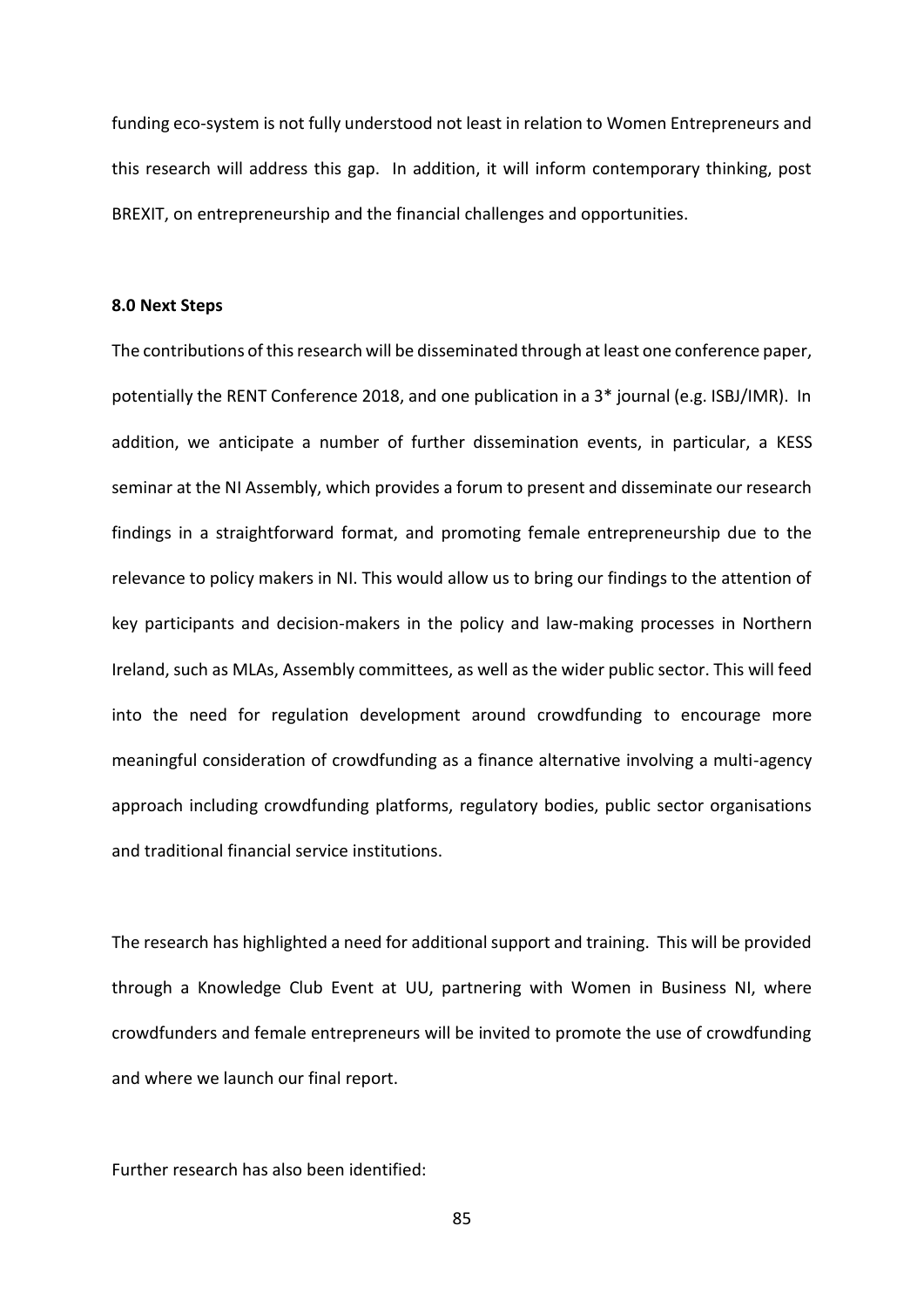funding eco-system is not fully understood not least in relation to Women Entrepreneurs and this research will address this gap. In addition, it will inform contemporary thinking, post BREXIT, on entrepreneurship and the financial challenges and opportunities.

## 8.0 Next Steps

The contributions of this research will be disseminated through at least one conference paper, potentially the RENT Conference 2018, and one publication in a 3* journal (e.g. ISBJ/IMR). In addition, we anticipate a number of further dissemination events, in particular, a KESS seminar at the NI Assembly, which provides a forum to present and disseminate our research findings in a straightforward format, and promoting female entrepreneurship due to the relevance to policy makers in NI. This would allow us to bring our findings to the attention of key participants and decision-makers in the policy and law-making processes in Northern Ireland, such as MLAs, Assembly committees, as well as the wider public sector. This will feed into the need for regulation development around crowdfunding to encourage more meaningful consideration of crowdfunding as a finance alternative involving a multi-agency approach including crowdfunding platforms, regulatory bodies, public sector organisations and traditional financial service institutions.

The research has highlighted a need for additional support and training. This will be provided through a Knowledge Club Event at UU, partnering with Women in Business NI, where crowdfunders and female entrepreneurs will be invited to promote the use of crowdfunding and where we launch our final report.

Further research has also been identified: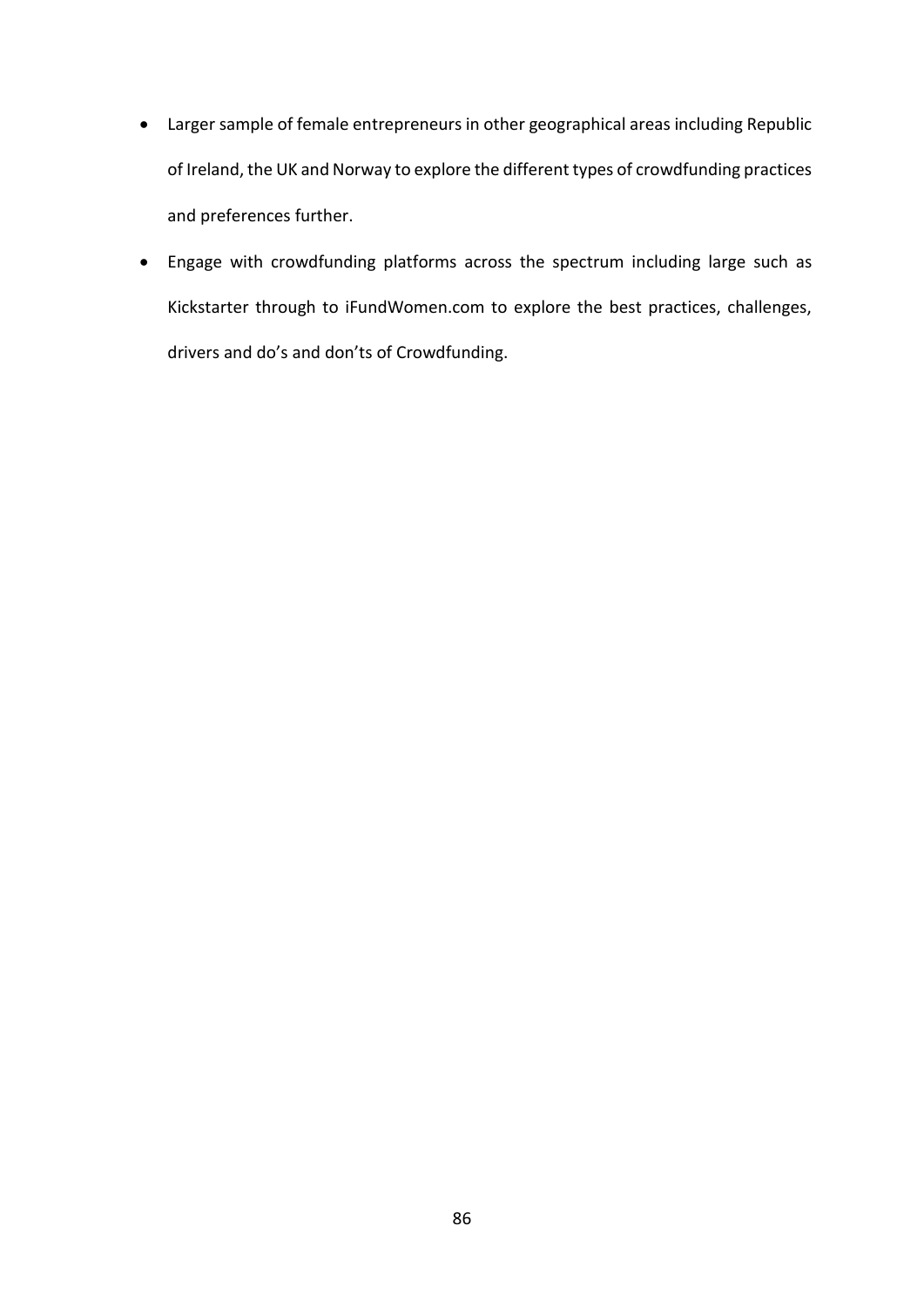- Larger sample of female entrepreneurs in other geographical areas including Republic of Ireland, the UK and Norway to explore the different types of crowdfunding practices and preferences further.
- Engage with crowdfunding platforms across the spectrum including large such as Kickstarter through to iFundWomen.com to explore the best practices, challenges, drivers and do's and don'ts of Crowdfunding.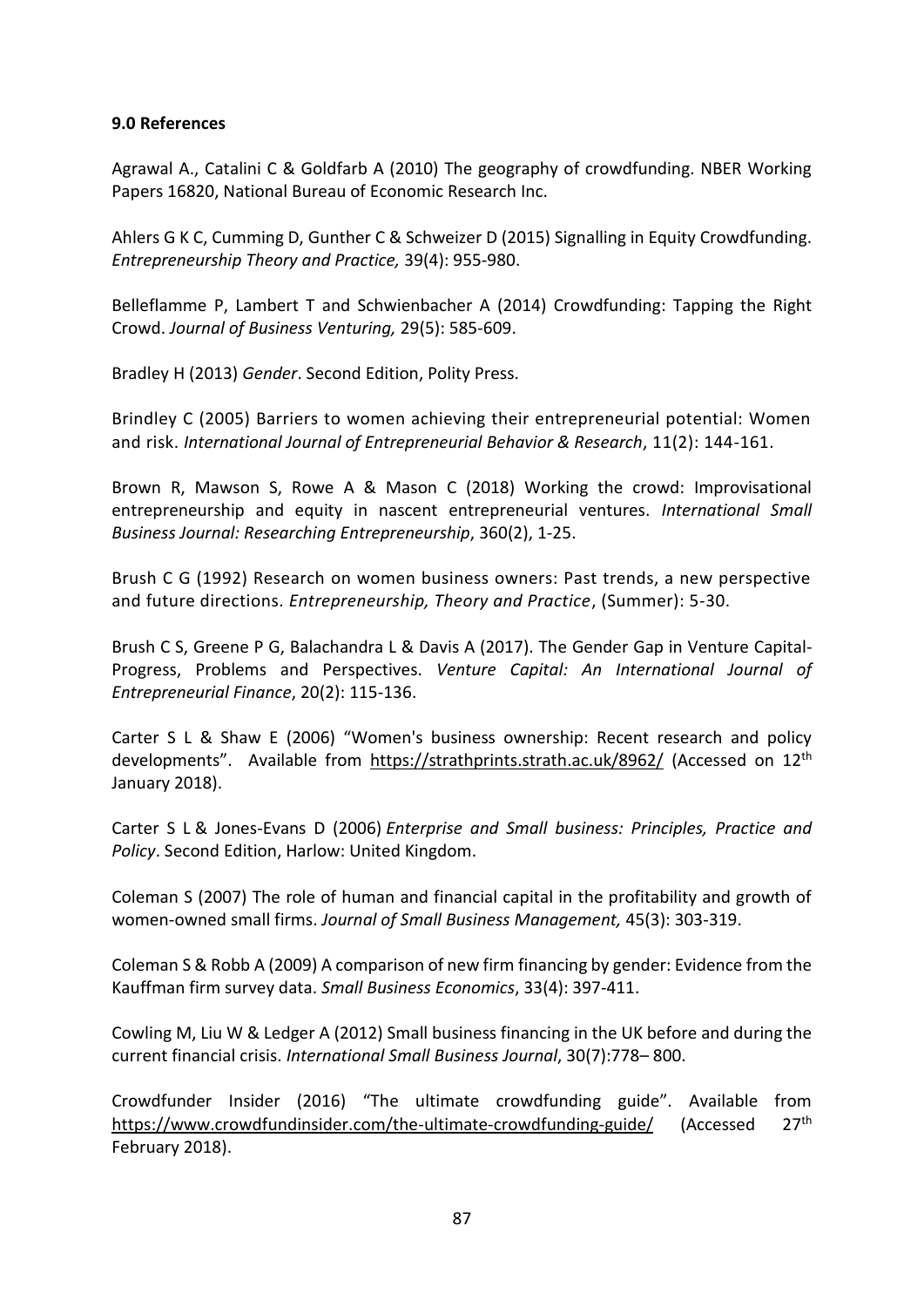**9.0 References**

Agrawal A., Catalini C & Goldfarb A (2010) The geography of crowdfunding. NBER Working Papers 16820, National Bureau of Economic Research Inc.

Ahlers G K C, Cumming D, Gunther C & Schweizer D (2015) Signalling in Equity Crowdfunding. *Entrepreneurship Theory and Practice,* 39(4): 955-980.

Belleflamme P, Lambert T and Schwienbacher A (2014) Crowdfunding: Tapping the Right Crowd. *Journal of Business Venturing,* 29(5): 585-609.

Bradley H (2013) *Gender*. Second Edition, Polity Press.

Brindley C (2005) Barriers to women achieving their entrepreneurial potential: Women and risk. *International Journal of Entrepreneurial Behavior & Research*, 11(2): 144-161.

Brown R, Mawson S, Rowe A & Mason C (2018) Working the crowd: Improvisational entrepreneurship and equity in nascent entrepreneurial ventures. *International Small Business Journal: Researching Entrepreneurship*, 360(2), 1-25.

Brush C G (1992) Research on women business owners: Past trends, a new perspective and future directions. *Entrepreneurship, Theory and Practice*, (Summer): 5-30.

Brush C S, Greene P G, Balachandra L & Davis A (2017). The Gender Gap in Venture Capital-Progress, Problems and Perspectives. *Venture Capital: An International Journal of Entrepreneurial Finance*, 20(2): 115-136.

Carter S L & Shaw E (2006) "Women's business ownership: Recent research and policy developments". Available from https://strathprints.strath.ac.uk/8962/ (Accessed on 12th January 2018).

Carter S L & Jones-Evans D (2006) *Enterprise and Small business: Principles, Practice and Policy*. Second Edition, Harlow: United Kingdom.

Coleman S (2007) The role of human and financial capital in the profitability and growth of women-owned small firms. *Journal of Small Business Management,* 45(3): 303-319.

Coleman S & Robb A (2009) A comparison of new firm financing by gender: Evidence from the Kauffman firm survey data. *Small Business Economics*, 33(4): 397-411.

Cowling M, Liu W & Ledger A (2012) Small business financing in the UK before and during the current financial crisis. *International Small Business Journal*, 30(7):778– 800.

Crowdfunder Insider (2016) "The ultimate crowdfunding guide". Available from https://www.crowdfundinsider.com/the-ultimate-crowdfunding-guide/ (Accessed 27th February 2018).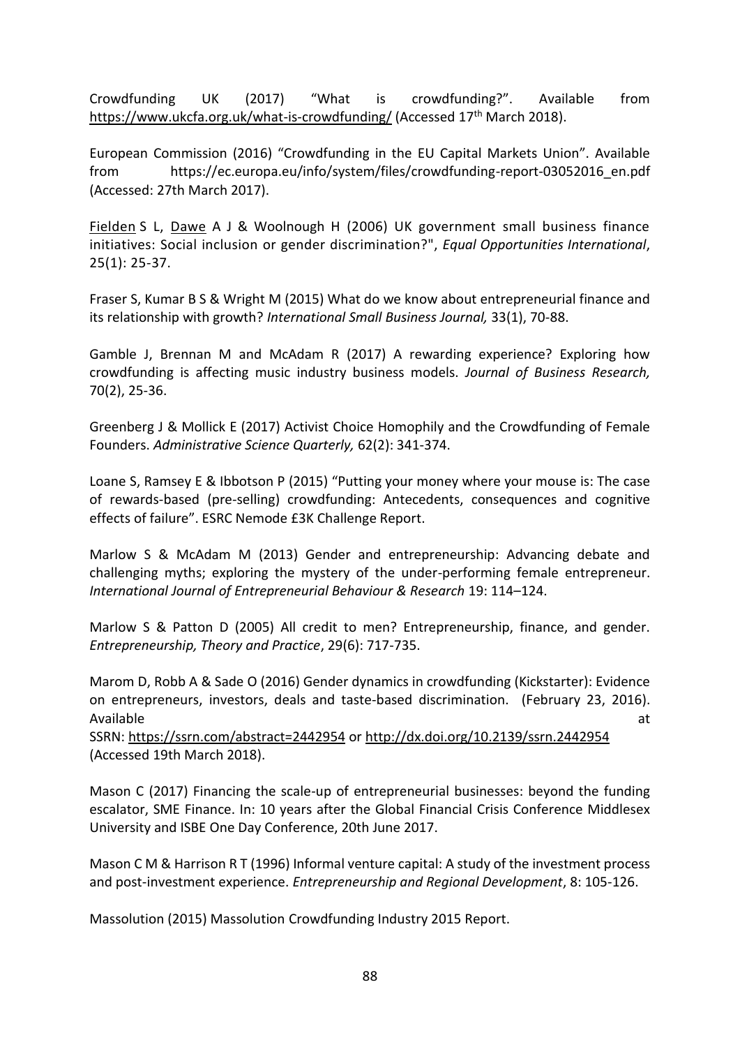Crowdfunding UK (2017) “What is crowdfunding?”. Available from https://www.ukcfa.org.uk/what-is-crowdfunding/ (Accessed 17th March 2018).

European Commission (2016) “Crowdfunding in the EU Capital Markets Union”. Available from https://ec.europa.eu/info/system/files/crowdfunding-report-03052016_en.pdf (Accessed: 27th March 2017).

Fielden S L, Dawe A J & Woolnough H (2006) UK government small business finance initiatives: Social inclusion or gender discrimination?", *Equal Opportunities International*, 25(1): 25-37.

Fraser S, Kumar B S & Wright M (2015) What do we know about entrepreneurial finance and its relationship with growth? *International Small Business Journal,* 33(1), 70-88.

Gamble J, Brennan M and McAdam R (2017) A rewarding experience? Exploring how crowdfunding is affecting music industry business models. *Journal of Business Research,* 70(2), 25-36.

Greenberg J & Mollick E (2017) Activist Choice Homophily and the Crowdfunding of Female Founders. *Administrative Science Quarterly,* 62(2): 341-374.

Loane S, Ramsey E & Ibbotson P (2015) “Putting your money where your mouse is: The case of rewards-based (pre-selling) crowdfunding: Antecedents, consequences and cognitive effects of failure”. ESRC Nemode £3K Challenge Report.

Marlow S & McAdam M (2013) Gender and entrepreneurship: Advancing debate and challenging myths; exploring the mystery of the under-performing female entrepreneur. *International Journal of Entrepreneurial Behaviour & Research* 19: 114–124.

Marlow S & Patton D (2005) All credit to men? Entrepreneurship, finance, and gender. *Entrepreneurship, Theory and Practice*, 29(6): 717-735.

Marom D, Robb A & Sade O (2016) Gender dynamics in crowdfunding (Kickstarter): Evidence on entrepreneurs, investors, deals and taste-based discrimination. (February 23, 2016). Available at SSRN: https://ssrn.com/abstract=2442954 or http://dx.doi.org/10.2139/ssrn.2442954 (Accessed 19th March 2018).

Mason C (2017) Financing the scale-up of entrepreneurial businesses: beyond the funding escalator, SME Finance. In: 10 years after the Global Financial Crisis Conference Middlesex University and ISBE One Day Conference, 20th June 2017.

Mason C M & Harrison R T (1996) Informal venture capital: A study of the investment process and post-investment experience. *Entrepreneurship and Regional Development*, 8: 105-126.

Massolution (2015) Massolution Crowdfunding Industry 2015 Report.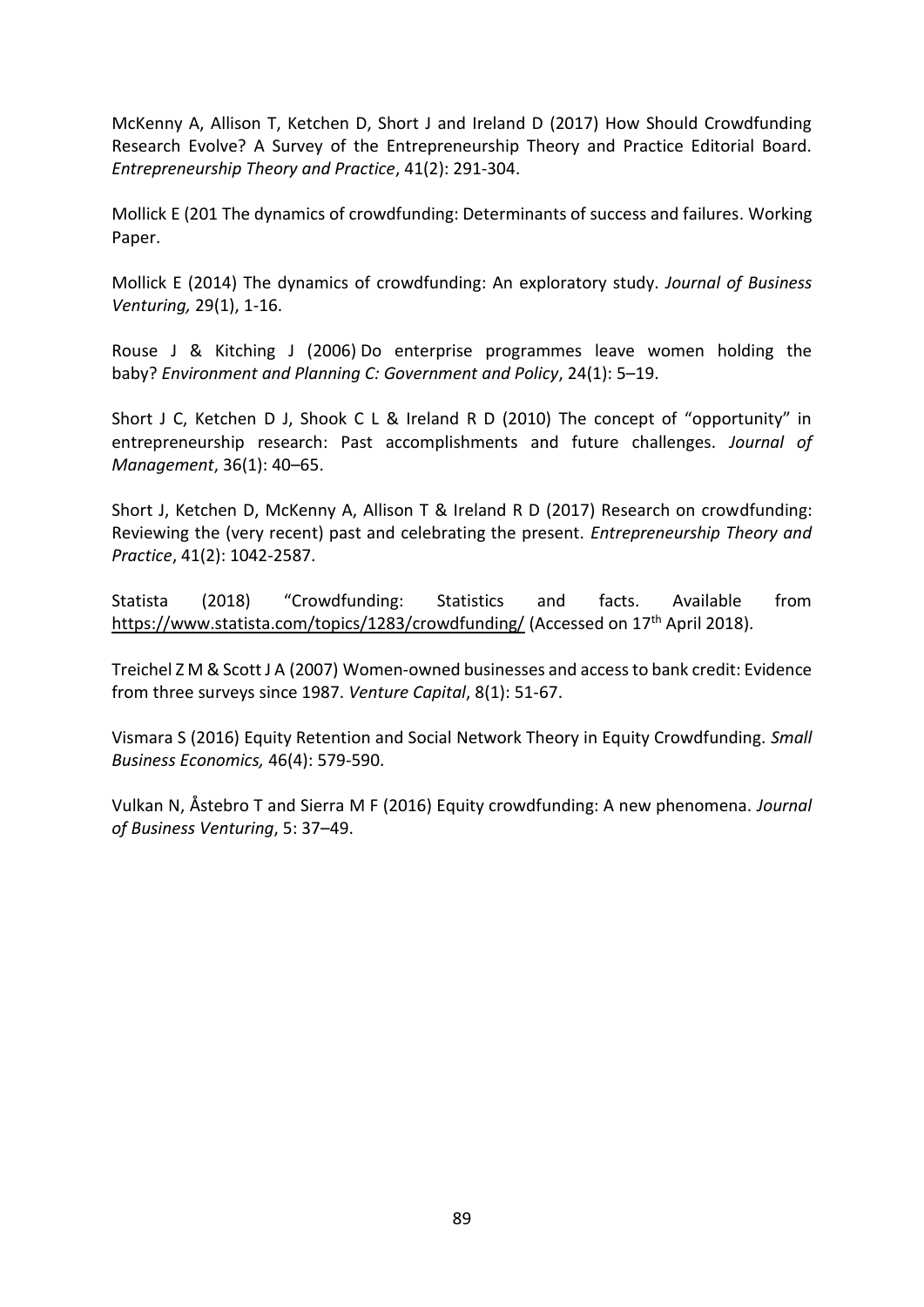McKenny A, Allison T, Ketchen D, Short J and Ireland D (2017) How Should Crowdfunding Research Evolve? A Survey of the Entrepreneurship Theory and Practice Editorial Board. *Entrepreneurship Theory and Practice*, 41(2): 291-304.

Mollick E (201 The dynamics of crowdfunding: Determinants of success and failures. Working Paper.

Mollick E (2014) The dynamics of crowdfunding: An exploratory study. *Journal of Business Venturing,* 29(1), 1-16.

Rouse J & Kitching J (2006) Do enterprise programmes leave women holding the baby? *Environment and Planning C: Government and Policy*, 24(1): 5–19.

Short J C, Ketchen D J, Shook C L & Ireland R D (2010) The concept of "opportunity" in entrepreneurship research: Past accomplishments and future challenges. *Journal of Management*, 36(1): 40–65.

Short J, Ketchen D, McKenny A, Allison T & Ireland R D (2017) Research on crowdfunding: Reviewing the (very recent) past and celebrating the present. *Entrepreneurship Theory and Practice*, 41(2): 1042-2587.

Statista (2018) "Crowdfunding: Statistics and facts. Available from https://www.statista.com/topics/1283/crowdfunding/ (Accessed on 17th April 2018).

Treichel Z M & Scott J A (2007) Women-owned businesses and access to bank credit: Evidence from three surveys since 1987. *Venture Capital*, 8(1): 51-67.

Vismara S (2016) Equity Retention and Social Network Theory in Equity Crowdfunding. *Small Business Economics,* 46(4): 579-590.

Vulkan N, Åstebro T and Sierra M F (2016) Equity crowdfunding: A new phenomena. *Journal of Business Venturing*, 5: 37–49.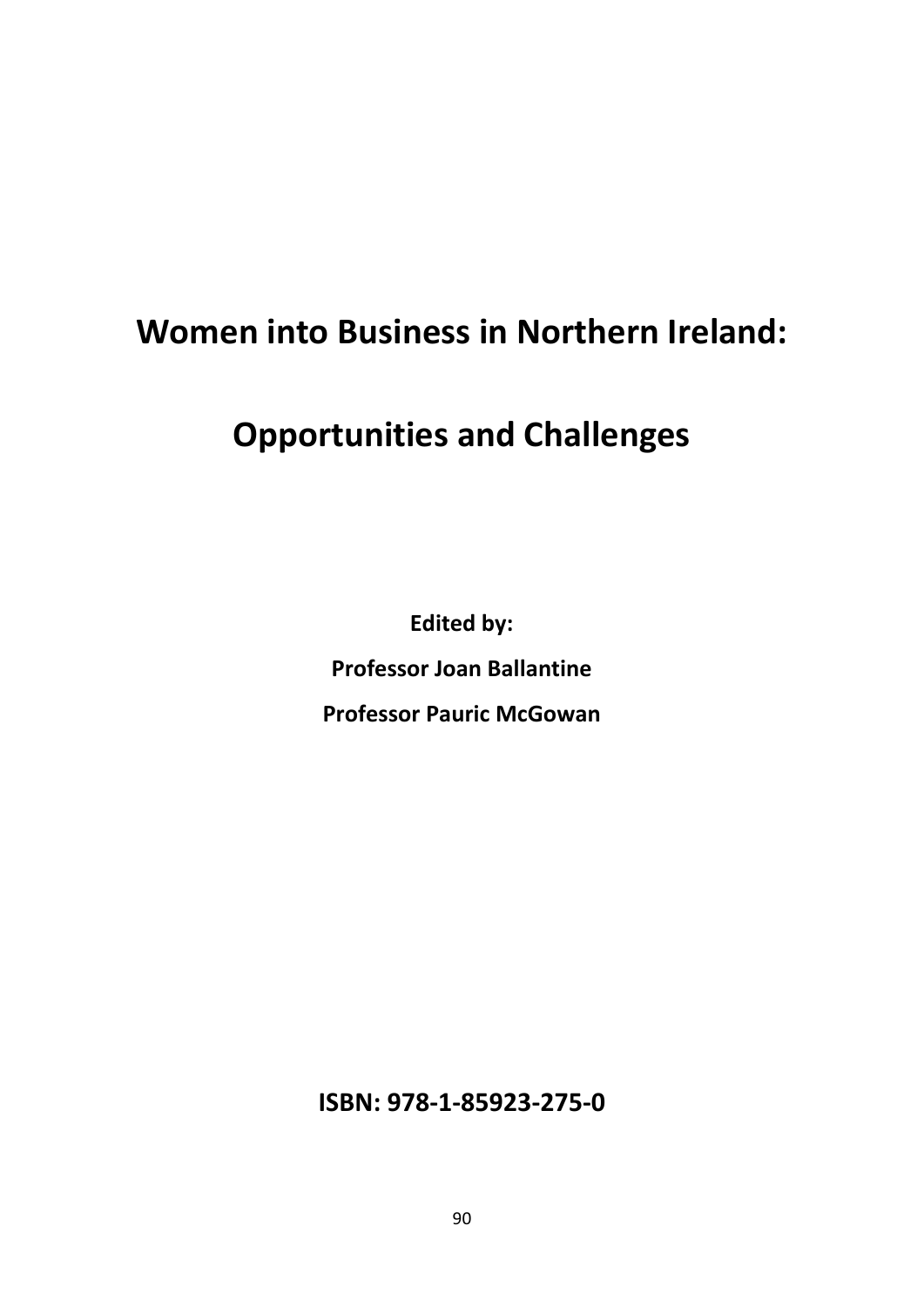# Women into Business in Northern Ireland:

# Opportunities and Challenges

**Edited by:**

**Professor Joan Ballantine**

**Professor Pauric McGowan**

**ISBN: 978-1-85923-275-0**